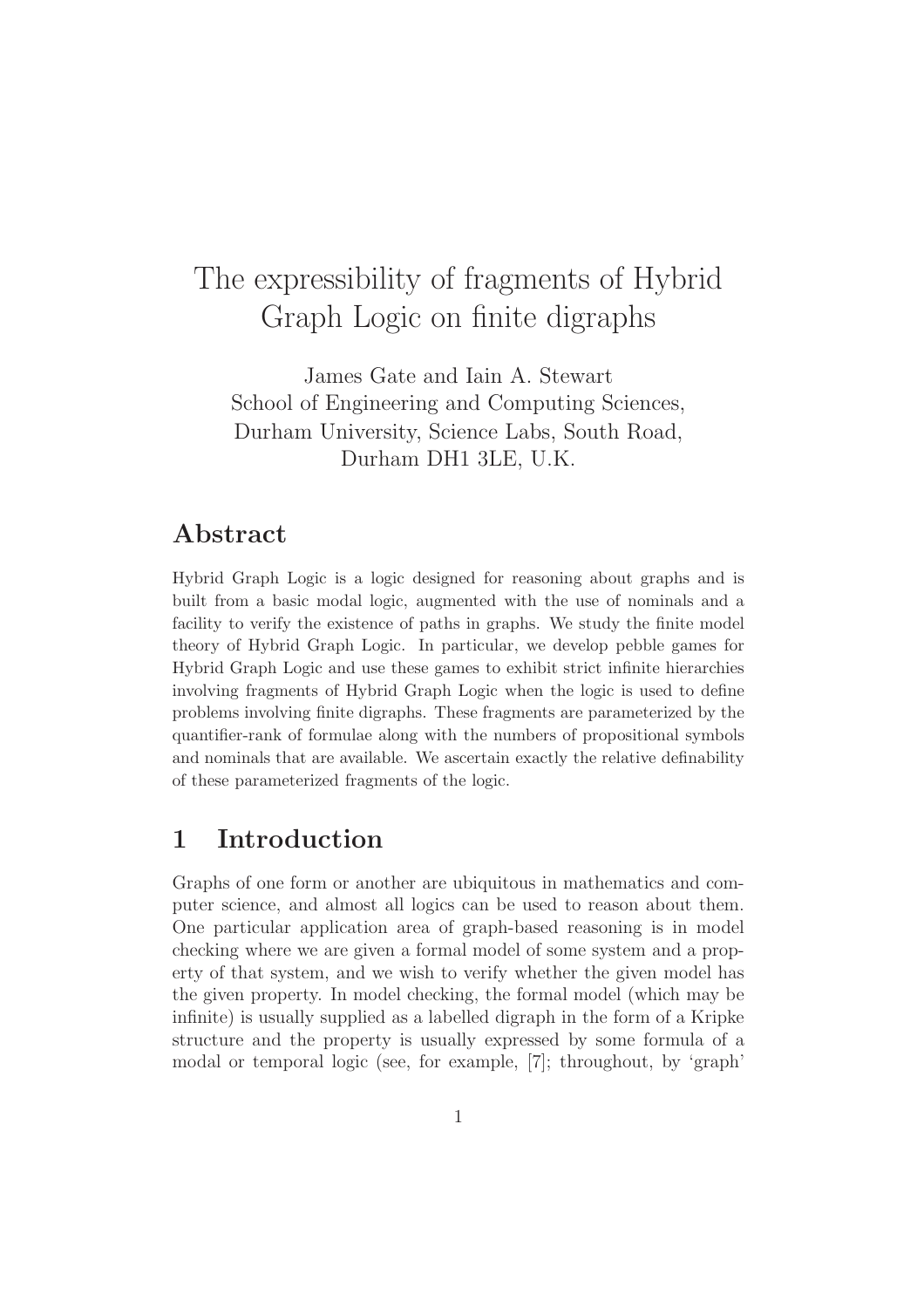# The expressibility of fragments of Hybrid Graph Logic on finite digraphs

James Gate and Iain A. Stewart
School of Engineering and Computing Sciences,
Durham University, Science Labs, South Road,
Durham DH1 3LE, U.K.

## Abstract

Hybrid Graph Logic is a logic designed for reasoning about graphs and is built from a basic modal logic, augmented with the use of nominals and a facility to verify the existence of paths in graphs. We study the finite model theory of Hybrid Graph Logic. In particular, we develop pebble games for Hybrid Graph Logic and use these games to exhibit strict infinite hierarchies involving fragments of Hybrid Graph Logic when the logic is used to define problems involving finite digraphs. These fragments are parameterized by the quantifier-rank of formulae along with the numbers of propositional symbols and nominals that are available. We ascertain exactly the relative definability of these parameterized fragments of the logic.

## 1 Introduction

Graphs of one form or another are ubiquitous in mathematics and computer science, and almost all logics can be used to reason about them. One particular application area of graph-based reasoning is in model checking where we are given a formal model of some system and a property of that system, and we wish to verify whether the given model has the given property. In model checking, the formal model (which may be infinite) is usually supplied as a labelled digraph in the form of a Kripke structure and the property is usually expressed by some formula of a modal or temporal logic (see, for example, [7]; throughout, by 'graph'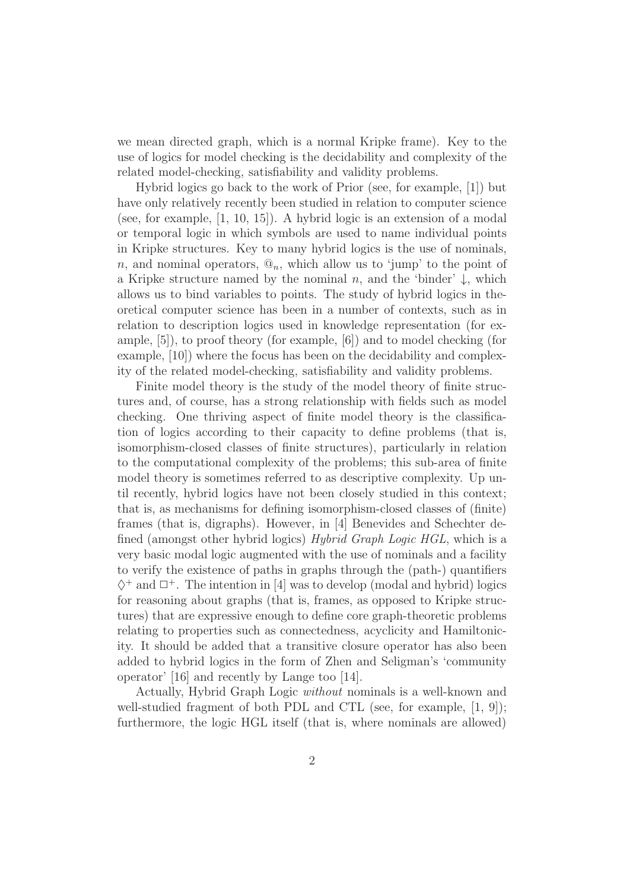we mean directed graph, which is a normal Kripke frame). Key to the use of logics for model checking is the decidability and complexity of the related model-checking, satisfiability and validity problems.

Hybrid logics go back to the work of Prior (see, for example, [1]) but have only relatively recently been studied in relation to computer science (see, for example, [1, 10, 15]). A hybrid logic is an extension of a modal or temporal logic in which symbols are used to name individual points in Kripke structures. Key to many hybrid logics is the use of nominals, $n$, and nominal operators, $@_n$, which allow us to 'jump' to the point of a Kripke structure named by the nominal $n$, and the 'binder' $\downarrow$, which allows us to bind variables to points. The study of hybrid logics in theoretical computer science has been in a number of contexts, such as in relation to description logics used in knowledge representation (for example, [5]), to proof theory (for example, [6]) and to model checking (for example, [10]) where the focus has been on the decidability and complexity of the related model-checking, satisfiability and validity problems.

Finite model theory is the study of the model theory of finite structures and, of course, has a strong relationship with fields such as model checking. One thriving aspect of finite model theory is the classification of logics according to their capacity to define problems (that is, isomorphism-closed classes of finite structures), particularly in relation to the computational complexity of the problems; this sub-area of finite model theory is sometimes referred to as descriptive complexity. Up until recently, hybrid logics have not been closely studied in this context; that is, as mechanisms for defining isomorphism-closed classes of (finite) frames (that is, digraphs). However, in [4] Benevides and Schechter defined (amongst other hybrid logics) *Hybrid Graph Logic HGL*, which is a very basic modal logic augmented with the use of nominals and a facility to verify the existence of paths in graphs through the (path-) quantifiers $\Diamond^+$ and $\Box^+$. The intention in [4] was to develop (modal and hybrid) logics for reasoning about graphs (that is, frames, as opposed to Kripke structures) that are expressive enough to define core graph-theoretic problems relating to properties such as connectedness, acyclicity and Hamiltonicity. It should be added that a transitive closure operator has also been added to hybrid logics in the form of Zhen and Seligman's 'community operator' [16] and recently by Lange too [14].

Actually, Hybrid Graph Logic *without* nominals is a well-known and well-studied fragment of both PDL and CTL (see, for example, [1, 9]); furthermore, the logic HGL itself (that is, where nominals are allowed)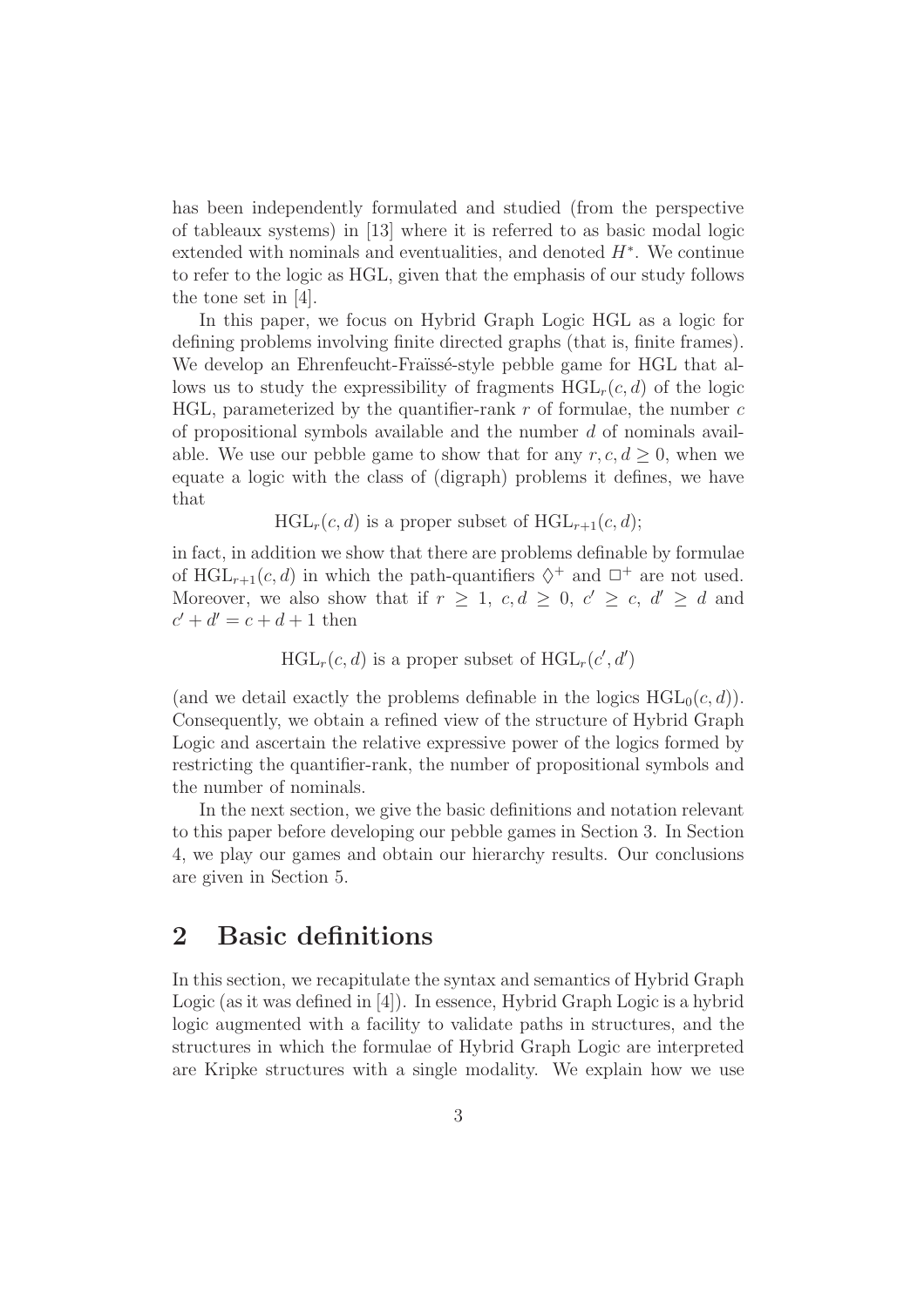has been independently formulated and studied (from the perspective of tableaux systems) in [13] where it is referred to as basic modal logic extended with nominals and eventualities, and denoted $H^*$. We continue to refer to the logic as HGL, given that the emphasis of our study follows the tone set in [4].

In this paper, we focus on Hybrid Graph Logic HGL as a logic for defining problems involving finite directed graphs (that is, finite frames). We develop an Ehrenfeucht-Fraïssé-style pebble game for HGL that allows us to study the expressibility of fragments $\mathrm{HGL}_r(c,d)$ of the logic HGL, parameterized by the quantifier-rank $r$ of formulae, the number $c$ of propositional symbols available and the number $d$ of nominals available. We use our pebble game to show that for any $r, c, d \geq 0$, when we equate a logic with the class of (digraph) problems it defines, we have that

$$\mathrm{HGL}_r(c,d) \text{ is a proper subset of } \mathrm{HGL}_{r+1}(c,d);$$

in fact, in addition we show that there are problems definable by formulae of $\mathrm{HGL}_{r+1}(c,d)$ in which the path-quantifiers $\Diamond^+$ and $\Box^+$ are not used. Moreover, we also show that if $r \geq 1$, $c, d \geq 0$, $c' \geq c$, $d' \geq d$ and $c' + d' = c + d + 1$ then

$$\mathrm{HGL}_r(c,d) \text{ is a proper subset of } \mathrm{HGL}_r(c',d')$$

(and we detail exactly the problems definable in the logics $\mathrm{HGL}_0(c,d)$). Consequently, we obtain a refined view of the structure of Hybrid Graph Logic and ascertain the relative expressive power of the logics formed by restricting the quantifier-rank, the number of propositional symbols and the number of nominals.

In the next section, we give the basic definitions and notation relevant to this paper before developing our pebble games in Section 3. In Section 4, we play our games and obtain our hierarchy results. Our conclusions are given in Section 5.

## 2 Basic definitions

In this section, we recapitulate the syntax and semantics of Hybrid Graph Logic (as it was defined in [4]). In essence, Hybrid Graph Logic is a hybrid logic augmented with a facility to validate paths in structures, and the structures in which the formulae of Hybrid Graph Logic are interpreted are Kripke structures with a single modality. We explain how we use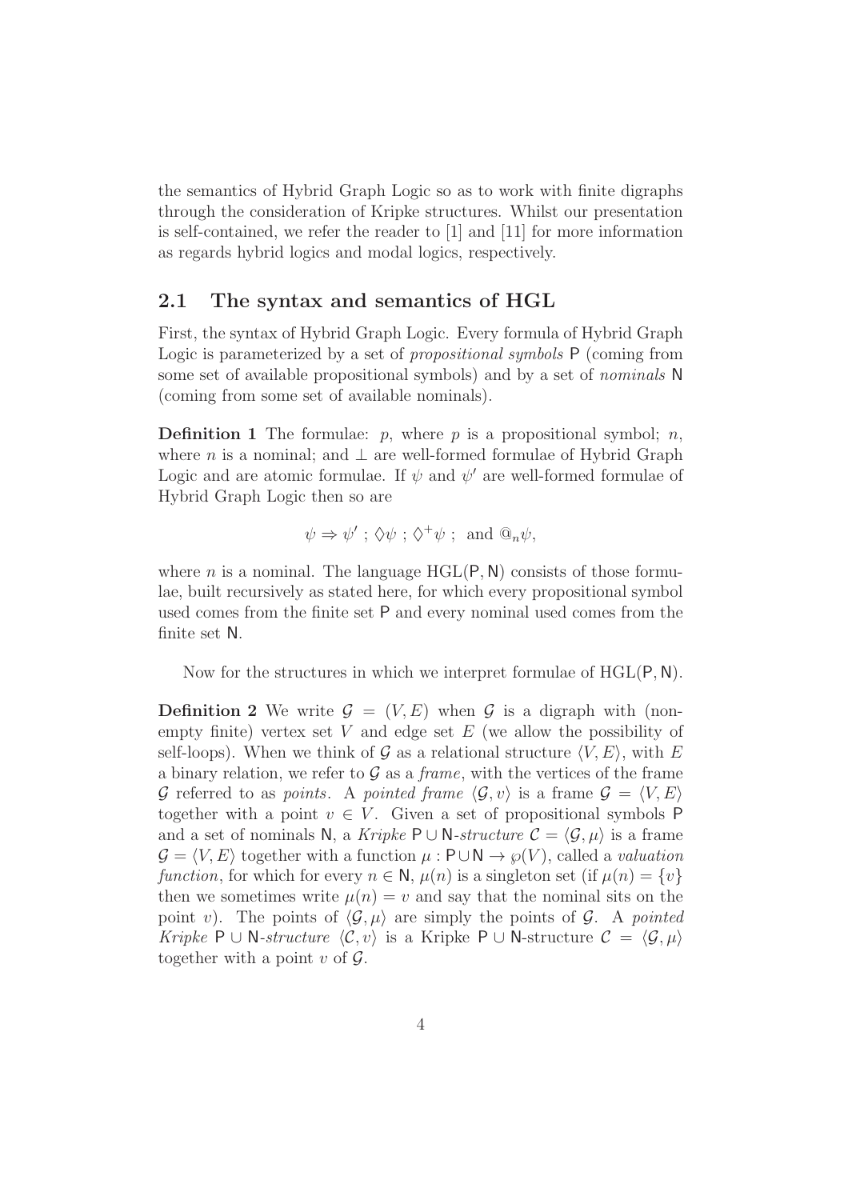the semantics of Hybrid Graph Logic so as to work with finite digraphs through the consideration of Kripke structures. Whilst our presentation is self-contained, we refer the reader to [1] and [11] for more information as regards hybrid logics and modal logics, respectively.

## 2.1 The syntax and semantics of HGL

First, the syntax of Hybrid Graph Logic. Every formula of Hybrid Graph Logic is parameterized by a set of *propositional symbols* $\mathsf{P}$ (coming from some set of available propositional symbols) and by a set of *nominals* $\mathsf{N}$ (coming from some set of available nominals).

**Definition 1** The formulae: $p$, where $p$ is a propositional symbol; $n$, where $n$ is a nominal; and $\perp$ are well-formed formulae of Hybrid Graph Logic and are atomic formulae. If $\psi$ and $\psi'$ are well-formed formulae of Hybrid Graph Logic then so are

$$\psi \Rightarrow \psi' \ ; \ \Diamond\psi \ ; \ \Diamond^+\psi \ ; \ \text{ and } @_n\psi,$$

where $n$ is a nominal. The language $\mathrm{HGL}(\mathsf{P}, \mathsf{N})$ consists of those formulae, built recursively as stated here, for which every propositional symbol used comes from the finite set $\mathsf{P}$ and every nominal used comes from the finite set $\mathsf{N}$.

Now for the structures in which we interpret formulae of $\mathrm{HGL}(\mathsf{P}, \mathsf{N})$.

**Definition 2** We write $\mathcal{G} = (V, E)$ when $\mathcal{G}$ is a digraph with (non-empty finite) vertex set $V$ and edge set $E$ (we allow the possibility of self-loops). When we think of $\mathcal{G}$ as a relational structure $\langle V, E\rangle$, with $E$ a binary relation, we refer to $\mathcal{G}$ as a *frame*, with the vertices of the frame $\mathcal{G}$ referred to as *points*. A *pointed frame* $\langle \mathcal{G}, v\rangle$ is a frame $\mathcal{G} = \langle V, E\rangle$ together with a point $v \in V$. Given a set of propositional symbols $\mathsf{P}$ and a set of nominals $\mathsf{N}$, a *Kripke* $\mathsf{P} \cup \mathsf{N}$*-structure* $\mathcal{C} = \langle \mathcal{G}, \mu\rangle$ is a frame $\mathcal{G} = \langle V, E\rangle$ together with a function $\mu : \mathsf{P} \cup \mathsf{N} \to \wp(V)$, called a *valuation function*, for which for every $n \in \mathsf{N}$, $\mu(n)$ is a singleton set (if $\mu(n) = \{v\}$ then we sometimes write $\mu(n) = v$ and say that the nominal sits on the point $v$). The points of $\langle \mathcal{G}, \mu\rangle$ are simply the points of $\mathcal{G}$. A *pointed Kripke* $\mathsf{P} \cup \mathsf{N}$*-structure* $\langle \mathcal{C}, v\rangle$ is a Kripke $\mathsf{P} \cup \mathsf{N}$-structure $\mathcal{C} = \langle \mathcal{G}, \mu\rangle$ together with a point $v$ of $\mathcal{G}$.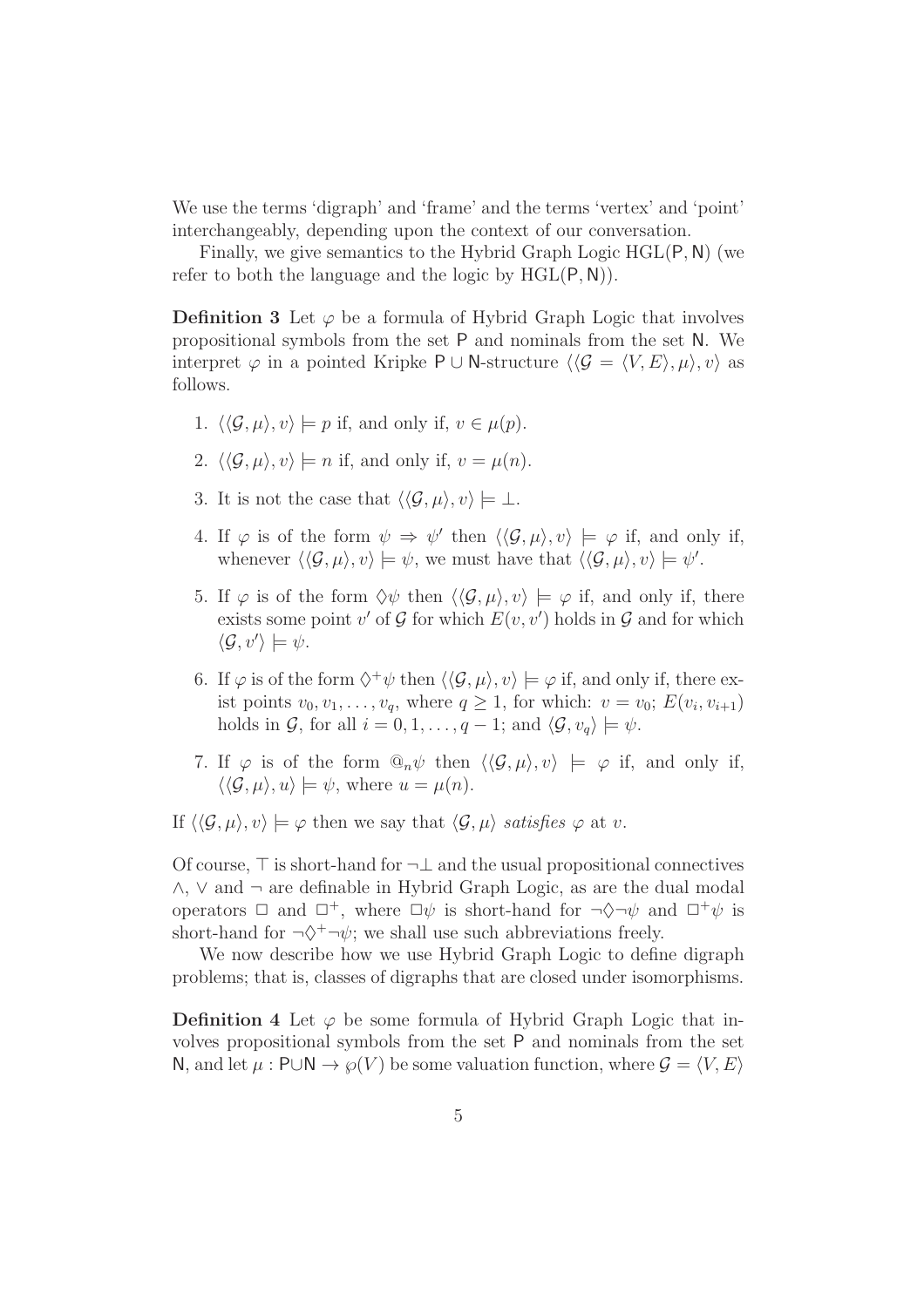We use the terms 'digraph' and 'frame' and the terms 'vertex' and 'point' interchangeably, depending upon the context of our conversation.

Finally, we give semantics to the Hybrid Graph Logic $\mathrm{HGL}(\mathsf{P},\mathsf{N})$ (we refer to both the language and the logic by $\mathrm{HGL}(\mathsf{P},\mathsf{N})$).

**Definition 3** Let $\varphi$ be a formula of Hybrid Graph Logic that involves propositional symbols from the set $\mathsf{P}$ and nominals from the set $\mathsf{N}$. We interpret $\varphi$ in a pointed Kripke $\mathsf{P}\cup\mathsf{N}$-structure $\langle\langle\mathcal{G} = \langle V, E\rangle, \mu\rangle, v\rangle$ as follows.

1. $\langle\langle\mathcal{G}, \mu\rangle, v\rangle \models p$ if, and only if, $v \in \mu(p)$.
2. $\langle\langle\mathcal{G}, \mu\rangle, v\rangle \models n$ if, and only if, $v = \mu(n)$.
3. It is not the case that $\langle\langle\mathcal{G}, \mu\rangle, v\rangle \models \bot$.
4. If $\varphi$ is of the form $\psi \Rightarrow \psi'$ then $\langle\langle\mathcal{G}, \mu\rangle, v\rangle \models \varphi$ if, and only if, whenever $\langle\langle\mathcal{G}, \mu\rangle, v\rangle \models \psi$, we must have that $\langle\langle\mathcal{G}, \mu\rangle, v\rangle \models \psi'$.
5. If $\varphi$ is of the form $\Diamond\psi$ then $\langle\langle\mathcal{G}, \mu\rangle, v\rangle \models \varphi$ if, and only if, there exists some point $v'$ of $\mathcal{G}$ for which $E(v, v')$ holds in $\mathcal{G}$ and for which $\langle\mathcal{G}, v'\rangle \models \psi$.
6. If $\varphi$ is of the form $\Diamond^+\psi$ then $\langle\langle\mathcal{G}, \mu\rangle, v\rangle \models \varphi$ if, and only if, there exist points $v_0, v_1, \ldots, v_q$, where $q \geq 1$, for which: $v = v_0$; $E(v_i, v_{i+1})$ holds in $\mathcal{G}$, for all $i = 0, 1, \ldots, q-1$; and $\langle\mathcal{G}, v_q\rangle \models \psi$.
7. If $\varphi$ is of the form $@_n\psi$ then $\langle\langle\mathcal{G}, \mu\rangle, v\rangle \models \varphi$ if, and only if, $\langle\langle\mathcal{G}, \mu\rangle, u\rangle \models \psi$, where $u = \mu(n)$.

If $\langle\langle\mathcal{G}, \mu\rangle, v\rangle \models \varphi$ then we say that $\langle\mathcal{G}, \mu\rangle$ *satisfies* $\varphi$ at $v$.

Of course, $\top$ is short-hand for $\neg\bot$ and the usual propositional connectives $\wedge$, $\vee$ and $\neg$ are definable in Hybrid Graph Logic, as are the dual modal operators $\Box$ and $\Box^+$, where $\Box\psi$ is short-hand for $\neg\Diamond\neg\psi$ and $\Box^+\psi$ is short-hand for $\neg\Diamond^+\neg\psi$; we shall use such abbreviations freely.

We now describe how we use Hybrid Graph Logic to define digraph problems; that is, classes of digraphs that are closed under isomorphisms.

**Definition 4** Let $\varphi$ be some formula of Hybrid Graph Logic that involves propositional symbols from the set $\mathsf{P}$ and nominals from the set $\mathsf{N}$, and let $\mu : \mathsf{P}\cup\mathsf{N} \rightarrow \wp(V)$ be some valuation function, where $\mathcal{G} = \langle V, E\rangle$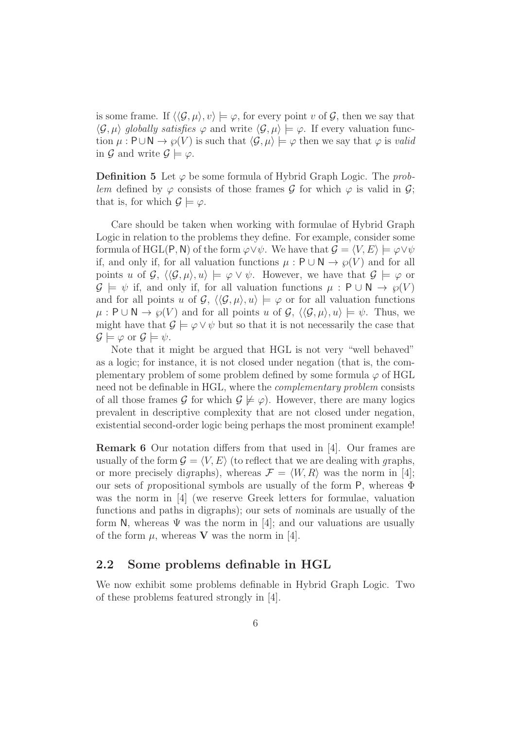is some frame. If $\langle\langle \mathcal{G}, \mu\rangle, v\rangle \models \varphi$, for every point $v$ of $\mathcal{G}$, then we say that $\langle \mathcal{G}, \mu\rangle$ *globally satisfies* $\varphi$ and write $\langle \mathcal{G}, \mu\rangle \models \varphi$. If every valuation function $\mu : \mathsf{P}\cup\mathsf{N} \to \wp(V)$ is such that $\langle \mathcal{G}, \mu\rangle \models \varphi$ then we say that $\varphi$ is *valid* in $\mathcal{G}$ and write $\mathcal{G} \models \varphi$.

**Definition 5** Let $\varphi$ be some formula of Hybrid Graph Logic. The *problem* defined by $\varphi$ consists of those frames $\mathcal{G}$ for which $\varphi$ is valid in $\mathcal{G}$; that is, for which $\mathcal{G} \models \varphi$.

Care should be taken when working with formulae of Hybrid Graph Logic in relation to the problems they define. For example, consider some formula of HGL$(\mathsf{P}, \mathsf{N})$ of the form $\varphi\vee\psi$. We have that $\mathcal{G} = \langle V, E\rangle \models \varphi\vee\psi$ if, and only if, for all valuation functions $\mu : \mathsf{P}\cup\mathsf{N} \to \wp(V)$ and for all points $u$ of $\mathcal{G}$, $\langle\langle \mathcal{G}, \mu\rangle, u\rangle \models \varphi \vee \psi$. However, we have that $\mathcal{G} \models \varphi$ or $\mathcal{G} \models \psi$ if, and only if, for all valuation functions $\mu : \mathsf{P} \cup \mathsf{N} \to \wp(V)$ and for all points $u$ of $\mathcal{G}$, $\langle\langle \mathcal{G}, \mu\rangle, u\rangle \models \varphi$ or for all valuation functions $\mu : \mathsf{P}\cup\mathsf{N} \to \wp(V)$ and for all points $u$ of $\mathcal{G}$, $\langle\langle \mathcal{G}, \mu\rangle, u\rangle \models \psi$. Thus, we might have that $\mathcal{G} \models \varphi\vee\psi$ but so that it is not necessarily the case that $\mathcal{G} \models \varphi$ or $\mathcal{G} \models \psi$.

Note that it might be argued that HGL is not very "well behaved" as a logic; for instance, it is not closed under negation (that is, the complementary problem of some problem defined by some formula $\varphi$ of HGL need not be definable in HGL, where the *complementary problem* consists of all those frames $\mathcal{G}$ for which $\mathcal{G} \not\models \varphi$). However, there are many logics prevalent in descriptive complexity that are not closed under negation, existential second-order logic being perhaps the most prominent example!

**Remark 6** Our notation differs from that used in [4]. Our frames are usually of the form $\mathcal{G} = \langle V, E\rangle$ (to reflect that we are dealing with *g*raphs, or more precisely di*g*raphs), whereas $\mathcal{F} = \langle W, R\rangle$ was the norm in [4]; our sets of *p*ropositional symbols are usually of the form $\mathsf{P}$, whereas $\Phi$ was the norm in [4] (we reserve Greek letters for formulae, valuation functions and paths in digraphs); our sets of *n*ominals are usually of the form $\mathsf{N}$, whereas $\Psi$ was the norm in [4]; and our valuations are usually of the form $\mu$, whereas $\mathbf{V}$ was the norm in [4].

## 2.2 Some problems definable in HGL

We now exhibit some problems definable in Hybrid Graph Logic. Two of these problems featured strongly in [4].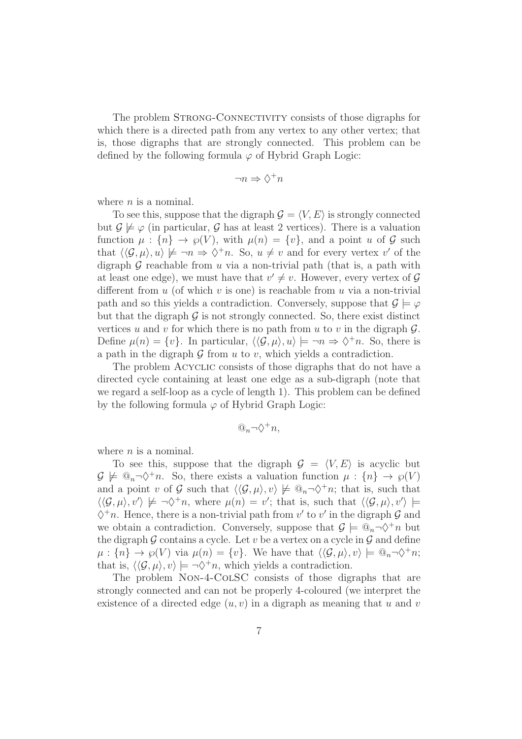The problem Strong-Connectivity consists of those digraphs for which there is a directed path from any vertex to any other vertex; that is, those digraphs that are strongly connected. This problem can be defined by the following formula $\varphi$ of Hybrid Graph Logic:

$$\neg n \Rightarrow \Diamond^+ n$$

where $n$ is a nominal.

To see this, suppose that the digraph $\mathcal{G} = \langle V, E \rangle$ is strongly connected but $\mathcal{G} \not\models \varphi$ (in particular, $\mathcal{G}$ has at least 2 vertices). There is a valuation function $\mu : \{n\} \to \wp(V)$, with $\mu(n) = \{v\}$, and a point $u$ of $\mathcal{G}$ such that $\langle\langle \mathcal{G}, \mu \rangle, u\rangle \not\models \neg n \Rightarrow \Diamond^+ n$. So, $u \neq v$ and for every vertex $v'$ of the digraph $\mathcal{G}$ reachable from $u$ via a non-trivial path (that is, a path with at least one edge), we must have that $v' \neq v$. However, every vertex of $\mathcal{G}$ different from $u$ (of which $v$ is one) is reachable from $u$ via a non-trivial path and so this yields a contradiction. Conversely, suppose that $\mathcal{G} \models \varphi$ but that the digraph $\mathcal{G}$ is not strongly connected. So, there exist distinct vertices $u$ and $v$ for which there is no path from $u$ to $v$ in the digraph $\mathcal{G}$. Define $\mu(n) = \{v\}$. In particular, $\langle\langle \mathcal{G}, \mu \rangle, u\rangle \models \neg n \Rightarrow \Diamond^+ n$. So, there is a path in the digraph $\mathcal{G}$ from $u$ to $v$, which yields a contradiction.

The problem Acyclic consists of those digraphs that do not have a directed cycle containing at least one edge as a sub-digraph (note that we regard a self-loop as a cycle of length 1). This problem can be defined by the following formula $\varphi$ of Hybrid Graph Logic:

$$@_n \neg \Diamond^+ n,$$

where $n$ is a nominal.

To see this, suppose that the digraph $\mathcal{G} = \langle V, E \rangle$ is acyclic but $\mathcal{G} \not\models @_n \neg \Diamond^+ n$. So, there exists a valuation function $\mu : \{n\} \to \wp(V)$ and a point $v$ of $\mathcal{G}$ such that $\langle\langle \mathcal{G}, \mu \rangle, v\rangle \not\models @_n \neg \Diamond^+ n$; that is, such that $\langle\langle \mathcal{G}, \mu \rangle, v'\rangle \not\models \neg \Diamond^+ n$, where $\mu(n) = v'$; that is, such that $\langle\langle \mathcal{G}, \mu \rangle, v'\rangle \models \Diamond^+ n$. Hence, there is a non-trivial path from $v'$ to $v'$ in the digraph $\mathcal{G}$ and we obtain a contradiction. Conversely, suppose that $\mathcal{G} \models @_n \neg \Diamond^+ n$ but the digraph $\mathcal{G}$ contains a cycle. Let $v$ be a vertex on a cycle in $\mathcal{G}$ and define $\mu : \{n\} \to \wp(V)$ via $\mu(n) = \{v\}$. We have that $\langle\langle \mathcal{G}, \mu \rangle, v\rangle \models @_n \neg \Diamond^+ n$; that is, $\langle\langle \mathcal{G}, \mu \rangle, v\rangle \models \neg \Diamond^+ n$, which yields a contradiction.

The problem Non-4-ColSC consists of those digraphs that are strongly connected and can not be properly 4-coloured (we interpret the existence of a directed edge $(u, v)$ in a digraph as meaning that $u$ and $v$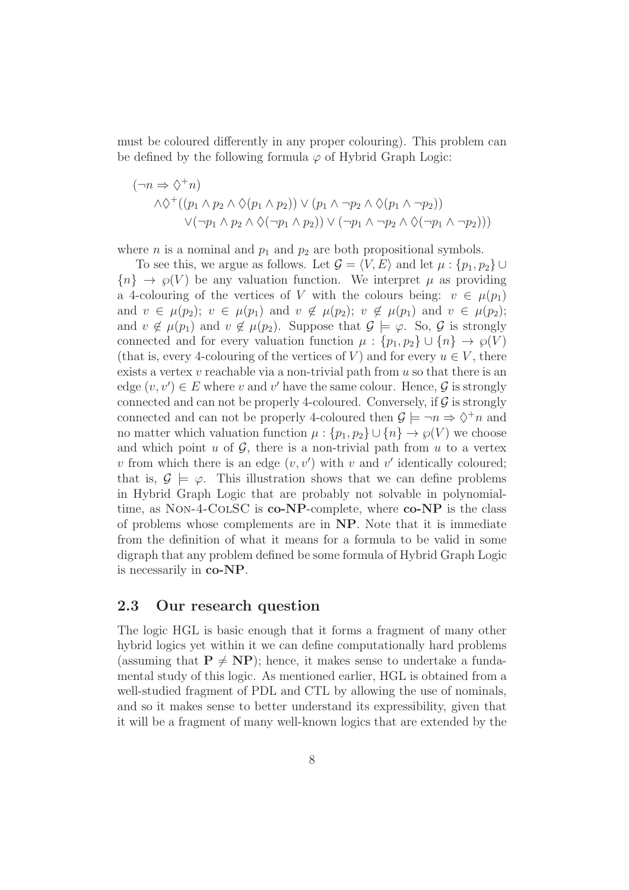must be coloured differently in any proper colouring). This problem can be defined by the following formula $\varphi$ of Hybrid Graph Logic:

$$
\begin{aligned}
&(\neg n \Rightarrow \Diamond^+ n) \\
&\quad \wedge \Diamond^+((p_1 \wedge p_2 \wedge \Diamond(p_1 \wedge p_2)) \vee (p_1 \wedge \neg p_2 \wedge \Diamond(p_1 \wedge \neg p_2)) \\
&\qquad \vee (\neg p_1 \wedge p_2 \wedge \Diamond(\neg p_1 \wedge p_2)) \vee (\neg p_1 \wedge \neg p_2 \wedge \Diamond(\neg p_1 \wedge \neg p_2)))
\end{aligned}
$$

where $n$ is a nominal and $p_1$ and $p_2$ are both propositional symbols.

To see this, we argue as follows. Let $\mathcal{G} = \langle V, E \rangle$ and let $\mu : \{p_1, p_2\} \cup \{n\} \to \wp(V)$ be any valuation function. We interpret $\mu$ as providing a 4-colouring of the vertices of $V$ with the colours being: $v \in \mu(p_1)$ and $v \in \mu(p_2)$; $v \in \mu(p_1)$ and $v \notin \mu(p_2)$; $v \notin \mu(p_1)$ and $v \in \mu(p_2)$; and $v \notin \mu(p_1)$ and $v \notin \mu(p_2)$. Suppose that $\mathcal{G} \models \varphi$. So, $\mathcal{G}$ is strongly connected and for every valuation function $\mu : \{p_1, p_2\} \cup \{n\} \to \wp(V)$ (that is, every 4-colouring of the vertices of $V$) and for every $u \in V$, there exists a vertex $v$ reachable via a non-trivial path from $u$ so that there is an edge $(v, v') \in E$ where $v$ and $v'$ have the same colour. Hence, $\mathcal{G}$ is strongly connected and can not be properly 4-coloured. Conversely, if $\mathcal{G}$ is strongly connected and can not be properly 4-coloured then $\mathcal{G} \models \neg n \Rightarrow \Diamond^+ n$ and no matter which valuation function $\mu : \{p_1, p_2\} \cup \{n\} \to \wp(V)$ we choose and which point $u$ of $\mathcal{G}$, there is a non-trivial path from $u$ to a vertex $v$ from which there is an edge $(v, v')$ with $v$ and $v'$ identically coloured; that is, $\mathcal{G} \models \varphi$. This illustration shows that we can define problems in Hybrid Graph Logic that are probably not solvable in polynomial-time, as Non-4-ColSC is **co-NP**-complete, where **co-NP** is the class of problems whose complements are in **NP**. Note that it is immediate from the definition of what it means for a formula to be valid in some digraph that any problem defined be some formula of Hybrid Graph Logic is necessarily in **co-NP**.

## 2.3 Our research question

The logic HGL is basic enough that it forms a fragment of many other hybrid logics yet within it we can define computationally hard problems (assuming that $\mathbf{P} \neq \mathbf{NP}$); hence, it makes sense to undertake a fundamental study of this logic. As mentioned earlier, HGL is obtained from a well-studied fragment of PDL and CTL by allowing the use of nominals, and so it makes sense to better understand its expressibility, given that it will be a fragment of many well-known logics that are extended by the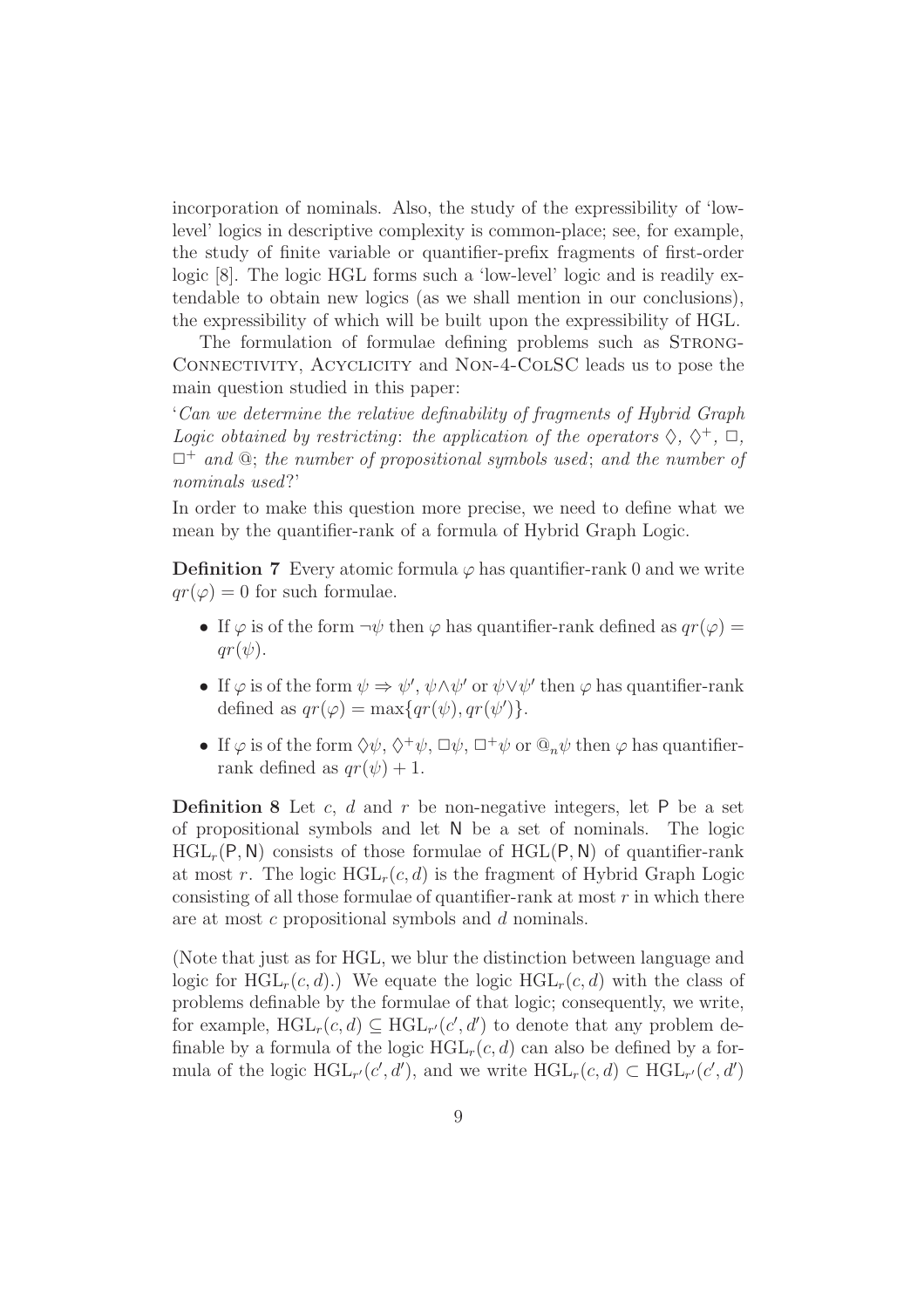incorporation of nominals. Also, the study of the expressibility of 'low-level' logics in descriptive complexity is common-place; see, for example, the study of finite variable or quantifier-prefix fragments of first-order logic [8]. The logic HGL forms such a 'low-level' logic and is readily extendable to obtain new logics (as we shall mention in our conclusions), the expressibility of which will be built upon the expressibility of HGL.

The formulation of formulae defining problems such as Strong-Connectivity, Acyclicity and Non-4-ColSC leads us to pose the main question studied in this paper:

'*Can we determine the relative definability of fragments of Hybrid Graph Logic obtained by restricting*: *the application of the operators* $\Diamond$, $\Diamond^+$, $\Box$, $\Box^+$ *and* $@$; *the number of propositional symbols used*; *and the number of nominals used*?'

In order to make this question more precise, we need to define what we mean by the quantifier-rank of a formula of Hybrid Graph Logic.

**Definition 7** Every atomic formula $\varphi$ has quantifier-rank 0 and we write $qr(\varphi) = 0$ for such formulae.

- If $\varphi$ is of the form $\neg\psi$ then $\varphi$ has quantifier-rank defined as $qr(\varphi) = qr(\psi)$.
- If $\varphi$ is of the form $\psi \Rightarrow \psi'$, $\psi \wedge \psi'$ or $\psi \vee \psi'$ then $\varphi$ has quantifier-rank defined as $qr(\varphi) = \max\{qr(\psi), qr(\psi')\}$.
- If $\varphi$ is of the form $\Diamond\psi$, $\Diamond^+\psi$, $\Box\psi$, $\Box^+\psi$ or $@_n\psi$ then $\varphi$ has quantifier-rank defined as $qr(\psi) + 1$.

**Definition 8** Let $c$, $d$ and $r$ be non-negative integers, let $\mathsf{P}$ be a set of propositional symbols and let $\mathsf{N}$ be a set of nominals. The logic $\mathrm{HGL}_r(\mathsf{P}, \mathsf{N})$ consists of those formulae of $\mathrm{HGL}(\mathsf{P}, \mathsf{N})$ of quantifier-rank at most $r$. The logic $\mathrm{HGL}_r(c, d)$ is the fragment of Hybrid Graph Logic consisting of all those formulae of quantifier-rank at most $r$ in which there are at most $c$ propositional symbols and $d$ nominals.

(Note that just as for HGL, we blur the distinction between language and logic for $\mathrm{HGL}_r(c, d)$.) We equate the logic $\mathrm{HGL}_r(c, d)$ with the class of problems definable by the formulae of that logic; consequently, we write, for example, $\mathrm{HGL}_r(c, d) \subseteq \mathrm{HGL}_{r'}(c', d')$ to denote that any problem definable by a formula of the logic $\mathrm{HGL}_r(c, d)$ can also be defined by a formula of the logic $\mathrm{HGL}_{r'}(c', d')$, and we write $\mathrm{HGL}_r(c, d) \subset \mathrm{HGL}_{r'}(c', d')$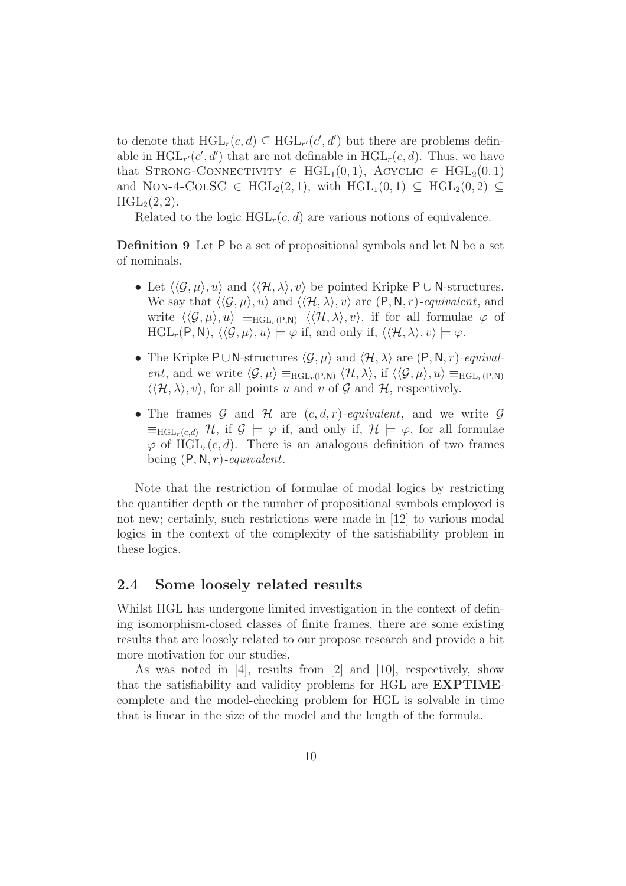to denote that $\mathrm{HGL}_r(c,d) \subseteq \mathrm{HGL}_{r'}(c',d')$ but there are problems definable in $\mathrm{HGL}_{r'}(c',d')$ that are not definable in $\mathrm{HGL}_r(c,d)$. Thus, we have that STRONG-CONNECTIVITY $\in \mathrm{HGL}_1(0,1)$, ACYCLIC $\in \mathrm{HGL}_2(0,1)$ and NON-4-COLSC $\in \mathrm{HGL}_2(2,1)$, with $\mathrm{HGL}_1(0,1) \subseteq \mathrm{HGL}_2(0,2) \subseteq \mathrm{HGL}_2(2,2)$.

Related to the logic $\mathrm{HGL}_r(c,d)$ are various notions of equivalence.

**Definition 9** Let $\mathsf{P}$ be a set of propositional symbols and let $\mathsf{N}$ be a set of nominals.

- Let $\langle\langle\mathcal{G},\mu\rangle,u\rangle$ and $\langle\langle\mathcal{H},\lambda\rangle,v\rangle$ be pointed Kripke $\mathsf{P}\cup\mathsf{N}$-structures. We say that $\langle\langle\mathcal{G},\mu\rangle,u\rangle$ and $\langle\langle\mathcal{H},\lambda\rangle,v\rangle$ are $(\mathsf{P},\mathsf{N},r)$-*equivalent*, and write $\langle\langle\mathcal{G},\mu\rangle,u\rangle \equiv_{\mathrm{HGL}_r(\mathsf{P},\mathsf{N})} \langle\langle\mathcal{H},\lambda\rangle,v\rangle$, if for all formulae $\varphi$ of $\mathrm{HGL}_r(\mathsf{P},\mathsf{N})$, $\langle\langle\mathcal{G},\mu\rangle,u\rangle \models \varphi$ if, and only if, $\langle\langle\mathcal{H},\lambda\rangle,v\rangle \models \varphi$.
- The Kripke $\mathsf{P}\cup\mathsf{N}$-structures $\langle\mathcal{G},\mu\rangle$ and $\langle\mathcal{H},\lambda\rangle$ are $(\mathsf{P},\mathsf{N},r)$-*equivalent*, and we write $\langle\mathcal{G},\mu\rangle \equiv_{\mathrm{HGL}_r(\mathsf{P},\mathsf{N})} \langle\mathcal{H},\lambda\rangle$, if $\langle\langle\mathcal{G},\mu\rangle,u\rangle \equiv_{\mathrm{HGL}_r(\mathsf{P},\mathsf{N})} \langle\langle\mathcal{H},\lambda\rangle,v\rangle$, for all points $u$ and $v$ of $\mathcal{G}$ and $\mathcal{H}$, respectively.
- The frames $\mathcal{G}$ and $\mathcal{H}$ are $(c,d,r)$-*equivalent*, and we write $\mathcal{G} \equiv_{\mathrm{HGL}_r(c,d)} \mathcal{H}$, if $\mathcal{G} \models \varphi$ if, and only if, $\mathcal{H} \models \varphi$, for all formulae $\varphi$ of $\mathrm{HGL}_r(c,d)$. There is an analogous definition of two frames being $(\mathsf{P},\mathsf{N},r)$-*equivalent*.

Note that the restriction of formulae of modal logics by restricting the quantifier depth or the number of propositional symbols employed is not new; certainly, such restrictions were made in [12] to various modal logics in the context of the complexity of the satisfiability problem in these logics.

## 2.4 Some loosely related results

Whilst HGL has undergone limited investigation in the context of defining isomorphism-closed classes of finite frames, there are some existing results that are loosely related to our propose research and provide a bit more motivation for our studies.

As was noted in [4], results from [2] and [10], respectively, show that the satisfiability and validity problems for HGL are **EXPTIME**-complete and the model-checking problem for HGL is solvable in time that is linear in the size of the model and the length of the formula.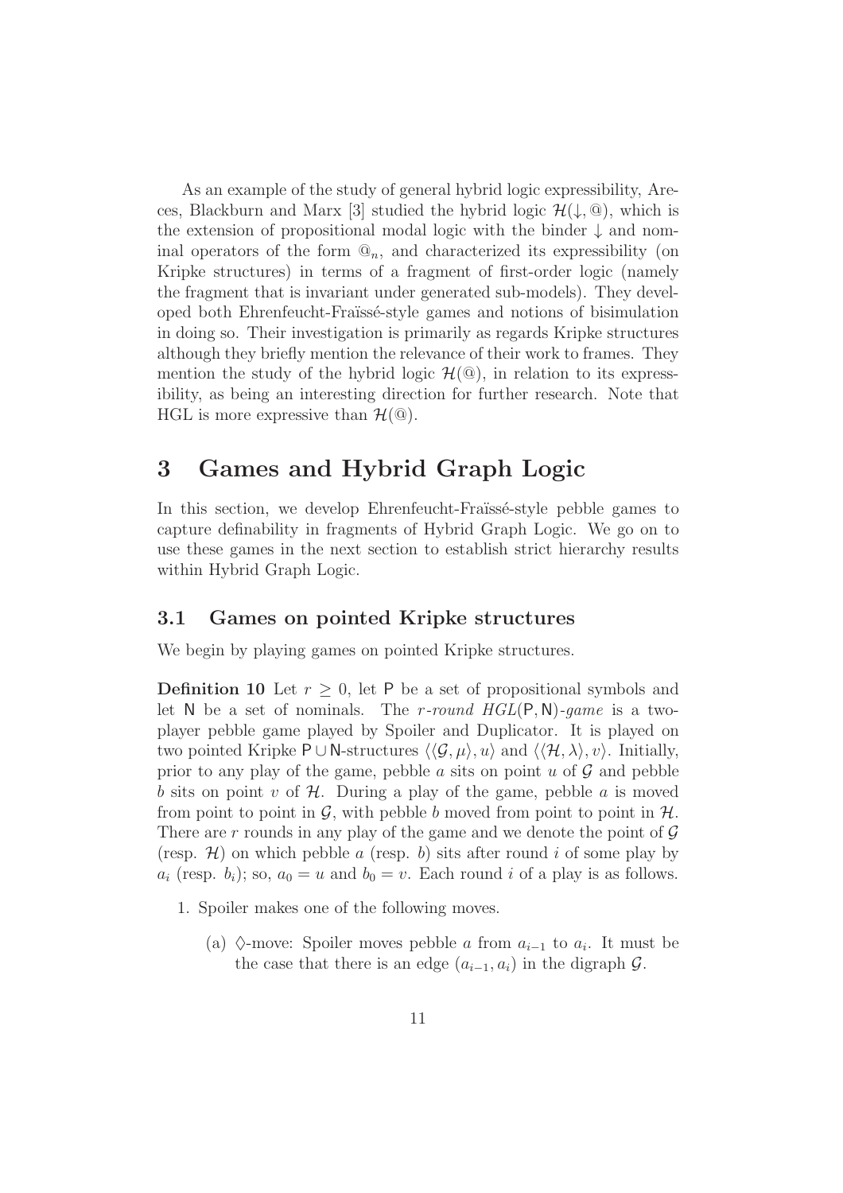As an example of the study of general hybrid logic expressibility, Areces, Blackburn and Marx [3] studied the hybrid logic $\mathcal{H}(\downarrow, @)$, which is the extension of propositional modal logic with the binder $\downarrow$ and nominal operators of the form $@_n$, and characterized its expressibility (on Kripke structures) in terms of a fragment of first-order logic (namely the fragment that is invariant under generated sub-models). They developed both Ehrenfeucht-Fraïssé-style games and notions of bisimulation in doing so. Their investigation is primarily as regards Kripke structures although they briefly mention the relevance of their work to frames. They mention the study of the hybrid logic $\mathcal{H}(@)$, in relation to its expressibility, as being an interesting direction for further research. Note that HGL is more expressive than $\mathcal{H}(@)$.

# 3 Games and Hybrid Graph Logic

In this section, we develop Ehrenfeucht-Fraïssé-style pebble games to capture definability in fragments of Hybrid Graph Logic. We go on to use these games in the next section to establish strict hierarchy results within Hybrid Graph Logic.

## 3.1 Games on pointed Kripke structures

We begin by playing games on pointed Kripke structures.

**Definition 10** Let $r \geq 0$, let $\mathsf{P}$ be a set of propositional symbols and let $\mathsf{N}$ be a set of nominals. The *$r$-round HGL$(\mathsf{P}, \mathsf{N})$-game* is a two-player pebble game played by Spoiler and Duplicator. It is played on two pointed Kripke $\mathsf{P} \cup \mathsf{N}$-structures $\langle\langle \mathcal{G}, \mu\rangle, u\rangle$ and $\langle\langle \mathcal{H}, \lambda\rangle, v\rangle$. Initially, prior to any play of the game, pebble $a$ sits on point $u$ of $\mathcal{G}$ and pebble $b$ sits on point $v$ of $\mathcal{H}$. During a play of the game, pebble $a$ is moved from point to point in $\mathcal{G}$, with pebble $b$ moved from point to point in $\mathcal{H}$. There are $r$ rounds in any play of the game and we denote the point of $\mathcal{G}$ (resp. $\mathcal{H}$) on which pebble $a$ (resp. $b$) sits after round $i$ of some play by $a_i$ (resp. $b_i$); so, $a_0 = u$ and $b_0 = v$. Each round $i$ of a play is as follows.

1. Spoiler makes one of the following moves.

   (a) $\Diamond$-move: Spoiler moves pebble $a$ from $a_{i-1}$ to $a_i$. It must be the case that there is an edge $(a_{i-1}, a_i)$ in the digraph $\mathcal{G}$.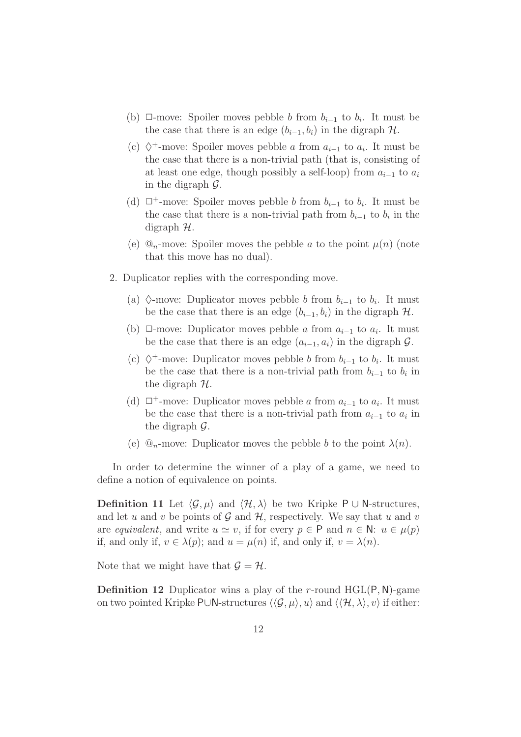(b) $\Box$-move: Spoiler moves pebble $b$ from $b_{i-1}$ to $b_i$. It must be the case that there is an edge $(b_{i-1}, b_i)$ in the digraph $\mathcal{H}$.

(c) $\Diamond^+$-move: Spoiler moves pebble $a$ from $a_{i-1}$ to $a_i$. It must be the case that there is a non-trivial path (that is, consisting of at least one edge, though possibly a self-loop) from $a_{i-1}$ to $a_i$ in the digraph $\mathcal{G}$.

(d) $\Box^+$-move: Spoiler moves pebble $b$ from $b_{i-1}$ to $b_i$. It must be the case that there is a non-trivial path from $b_{i-1}$ to $b_i$ in the digraph $\mathcal{H}$.

(e) $@_n$-move: Spoiler moves the pebble $a$ to the point $\mu(n)$ (note that this move has no dual).

2. Duplicator replies with the corresponding move.

   (a) $\Diamond$-move: Duplicator moves pebble $b$ from $b_{i-1}$ to $b_i$. It must be the case that there is an edge $(b_{i-1}, b_i)$ in the digraph $\mathcal{H}$.

   (b) $\Box$-move: Duplicator moves pebble $a$ from $a_{i-1}$ to $a_i$. It must be the case that there is an edge $(a_{i-1}, a_i)$ in the digraph $\mathcal{G}$.

   (c) $\Diamond^+$-move: Duplicator moves pebble $b$ from $b_{i-1}$ to $b_i$. It must be the case that there is a non-trivial path from $b_{i-1}$ to $b_i$ in the digraph $\mathcal{H}$.

   (d) $\Box^+$-move: Duplicator moves pebble $a$ from $a_{i-1}$ to $a_i$. It must be the case that there is a non-trivial path from $a_{i-1}$ to $a_i$ in the digraph $\mathcal{G}$.

   (e) $@_n$-move: Duplicator moves the pebble $b$ to the point $\lambda(n)$.

In order to determine the winner of a play of a game, we need to define a notion of equivalence on points.

**Definition 11** Let $\langle \mathcal{G}, \mu \rangle$ and $\langle \mathcal{H}, \lambda \rangle$ be two Kripke $\mathsf{P} \cup \mathsf{N}$-structures, and let $u$ and $v$ be points of $\mathcal{G}$ and $\mathcal{H}$, respectively. We say that $u$ and $v$ are *equivalent*, and write $u \simeq v$, if for every $p \in \mathsf{P}$ and $n \in \mathsf{N}$: $u \in \mu(p)$ if, and only if, $v \in \lambda(p)$; and $u = \mu(n)$ if, and only if, $v = \lambda(n)$.

Note that we might have that $\mathcal{G} = \mathcal{H}$.

**Definition 12** Duplicator wins a play of the $r$-round $\mathrm{HGL}(\mathsf{P}, \mathsf{N})$-game on two pointed Kripke $\mathsf{P} \cup \mathsf{N}$-structures $\langle \langle \mathcal{G}, \mu \rangle, u \rangle$ and $\langle \langle \mathcal{H}, \lambda \rangle, v \rangle$ if either: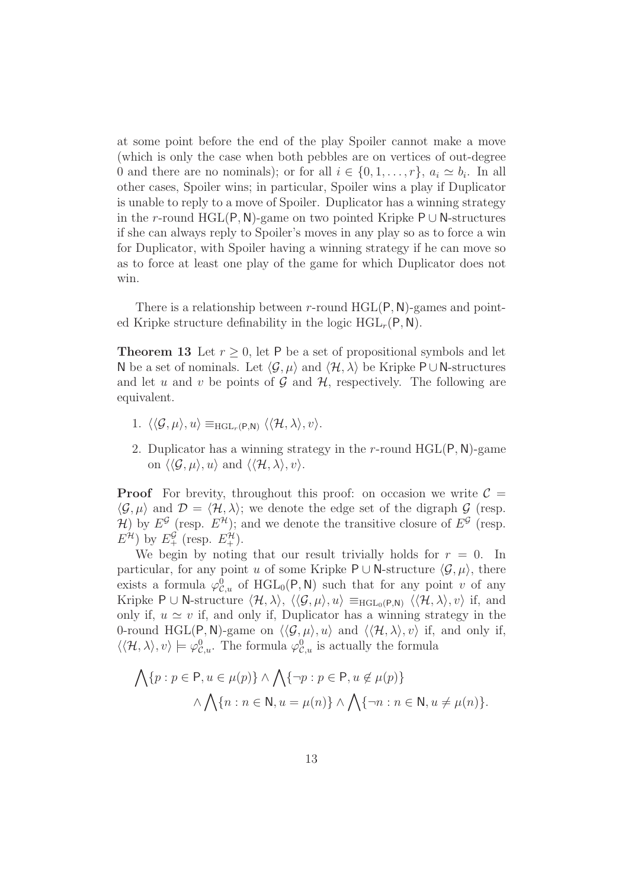at some point before the end of the play Spoiler cannot make a move (which is only the case when both pebbles are on vertices of out-degree 0 and there are no nominals); or for all $i \in \{0, 1, \ldots, r\}$, $a_i \simeq b_i$. In all other cases, Spoiler wins; in particular, Spoiler wins a play if Duplicator is unable to reply to a move of Spoiler. Duplicator has a winning strategy in the $r$-round $\mathrm{HGL}(\mathsf{P}, \mathsf{N})$-game on two pointed Kripke $\mathsf{P} \cup \mathsf{N}$-structures if she can always reply to Spoiler's moves in any play so as to force a win for Duplicator, with Spoiler having a winning strategy if he can move so as to force at least one play of the game for which Duplicator does not win.

There is a relationship between $r$-round $\mathrm{HGL}(\mathsf{P}, \mathsf{N})$-games and pointed Kripke structure definability in the logic $\mathrm{HGL}_r(\mathsf{P}, \mathsf{N})$.

**Theorem 13** Let $r \geq 0$, let $\mathsf{P}$ be a set of propositional symbols and let $\mathsf{N}$ be a set of nominals. Let $\langle \mathcal{G}, \mu \rangle$ and $\langle \mathcal{H}, \lambda \rangle$ be Kripke $\mathsf{P} \cup \mathsf{N}$-structures and let $u$ and $v$ be points of $\mathcal{G}$ and $\mathcal{H}$, respectively. The following are equivalent.

1. $\langle \langle \mathcal{G}, \mu \rangle, u \rangle \equiv_{\mathrm{HGL}_r(\mathsf{P},\mathsf{N})} \langle \langle \mathcal{H}, \lambda \rangle, v \rangle$.
2. Duplicator has a winning strategy in the $r$-round $\mathrm{HGL}(\mathsf{P}, \mathsf{N})$-game on $\langle \langle \mathcal{G}, \mu \rangle, u \rangle$ and $\langle \langle \mathcal{H}, \lambda \rangle, v \rangle$.

**Proof** For brevity, throughout this proof: on occasion we write $\mathcal{C} = \langle \mathcal{G}, \mu \rangle$ and $\mathcal{D} = \langle \mathcal{H}, \lambda \rangle$; we denote the edge set of the digraph $\mathcal{G}$ (resp. $\mathcal{H}$) by $E^{\mathcal{G}}$ (resp. $E^{\mathcal{H}}$); and we denote the transitive closure of $E^{\mathcal{G}}$ (resp. $E^{\mathcal{H}}$) by $E^{\mathcal{G}}_+$ (resp. $E^{\mathcal{H}}_+$).

We begin by noting that our result trivially holds for $r = 0$. In particular, for any point $u$ of some Kripke $\mathsf{P} \cup \mathsf{N}$-structure $\langle \mathcal{G}, \mu \rangle$, there exists a formula $\varphi^0_{\mathcal{C},u}$ of $\mathrm{HGL}_0(\mathsf{P}, \mathsf{N})$ such that for any point $v$ of any Kripke $\mathsf{P} \cup \mathsf{N}$-structure $\langle \mathcal{H}, \lambda \rangle$, $\langle \langle \mathcal{G}, \mu \rangle, u \rangle \equiv_{\mathrm{HGL}_0(\mathsf{P},\mathsf{N})} \langle \langle \mathcal{H}, \lambda \rangle, v \rangle$ if, and only if, $u \simeq v$ if, and only if, Duplicator has a winning strategy in the 0-round $\mathrm{HGL}(\mathsf{P}, \mathsf{N})$-game on $\langle \langle \mathcal{G}, \mu \rangle, u \rangle$ and $\langle \langle \mathcal{H}, \lambda \rangle, v \rangle$ if, and only if, $\langle \langle \mathcal{H}, \lambda \rangle, v \rangle \models \varphi^0_{\mathcal{C},u}$. The formula $\varphi^0_{\mathcal{C},u}$ is actually the formula

$$\bigwedge \{p : p \in \mathsf{P}, u \in \mu(p)\} \wedge \bigwedge \{\neg p : p \in \mathsf{P}, u \notin \mu(p)\} \\ \wedge \bigwedge \{n : n \in \mathsf{N}, u = \mu(n)\} \wedge \bigwedge \{\neg n : n \in \mathsf{N}, u \neq \mu(n)\}.$$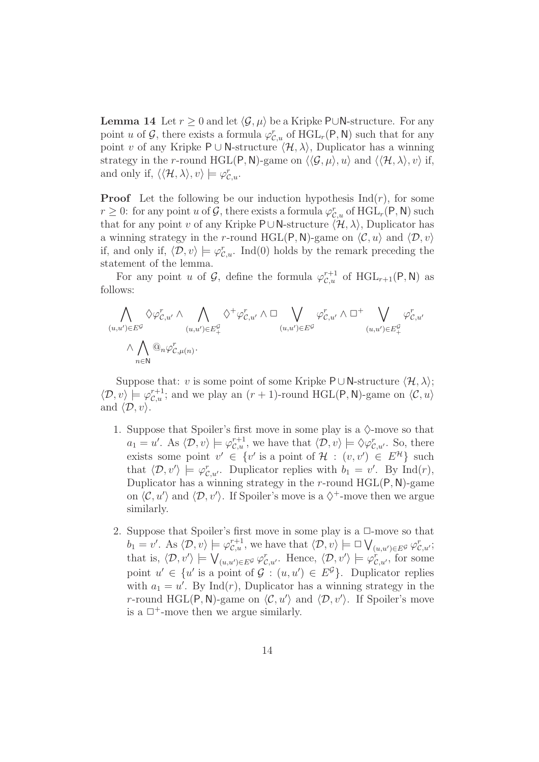**Lemma 14** Let $r \geq 0$ and let $\langle \mathcal{G}, \mu \rangle$ be a Kripke $\mathsf{P} \cup \mathsf{N}$-structure. For any point $u$ of $\mathcal{G}$, there exists a formula $\varphi^r_{\mathcal{C},u}$ of $\mathrm{HGL}_r(\mathsf{P},\mathsf{N})$ such that for any point $v$ of any Kripke $\mathsf{P} \cup \mathsf{N}$-structure $\langle \mathcal{H}, \lambda \rangle$, Duplicator has a winning strategy in the $r$-round $\mathrm{HGL}(\mathsf{P},\mathsf{N})$-game on $\langle \langle \mathcal{G}, \mu \rangle, u \rangle$ and $\langle \langle \mathcal{H}, \lambda \rangle, v \rangle$ if, and only if, $\langle \langle \mathcal{H}, \lambda \rangle, v \rangle \models \varphi^r_{\mathcal{C},u}$.

**Proof** Let the following be our induction hypothesis $\mathrm{Ind}(r)$, for some $r \geq 0$: for any point $u$ of $\mathcal{G}$, there exists a formula $\varphi^r_{\mathcal{C},u}$ of $\mathrm{HGL}_r(\mathsf{P},\mathsf{N})$ such that for any point $v$ of any Kripke $\mathsf{P} \cup \mathsf{N}$-structure $\langle \mathcal{H}, \lambda \rangle$, Duplicator has a winning strategy in the $r$-round $\mathrm{HGL}(\mathsf{P},\mathsf{N})$-game on $\langle \mathcal{C}, u \rangle$ and $\langle \mathcal{D}, v \rangle$ if, and only if, $\langle \mathcal{D}, v \rangle \models \varphi^r_{\mathcal{C},u}$. $\mathrm{Ind}(0)$ holds by the remark preceding the statement of the lemma.

For any point $u$ of $\mathcal{G}$, define the formula $\varphi^{r+1}_{\mathcal{C},u}$ of $\mathrm{HGL}_{r+1}(\mathsf{P},\mathsf{N})$ as follows:

$$\bigwedge_{(u,u') \in E^{\mathcal{G}}} \Diamond \varphi^r_{\mathcal{C},u'} \wedge \bigwedge_{(u,u') \in E^{\mathcal{G}}_+} \Diamond^+ \varphi^r_{\mathcal{C},u'} \wedge \Box \bigvee_{(u,u') \in E^{\mathcal{G}}} \varphi^r_{\mathcal{C},u'} \wedge \Box^+ \bigvee_{(u,u') \in E^{\mathcal{G}}_+} \varphi^r_{\mathcal{C},u'}$$
$$\wedge \bigwedge_{n \in \mathsf{N}} @_n \varphi^r_{\mathcal{C},\mu(n)}.$$

Suppose that: $v$ is some point of some Kripke $\mathsf{P} \cup \mathsf{N}$-structure $\langle \mathcal{H}, \lambda \rangle$; $\langle \mathcal{D}, v \rangle \models \varphi^{r+1}_{\mathcal{C},u}$; and we play an $(r+1)$-round $\mathrm{HGL}(\mathsf{P},\mathsf{N})$-game on $\langle \mathcal{C}, u \rangle$ and $\langle \mathcal{D}, v \rangle$.

1. Suppose that Spoiler's first move in some play is a $\Diamond$-move so that $a_1 = u'$. As $\langle \mathcal{D}, v \rangle \models \varphi^{r+1}_{\mathcal{C},u}$, we have that $\langle \mathcal{D}, v \rangle \models \Diamond \varphi^r_{\mathcal{C},u'}$. So, there exists some point $v' \in \{v' \text{ is a point of } \mathcal{H} : (v,v') \in E^{\mathcal{H}}\}$ such that $\langle \mathcal{D}, v' \rangle \models \varphi^r_{\mathcal{C},u'}$. Duplicator replies with $b_1 = v'$. By $\mathrm{Ind}(r)$, Duplicator has a winning strategy in the $r$-round $\mathrm{HGL}(\mathsf{P},\mathsf{N})$-game on $\langle \mathcal{C}, u' \rangle$ and $\langle \mathcal{D}, v' \rangle$. If Spoiler's move is a $\Diamond^+$-move then we argue similarly.

2. Suppose that Spoiler's first move in some play is a $\Box$-move so that $b_1 = v'$. As $\langle \mathcal{D}, v \rangle \models \varphi^{r+1}_{\mathcal{C},u}$, we have that $\langle \mathcal{D}, v \rangle \models \Box \bigvee_{(u,u') \in E^{\mathcal{G}}} \varphi^r_{\mathcal{C},u'}$; that is, $\langle \mathcal{D}, v' \rangle \models \bigvee_{(u,u') \in E^{\mathcal{G}}} \varphi^r_{\mathcal{C},u'}$. Hence, $\langle \mathcal{D}, v' \rangle \models \varphi^r_{\mathcal{C},u'}$, for some point $u' \in \{u' \text{ is a point of } \mathcal{G} : (u,u') \in E^{\mathcal{G}}\}$. Duplicator replies with $a_1 = u'$. By $\mathrm{Ind}(r)$, Duplicator has a winning strategy in the $r$-round $\mathrm{HGL}(\mathsf{P},\mathsf{N})$-game on $\langle \mathcal{C}, u' \rangle$ and $\langle \mathcal{D}, v' \rangle$. If Spoiler's move is a $\Box^+$-move then we argue similarly.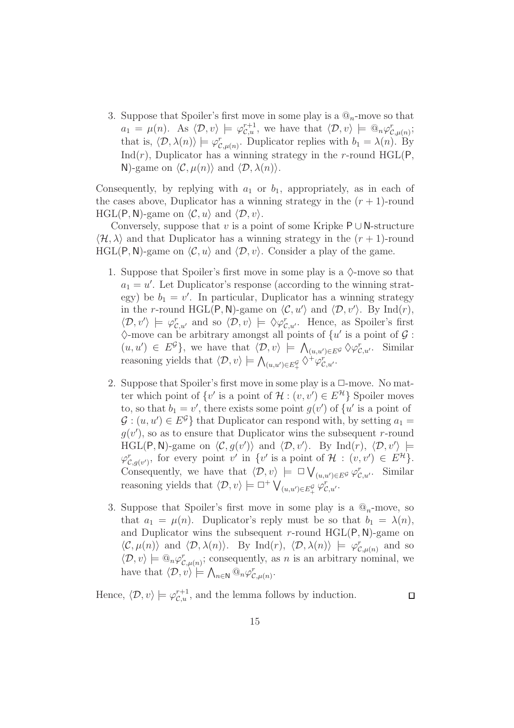3. Suppose that Spoiler's first move in some play is a $@_n$-move so that $a_1 = \mu(n)$. As $\langle \mathcal{D}, v \rangle \models \varphi^{r+1}_{\mathcal{C},u}$, we have that $\langle \mathcal{D}, v \rangle \models @_n \varphi^r_{\mathcal{C},\mu(n)}$; that is, $\langle \mathcal{D}, \lambda(n) \rangle \models \varphi^r_{\mathcal{C},\mu(n)}$. Duplicator replies with $b_1 = \lambda(n)$. By Ind($r$), Duplicator has a winning strategy in the $r$-round HGL($\mathsf{P}$, $\mathsf{N}$)-game on $\langle \mathcal{C}, \mu(n) \rangle$ and $\langle \mathcal{D}, \lambda(n) \rangle$.

Consequently, by replying with $a_1$ or $b_1$, appropriately, as in each of the cases above, Duplicator has a winning strategy in the $(r+1)$-round HGL($\mathsf{P}, \mathsf{N}$)-game on $\langle \mathcal{C}, u \rangle$ and $\langle \mathcal{D}, v \rangle$.

Conversely, suppose that $v$ is a point of some Kripke $\mathsf{P} \cup \mathsf{N}$-structure $\langle \mathcal{H}, \lambda \rangle$ and that Duplicator has a winning strategy in the $(r+1)$-round HGL($\mathsf{P}, \mathsf{N}$)-game on $\langle \mathcal{C}, u \rangle$ and $\langle \mathcal{D}, v \rangle$. Consider a play of the game.

1. Suppose that Spoiler's first move in some play is a $\Diamond$-move so that $a_1 = u'$. Let Duplicator's response (according to the winning strategy) be $b_1 = v'$. In particular, Duplicator has a winning strategy in the $r$-round HGL($\mathsf{P}, \mathsf{N}$)-game on $\langle \mathcal{C}, u' \rangle$ and $\langle \mathcal{D}, v' \rangle$. By Ind($r$), $\langle \mathcal{D}, v' \rangle \models \varphi^r_{\mathcal{C},u'}$ and so $\langle \mathcal{D}, v \rangle \models \Diamond \varphi^r_{\mathcal{C},u'}$. Hence, as Spoiler's first $\Diamond$-move can be arbitrary amongst all points of $\{u'$ is a point of $\mathcal{G} : (u, u') \in E^{\mathcal{G}}\}$, we have that $\langle \mathcal{D}, v \rangle \models \bigwedge_{(u,u') \in E^{\mathcal{G}}} \Diamond \varphi^r_{\mathcal{C},u'}$. Similar reasoning yields that $\langle \mathcal{D}, v \rangle \models \bigwedge_{(u,u') \in E^{\mathcal{G}}_+} \Diamond^+ \varphi^r_{\mathcal{C},u'}$.

2. Suppose that Spoiler's first move in some play is a $\Box$-move. No matter which point of $\{v'$ is a point of $\mathcal{H} : (v, v') \in E^{\mathcal{H}}\}$ Spoiler moves to, so that $b_1 = v'$, there exists some point $g(v')$ of $\{u'$ is a point of $\mathcal{G} : (u, u') \in E^{\mathcal{G}}\}$ that Duplicator can respond with, by setting $a_1 = g(v')$, so as to ensure that Duplicator wins the subsequent $r$-round HGL($\mathsf{P}, \mathsf{N}$)-game on $\langle \mathcal{C}, g(v') \rangle$ and $\langle \mathcal{D}, v' \rangle$. By Ind($r$), $\langle \mathcal{D}, v' \rangle \models \varphi^r_{\mathcal{C},g(v')}$, for every point $v'$ in $\{v'$ is a point of $\mathcal{H} : (v, v') \in E^{\mathcal{H}}\}$. Consequently, we have that $\langle \mathcal{D}, v \rangle \models \Box \bigvee_{(u,u') \in E^{\mathcal{G}}} \varphi^r_{\mathcal{C},u'}$. Similar reasoning yields that $\langle \mathcal{D}, v \rangle \models \Box^+ \bigvee_{(u,u') \in E^{\mathcal{G}}_+} \varphi^r_{\mathcal{C},u'}$.

3. Suppose that Spoiler's first move in some play is a $@_n$-move, so that $a_1 = \mu(n)$. Duplicator's reply must be so that $b_1 = \lambda(n)$, and Duplicator wins the subsequent $r$-round HGL($\mathsf{P}, \mathsf{N}$)-game on $\langle \mathcal{C}, \mu(n) \rangle$ and $\langle \mathcal{D}, \lambda(n) \rangle$. By Ind($r$), $\langle \mathcal{D}, \lambda(n) \rangle \models \varphi^r_{\mathcal{C},\mu(n)}$ and so $\langle \mathcal{D}, v \rangle \models @_n \varphi^r_{\mathcal{C},\mu(n)}$; consequently, as $n$ is an arbitrary nominal, we have that $\langle \mathcal{D}, v \rangle \models \bigwedge_{n \in \mathsf{N}} @_n \varphi^r_{\mathcal{C},\mu(n)}$.

Hence, $\langle \mathcal{D}, v \rangle \models \varphi^{r+1}_{\mathcal{C},u}$, and the lemma follows by induction. $\square$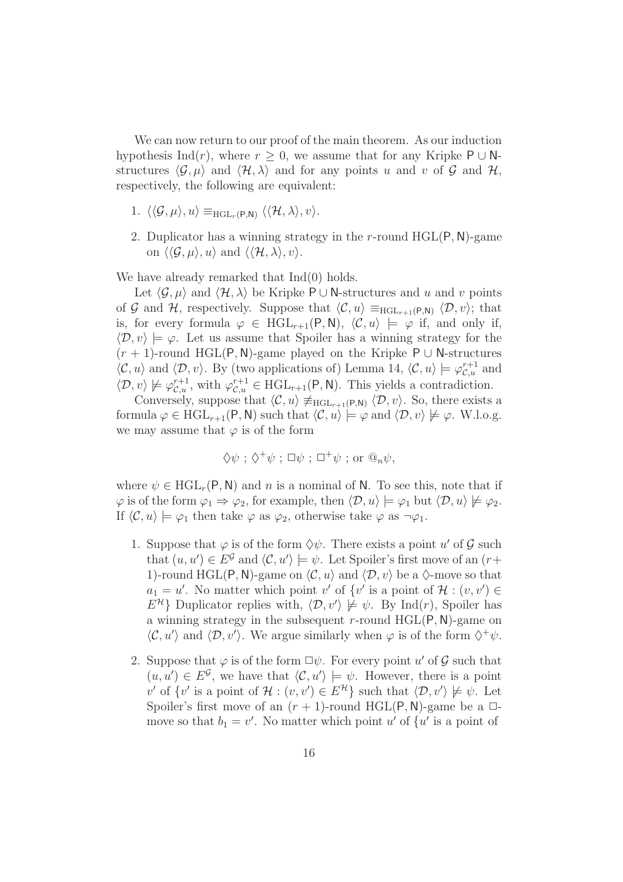We can now return to our proof of the main theorem. As our induction hypothesis Ind($r$), where $r \geq 0$, we assume that for any Kripke $\mathsf{P} \cup \mathsf{N}$-structures $\langle \mathcal{G}, \mu \rangle$ and $\langle \mathcal{H}, \lambda \rangle$ and for any points $u$ and $v$ of $\mathcal{G}$ and $\mathcal{H}$, respectively, the following are equivalent:

1. $\langle \langle \mathcal{G}, \mu \rangle, u \rangle \equiv_{\mathrm{HGL}_r(\mathsf{P},\mathsf{N})} \langle \langle \mathcal{H}, \lambda \rangle, v \rangle$.
2. Duplicator has a winning strategy in the $r$-round HGL($\mathsf{P}, \mathsf{N}$)-game on $\langle \langle \mathcal{G}, \mu \rangle, u \rangle$ and $\langle \langle \mathcal{H}, \lambda \rangle, v \rangle$.

We have already remarked that Ind(0) holds.

Let $\langle \mathcal{G}, \mu \rangle$ and $\langle \mathcal{H}, \lambda \rangle$ be Kripke $\mathsf{P} \cup \mathsf{N}$-structures and $u$ and $v$ points of $\mathcal{G}$ and $\mathcal{H}$, respectively. Suppose that $\langle \mathcal{C}, u \rangle \equiv_{\mathrm{HGL}_{r+1}(\mathsf{P},\mathsf{N})} \langle \mathcal{D}, v \rangle$; that is, for every formula $\varphi \in \mathrm{HGL}_{r+1}(\mathsf{P}, \mathsf{N})$, $\langle \mathcal{C}, u \rangle \models \varphi$ if, and only if, $\langle \mathcal{D}, v \rangle \models \varphi$. Let us assume that Spoiler has a winning strategy for the $(r+1)$-round HGL($\mathsf{P}, \mathsf{N}$)-game played on the Kripke $\mathsf{P} \cup \mathsf{N}$-structures $\langle \mathcal{C}, u \rangle$ and $\langle \mathcal{D}, v \rangle$. By (two applications of) Lemma 14, $\langle \mathcal{C}, u \rangle \models \varphi^{r+1}_{\mathcal{C},u}$ and $\langle \mathcal{D}, v \rangle \not\models \varphi^{r+1}_{\mathcal{C},u}$, with $\varphi^{r+1}_{\mathcal{C},u} \in \mathrm{HGL}_{r+1}(\mathsf{P}, \mathsf{N})$. This yields a contradiction.

Conversely, suppose that $\langle \mathcal{C}, u \rangle \not\equiv_{\mathrm{HGL}_{r+1}(\mathsf{P},\mathsf{N})} \langle \mathcal{D}, v \rangle$. So, there exists a formula $\varphi \in \mathrm{HGL}_{r+1}(\mathsf{P}, \mathsf{N})$ such that $\langle \mathcal{C}, u \rangle \models \varphi$ and $\langle \mathcal{D}, v \rangle \not\models \varphi$. W.l.o.g. we may assume that $\varphi$ is of the form

$$\Diamond\psi \ ; \ \Diamond^+\psi \ ; \ \Box\psi \ ; \ \Box^+\psi \ ; \text{ or } @_n\psi,$$

where $\psi \in \mathrm{HGL}_r(\mathsf{P}, \mathsf{N})$ and $n$ is a nominal of $\mathsf{N}$. To see this, note that if $\varphi$ is of the form $\varphi_1 \Rightarrow \varphi_2$, for example, then $\langle \mathcal{D}, u \rangle \models \varphi_1$ but $\langle \mathcal{D}, u \rangle \not\models \varphi_2$. If $\langle \mathcal{C}, u \rangle \models \varphi_1$ then take $\varphi$ as $\varphi_2$, otherwise take $\varphi$ as $\neg\varphi_1$.

1. Suppose that $\varphi$ is of the form $\Diamond\psi$. There exists a point $u'$ of $\mathcal{G}$ such that $(u, u') \in E^{\mathcal{G}}$ and $\langle \mathcal{C}, u' \rangle \models \psi$. Let Spoiler's first move of an $(r+1)$-round HGL($\mathsf{P}, \mathsf{N}$)-game on $\langle \mathcal{C}, u \rangle$ and $\langle \mathcal{D}, v \rangle$ be a $\Diamond$-move so that $a_1 = u'$. No matter which point $v'$ of $\{v'$ is a point of $\mathcal{H} : (v, v') \in E^{\mathcal{H}}\}$ Duplicator replies with, $\langle \mathcal{D}, v' \rangle \not\models \psi$. By Ind($r$), Spoiler has a winning strategy in the subsequent $r$-round HGL($\mathsf{P}, \mathsf{N}$)-game on $\langle \mathcal{C}, u' \rangle$ and $\langle \mathcal{D}, v' \rangle$. We argue similarly when $\varphi$ is of the form $\Diamond^+\psi$.

2. Suppose that $\varphi$ is of the form $\Box\psi$. For every point $u'$ of $\mathcal{G}$ such that $(u, u') \in E^{\mathcal{G}}$, we have that $\langle \mathcal{C}, u' \rangle \models \psi$. However, there is a point $v'$ of $\{v'$ is a point of $\mathcal{H} : (v, v') \in E^{\mathcal{H}}\}$ such that $\langle \mathcal{D}, v' \rangle \not\models \psi$. Let Spoiler's first move of an $(r+1)$-round HGL($\mathsf{P}, \mathsf{N}$)-game be a $\Box$-move so that $b_1 = v'$. No matter which point $u'$ of $\{u'$ is a point of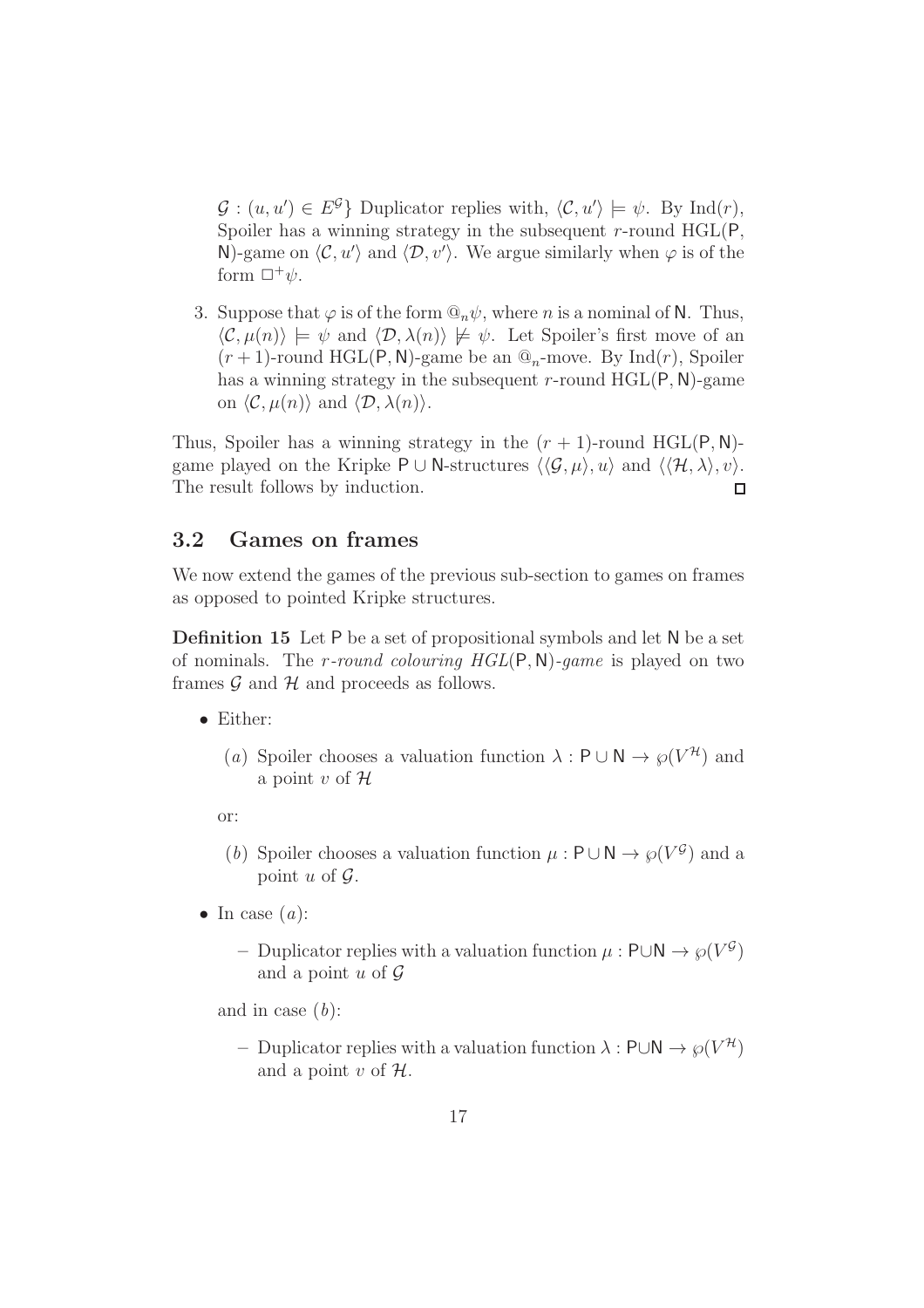$\mathcal{G} : (u, u') \in E^{\mathcal{G}}\}$ Duplicator replies with, $\langle \mathcal{C}, u' \rangle \models \psi$. By Ind$(r)$, Spoiler has a winning strategy in the subsequent $r$-round HGL$(\mathsf{P}, \mathsf{N})$-game on $\langle \mathcal{C}, u' \rangle$ and $\langle \mathcal{D}, v' \rangle$. We argue similarly when $\varphi$ is of the form $\Box^+ \psi$.

3. Suppose that $\varphi$ is of the form $@_n \psi$, where $n$ is a nominal of $\mathsf{N}$. Thus, $\langle \mathcal{C}, \mu(n) \rangle \models \psi$ and $\langle \mathcal{D}, \lambda(n) \rangle \not\models \psi$. Let Spoiler's first move of an $(r+1)$-round HGL$(\mathsf{P}, \mathsf{N})$-game be an $@_n$-move. By Ind$(r)$, Spoiler has a winning strategy in the subsequent $r$-round HGL$(\mathsf{P}, \mathsf{N})$-game on $\langle \mathcal{C}, \mu(n) \rangle$ and $\langle \mathcal{D}, \lambda(n) \rangle$.

Thus, Spoiler has a winning strategy in the $(r+1)$-round HGL$(\mathsf{P}, \mathsf{N})$-game played on the Kripke $\mathsf{P} \cup \mathsf{N}$-structures $\langle \langle \mathcal{G}, \mu \rangle, u \rangle$ and $\langle \langle \mathcal{H}, \lambda \rangle, v \rangle$. The result follows by induction. ◻

## 3.2 Games on frames

We now extend the games of the previous sub-section to games on frames as opposed to pointed Kripke structures.

**Definition 15** Let $\mathsf{P}$ be a set of propositional symbols and let $\mathsf{N}$ be a set of nominals. The *$r$-round colouring HGL$(\mathsf{P}, \mathsf{N})$-game* is played on two frames $\mathcal{G}$ and $\mathcal{H}$ and proceeds as follows.

- Either:

  $(a)$ Spoiler chooses a valuation function $\lambda : \mathsf{P} \cup \mathsf{N} \to \wp(V^{\mathcal{H}})$ and a point $v$ of $\mathcal{H}$

  or:

  $(b)$ Spoiler chooses a valuation function $\mu : \mathsf{P} \cup \mathsf{N} \to \wp(V^{\mathcal{G}})$ and a point $u$ of $\mathcal{G}$.

- In case $(a)$:

  – Duplicator replies with a valuation function $\mu : \mathsf{P} \cup \mathsf{N} \to \wp(V^{\mathcal{G}})$ and a point $u$ of $\mathcal{G}$

  and in case $(b)$:

  – Duplicator replies with a valuation function $\lambda : \mathsf{P} \cup \mathsf{N} \to \wp(V^{\mathcal{H}})$ and a point $v$ of $\mathcal{H}$.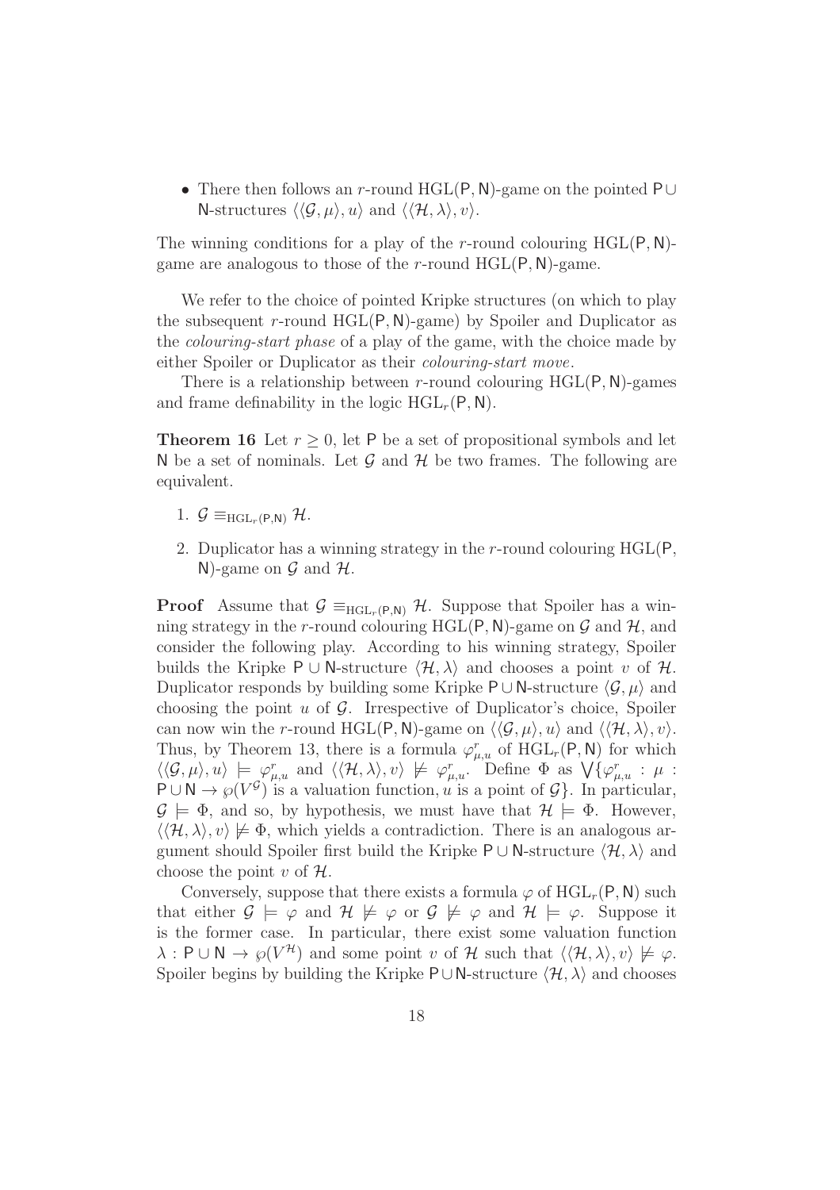- There then follows an $r$-round $\mathrm{HGL}(\mathsf{P}, \mathsf{N})$-game on the pointed $\mathsf{P} \cup \mathsf{N}$-structures $\langle\langle\mathcal{G}, \mu\rangle, u\rangle$ and $\langle\langle\mathcal{H}, \lambda\rangle, v\rangle$.

The winning conditions for a play of the $r$-round colouring $\mathrm{HGL}(\mathsf{P}, \mathsf{N})$-game are analogous to those of the $r$-round $\mathrm{HGL}(\mathsf{P}, \mathsf{N})$-game.

We refer to the choice of pointed Kripke structures (on which to play the subsequent $r$-round $\mathrm{HGL}(\mathsf{P}, \mathsf{N})$-game) by Spoiler and Duplicator as the *colouring-start phase* of a play of the game, with the choice made by either Spoiler or Duplicator as their *colouring-start move*.

There is a relationship between $r$-round colouring $\mathrm{HGL}(\mathsf{P}, \mathsf{N})$-games and frame definability in the logic $\mathrm{HGL}_r(\mathsf{P}, \mathsf{N})$.

**Theorem 16** Let $r \geq 0$, let $\mathsf{P}$ be a set of propositional symbols and let $\mathsf{N}$ be a set of nominals. Let $\mathcal{G}$ and $\mathcal{H}$ be two frames. The following are equivalent.

1. $\mathcal{G} \equiv_{\mathrm{HGL}_r(\mathsf{P},\mathsf{N})} \mathcal{H}$.
2. Duplicator has a winning strategy in the $r$-round colouring $\mathrm{HGL}(\mathsf{P}, \mathsf{N})$-game on $\mathcal{G}$ and $\mathcal{H}$.

**Proof** Assume that $\mathcal{G} \equiv_{\mathrm{HGL}_r(\mathsf{P},\mathsf{N})} \mathcal{H}$. Suppose that Spoiler has a winning strategy in the $r$-round colouring $\mathrm{HGL}(\mathsf{P}, \mathsf{N})$-game on $\mathcal{G}$ and $\mathcal{H}$, and consider the following play. According to his winning strategy, Spoiler builds the Kripke $\mathsf{P} \cup \mathsf{N}$-structure $\langle\mathcal{H}, \lambda\rangle$ and chooses a point $v$ of $\mathcal{H}$. Duplicator responds by building some Kripke $\mathsf{P} \cup \mathsf{N}$-structure $\langle\mathcal{G}, \mu\rangle$ and choosing the point $u$ of $\mathcal{G}$. Irrespective of Duplicator's choice, Spoiler can now win the $r$-round $\mathrm{HGL}(\mathsf{P}, \mathsf{N})$-game on $\langle\langle\mathcal{G}, \mu\rangle, u\rangle$ and $\langle\langle\mathcal{H}, \lambda\rangle, v\rangle$. Thus, by Theorem 13, there is a formula $\varphi^r_{\mu,u}$ of $\mathrm{HGL}_r(\mathsf{P}, \mathsf{N})$ for which $\langle\langle\mathcal{G}, \mu\rangle, u\rangle \models \varphi^r_{\mu,u}$ and $\langle\langle\mathcal{H}, \lambda\rangle, v\rangle \not\models \varphi^r_{\mu,u}$. Define $\Phi$ as $\bigvee\{\varphi^r_{\mu,u} : \mu : \mathsf{P} \cup \mathsf{N} \to \wp(V^{\mathcal{G}})$ is a valuation function, $u$ is a point of $\mathcal{G}\}$. In particular, $\mathcal{G} \models \Phi$, and so, by hypothesis, we must have that $\mathcal{H} \models \Phi$. However, $\langle\langle\mathcal{H}, \lambda\rangle, v\rangle \not\models \Phi$, which yields a contradiction. There is an analogous argument should Spoiler first build the Kripke $\mathsf{P} \cup \mathsf{N}$-structure $\langle\mathcal{H}, \lambda\rangle$ and choose the point $v$ of $\mathcal{H}$.

Conversely, suppose that there exists a formula $\varphi$ of $\mathrm{HGL}_r(\mathsf{P}, \mathsf{N})$ such that either $\mathcal{G} \models \varphi$ and $\mathcal{H} \not\models \varphi$ or $\mathcal{G} \not\models \varphi$ and $\mathcal{H} \models \varphi$. Suppose it is the former case. In particular, there exist some valuation function $\lambda : \mathsf{P} \cup \mathsf{N} \to \wp(V^{\mathcal{H}})$ and some point $v$ of $\mathcal{H}$ such that $\langle\langle\mathcal{H}, \lambda\rangle, v\rangle \not\models \varphi$. Spoiler begins by building the Kripke $\mathsf{P} \cup \mathsf{N}$-structure $\langle\mathcal{H}, \lambda\rangle$ and chooses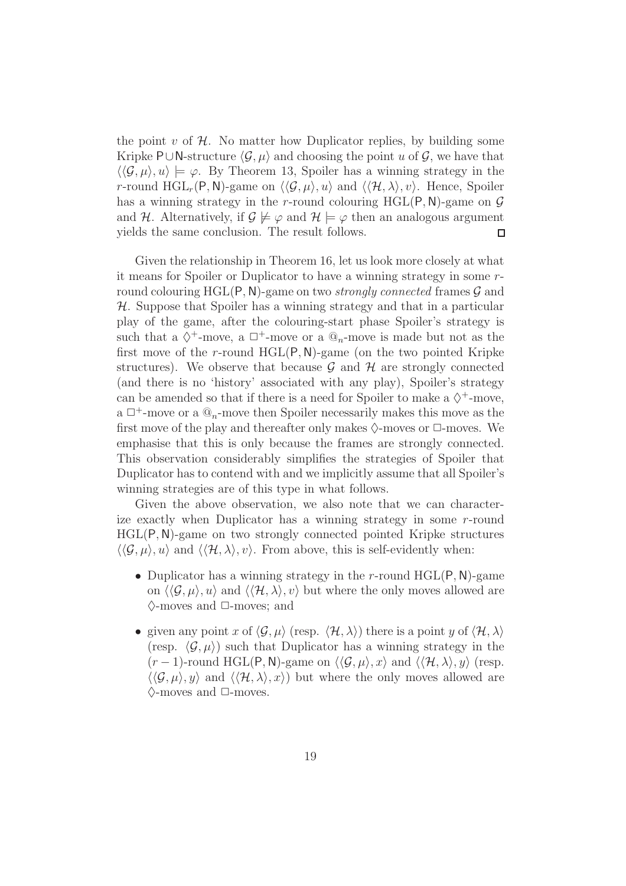the point $v$ of $\mathcal{H}$. No matter how Duplicator replies, by building some Kripke $\mathsf{P}\cup\mathsf{N}$-structure $\langle\mathcal{G},\mu\rangle$ and choosing the point $u$ of $\mathcal{G}$, we have that $\langle\langle\mathcal{G},\mu\rangle,u\rangle \models \varphi$. By Theorem 13, Spoiler has a winning strategy in the $r$-round $\mathrm{HGL}_r(\mathsf{P},\mathsf{N})$-game on $\langle\langle\mathcal{G},\mu\rangle,u\rangle$ and $\langle\langle\mathcal{H},\lambda\rangle,v\rangle$. Hence, Spoiler has a winning strategy in the $r$-round colouring $\mathrm{HGL}(\mathsf{P},\mathsf{N})$-game on $\mathcal{G}$ and $\mathcal{H}$. Alternatively, if $\mathcal{G} \not\models \varphi$ and $\mathcal{H} \models \varphi$ then an analogous argument yields the same conclusion. The result follows. □

Given the relationship in Theorem 16, let us look more closely at what it means for Spoiler or Duplicator to have a winning strategy in some $r$-round colouring $\mathrm{HGL}(\mathsf{P},\mathsf{N})$-game on two *strongly connected* frames $\mathcal{G}$ and $\mathcal{H}$. Suppose that Spoiler has a winning strategy and that in a particular play of the game, after the colouring-start phase Spoiler's strategy is such that a $\Diamond^+$-move, a $\Box^+$-move or a $@_n$-move is made but not as the first move of the $r$-round $\mathrm{HGL}(\mathsf{P},\mathsf{N})$-game (on the two pointed Kripke structures). We observe that because $\mathcal{G}$ and $\mathcal{H}$ are strongly connected (and there is no 'history' associated with any play), Spoiler's strategy can be amended so that if there is a need for Spoiler to make a $\Diamond^+$-move, a $\Box^+$-move or a $@_n$-move then Spoiler necessarily makes this move as the first move of the play and thereafter only makes $\Diamond$-moves or $\Box$-moves. We emphasise that this is only because the frames are strongly connected. This observation considerably simplifies the strategies of Spoiler that Duplicator has to contend with and we implicitly assume that all Spoiler's winning strategies are of this type in what follows.

Given the above observation, we also note that we can characterize exactly when Duplicator has a winning strategy in some $r$-round $\mathrm{HGL}(\mathsf{P},\mathsf{N})$-game on two strongly connected pointed Kripke structures $\langle\langle\mathcal{G},\mu\rangle,u\rangle$ and $\langle\langle\mathcal{H},\lambda\rangle,v\rangle$. From above, this is self-evidently when:

- Duplicator has a winning strategy in the $r$-round $\mathrm{HGL}(\mathsf{P},\mathsf{N})$-game on $\langle\langle\mathcal{G},\mu\rangle,u\rangle$ and $\langle\langle\mathcal{H},\lambda\rangle,v\rangle$ but where the only moves allowed are $\Diamond$-moves and $\Box$-moves; and
- given any point $x$ of $\langle\mathcal{G},\mu\rangle$ (resp. $\langle\mathcal{H},\lambda\rangle$) there is a point $y$ of $\langle\mathcal{H},\lambda\rangle$ (resp. $\langle\mathcal{G},\mu\rangle$) such that Duplicator has a winning strategy in the $(r-1)$-round $\mathrm{HGL}(\mathsf{P},\mathsf{N})$-game on $\langle\langle\mathcal{G},\mu\rangle,x\rangle$ and $\langle\langle\mathcal{H},\lambda\rangle,y\rangle$ (resp. $\langle\langle\mathcal{G},\mu\rangle,y\rangle$ and $\langle\langle\mathcal{H},\lambda\rangle,x\rangle$) but where the only moves allowed are $\Diamond$-moves and $\Box$-moves.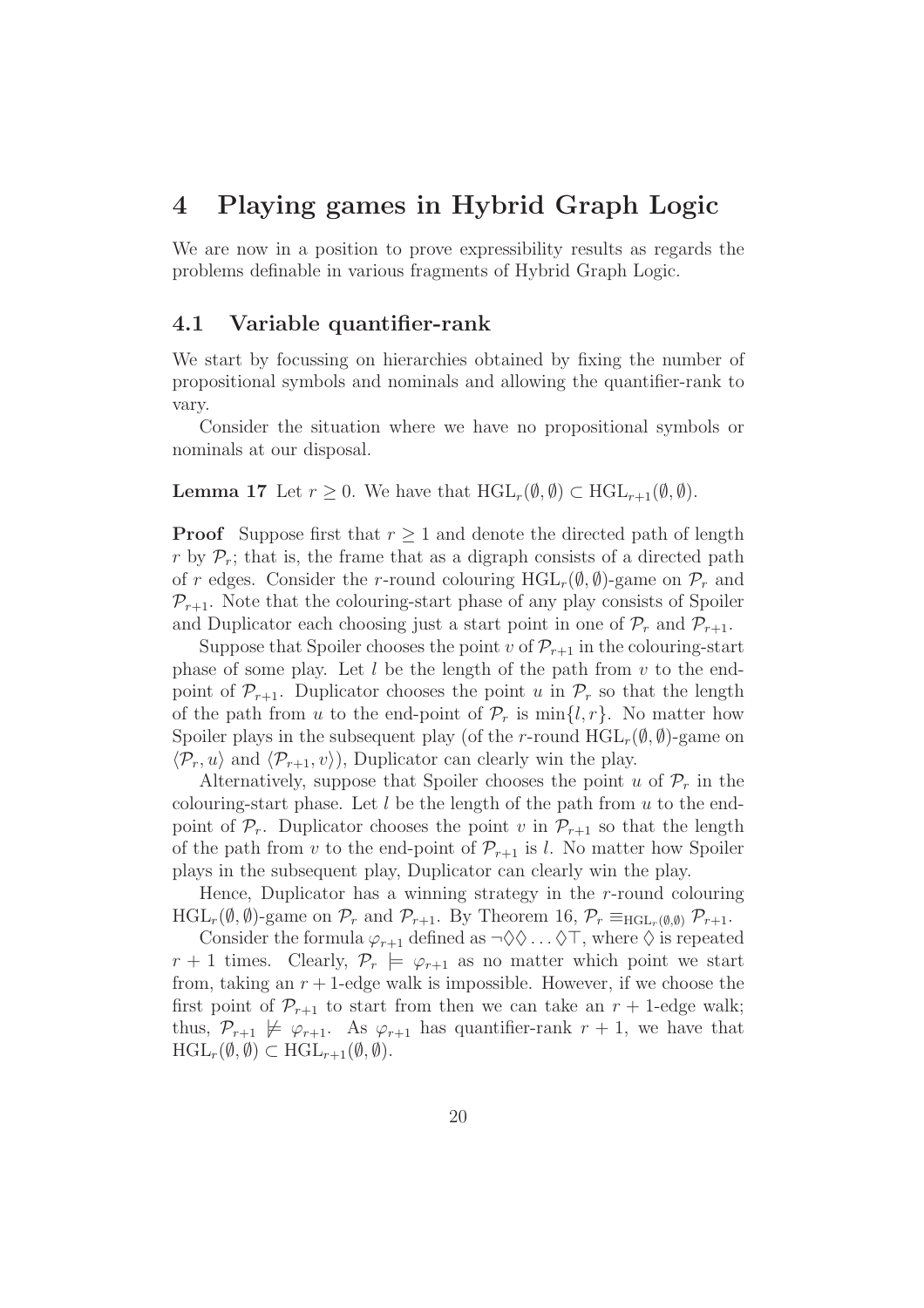# 4 Playing games in Hybrid Graph Logic

We are now in a position to prove expressibility results as regards the problems definable in various fragments of Hybrid Graph Logic.

## 4.1 Variable quantifier-rank

We start by focussing on hierarchies obtained by fixing the number of propositional symbols and nominals and allowing the quantifier-rank to vary.

Consider the situation where we have no propositional symbols or nominals at our disposal.

**Lemma 17** Let $r \geq 0$. We have that $\mathrm{HGL}_r(\emptyset, \emptyset) \subset \mathrm{HGL}_{r+1}(\emptyset, \emptyset)$.

**Proof** Suppose first that $r \geq 1$ and denote the directed path of length $r$ by $\mathcal{P}_r$; that is, the frame that as a digraph consists of a directed path of $r$ edges. Consider the $r$-round colouring $\mathrm{HGL}_r(\emptyset, \emptyset)$-game on $\mathcal{P}_r$ and $\mathcal{P}_{r+1}$. Note that the colouring-start phase of any play consists of Spoiler and Duplicator each choosing just a start point in one of $\mathcal{P}_r$ and $\mathcal{P}_{r+1}$.

Suppose that Spoiler chooses the point $v$ of $\mathcal{P}_{r+1}$ in the colouring-start phase of some play. Let $l$ be the length of the path from $v$ to the end-point of $\mathcal{P}_{r+1}$. Duplicator chooses the point $u$ in $\mathcal{P}_r$ so that the length of the path from $u$ to the end-point of $\mathcal{P}_r$ is $\min\{l, r\}$. No matter how Spoiler plays in the subsequent play (of the $r$-round $\mathrm{HGL}_r(\emptyset, \emptyset)$-game on $\langle \mathcal{P}_r, u \rangle$ and $\langle \mathcal{P}_{r+1}, v \rangle$), Duplicator can clearly win the play.

Alternatively, suppose that Spoiler chooses the point $u$ of $\mathcal{P}_r$ in the colouring-start phase. Let $l$ be the length of the path from $u$ to the end-point of $\mathcal{P}_r$. Duplicator chooses the point $v$ in $\mathcal{P}_{r+1}$ so that the length of the path from $v$ to the end-point of $\mathcal{P}_{r+1}$ is $l$. No matter how Spoiler plays in the subsequent play, Duplicator can clearly win the play.

Hence, Duplicator has a winning strategy in the $r$-round colouring $\mathrm{HGL}_r(\emptyset, \emptyset)$-game on $\mathcal{P}_r$ and $\mathcal{P}_{r+1}$. By Theorem 16, $\mathcal{P}_r \equiv_{\mathrm{HGL}_r(\emptyset,\emptyset)} \mathcal{P}_{r+1}$.

Consider the formula $\varphi_{r+1}$ defined as $\neg\Diamond\Diamond\ldots\Diamond\top$, where $\Diamond$ is repeated $r+1$ times. Clearly, $\mathcal{P}_r \models \varphi_{r+1}$ as no matter which point we start from, taking an $r+1$-edge walk is impossible. However, if we choose the first point of $\mathcal{P}_{r+1}$ to start from then we can take an $r+1$-edge walk; thus, $\mathcal{P}_{r+1} \not\models \varphi_{r+1}$. As $\varphi_{r+1}$ has quantifier-rank $r+1$, we have that $\mathrm{HGL}_r(\emptyset, \emptyset) \subset \mathrm{HGL}_{r+1}(\emptyset, \emptyset)$.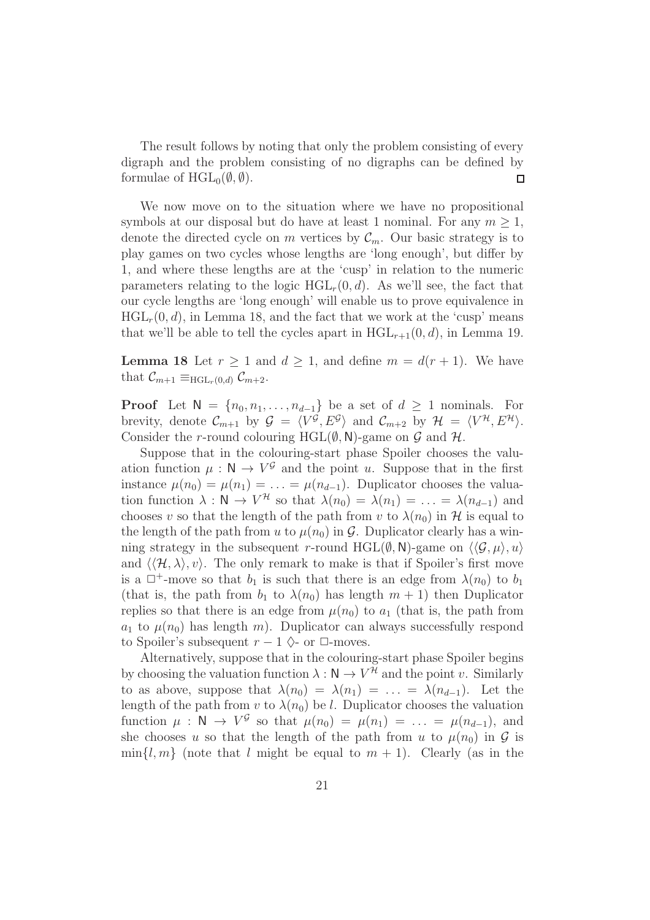The result follows by noting that only the problem consisting of every digraph and the problem consisting of no digraphs can be defined by formulae of $\mathrm{HGL}_0(\emptyset, \emptyset)$. $\square$

We now move on to the situation where we have no propositional symbols at our disposal but do have at least 1 nominal. For any $m \geq 1$, denote the directed cycle on $m$ vertices by $\mathcal{C}_m$. Our basic strategy is to play games on two cycles whose lengths are 'long enough', but differ by 1, and where these lengths are at the 'cusp' in relation to the numeric parameters relating to the logic $\mathrm{HGL}_r(0, d)$. As we'll see, the fact that our cycle lengths are 'long enough' will enable us to prove equivalence in $\mathrm{HGL}_r(0, d)$, in Lemma 18, and the fact that we work at the 'cusp' means that we'll be able to tell the cycles apart in $\mathrm{HGL}_{r+1}(0, d)$, in Lemma 19.

**Lemma 18** Let $r \geq 1$ and $d \geq 1$, and define $m = d(r+1)$. We have that $\mathcal{C}_{m+1} \equiv_{\mathrm{HGL}_r(0,d)} \mathcal{C}_{m+2}$.

**Proof** Let $\mathsf{N} = \{n_0, n_1, \ldots, n_{d-1}\}$ be a set of $d \geq 1$ nominals. For brevity, denote $\mathcal{C}_{m+1}$ by $\mathcal{G} = \langle V^{\mathcal{G}}, E^{\mathcal{G}} \rangle$ and $\mathcal{C}_{m+2}$ by $\mathcal{H} = \langle V^{\mathcal{H}}, E^{\mathcal{H}} \rangle$. Consider the $r$-round colouring $\mathrm{HGL}(\emptyset, \mathsf{N})$-game on $\mathcal{G}$ and $\mathcal{H}$.

Suppose that in the colouring-start phase Spoiler chooses the valuation function $\mu : \mathsf{N} \to V^{\mathcal{G}}$ and the point $u$. Suppose that in the first instance $\mu(n_0) = \mu(n_1) = \ldots = \mu(n_{d-1})$. Duplicator chooses the valuation function $\lambda : \mathsf{N} \to V^{\mathcal{H}}$ so that $\lambda(n_0) = \lambda(n_1) = \ldots = \lambda(n_{d-1})$ and chooses $v$ so that the length of the path from $v$ to $\lambda(n_0)$ in $\mathcal{H}$ is equal to the length of the path from $u$ to $\mu(n_0)$ in $\mathcal{G}$. Duplicator clearly has a winning strategy in the subsequent $r$-round $\mathrm{HGL}(\emptyset, \mathsf{N})$-game on $\langle\langle \mathcal{G}, \mu \rangle, u\rangle$ and $\langle\langle \mathcal{H}, \lambda \rangle, v\rangle$. The only remark to make is that if Spoiler's first move is a $\Box^+$-move so that $b_1$ is such that there is an edge from $\lambda(n_0)$ to $b_1$ (that is, the path from $b_1$ to $\lambda(n_0)$ has length $m+1$) then Duplicator replies so that there is an edge from $\mu(n_0)$ to $a_1$ (that is, the path from $a_1$ to $\mu(n_0)$ has length $m$). Duplicator can always successfully respond to Spoiler's subsequent $r-1$ $\Diamond$- or $\Box$-moves.

Alternatively, suppose that in the colouring-start phase Spoiler begins by choosing the valuation function $\lambda : \mathsf{N} \to V^{\mathcal{H}}$ and the point $v$. Similarly to as above, suppose that $\lambda(n_0) = \lambda(n_1) = \ldots = \lambda(n_{d-1})$. Let the length of the path from $v$ to $\lambda(n_0)$ be $l$. Duplicator chooses the valuation function $\mu : \mathsf{N} \to V^{\mathcal{G}}$ so that $\mu(n_0) = \mu(n_1) = \ldots = \mu(n_{d-1})$, and she chooses $u$ so that the length of the path from $u$ to $\mu(n_0)$ in $\mathcal{G}$ is $\min\{l, m\}$ (note that $l$ might be equal to $m+1$). Clearly (as in the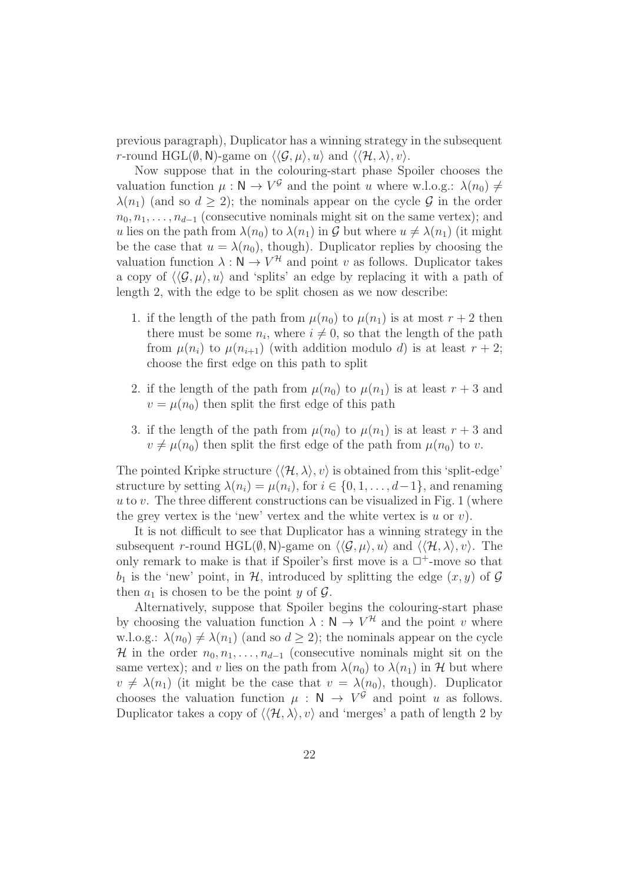previous paragraph), Duplicator has a winning strategy in the subsequent $r$-round HGL$(\emptyset, \mathsf{N})$-game on $\langle\langle\mathcal{G}, \mu\rangle, u\rangle$ and $\langle\langle\mathcal{H}, \lambda\rangle, v\rangle$.

Now suppose that in the colouring-start phase Spoiler chooses the valuation function $\mu : \mathsf{N} \to V^{\mathcal{G}}$ and the point $u$ where w.l.o.g.: $\lambda(n_0) \neq \lambda(n_1)$ (and so $d \geq 2$); the nominals appear on the cycle $\mathcal{G}$ in the order $n_0, n_1, \ldots, n_{d-1}$ (consecutive nominals might sit on the same vertex); and $u$ lies on the path from $\lambda(n_0)$ to $\lambda(n_1)$ in $\mathcal{G}$ but where $u \neq \lambda(n_1)$ (it might be the case that $u = \lambda(n_0)$, though). Duplicator replies by choosing the valuation function $\lambda : \mathsf{N} \to V^{\mathcal{H}}$ and point $v$ as follows. Duplicator takes a copy of $\langle\langle\mathcal{G}, \mu\rangle, u\rangle$ and 'splits' an edge by replacing it with a path of length 2, with the edge to be split chosen as we now describe:

1. if the length of the path from $\mu(n_0)$ to $\mu(n_1)$ is at most $r + 2$ then there must be some $n_i$, where $i \neq 0$, so that the length of the path from $\mu(n_i)$ to $\mu(n_{i+1})$ (with addition modulo $d$) is at least $r + 2$; choose the first edge on this path to split

2. if the length of the path from $\mu(n_0)$ to $\mu(n_1)$ is at least $r + 3$ and $v = \mu(n_0)$ then split the first edge of this path

3. if the length of the path from $\mu(n_0)$ to $\mu(n_1)$ is at least $r + 3$ and $v \neq \mu(n_0)$ then split the first edge of the path from $\mu(n_0)$ to $v$.

The pointed Kripke structure $\langle\langle\mathcal{H}, \lambda\rangle, v\rangle$ is obtained from this 'split-edge' structure by setting $\lambda(n_i) = \mu(n_i)$, for $i \in \{0, 1, \ldots, d-1\}$, and renaming $u$ to $v$. The three different constructions can be visualized in Fig. 1 (where the grey vertex is the 'new' vertex and the white vertex is $u$ or $v$).

It is not difficult to see that Duplicator has a winning strategy in the subsequent $r$-round HGL$(\emptyset, \mathsf{N})$-game on $\langle\langle\mathcal{G}, \mu\rangle, u\rangle$ and $\langle\langle\mathcal{H}, \lambda\rangle, v\rangle$. The only remark to make is that if Spoiler's first move is a $\Box^+$-move so that $b_1$ is the 'new' point, in $\mathcal{H}$, introduced by splitting the edge $(x, y)$ of $\mathcal{G}$ then $a_1$ is chosen to be the point $y$ of $\mathcal{G}$.

Alternatively, suppose that Spoiler begins the colouring-start phase by choosing the valuation function $\lambda : \mathsf{N} \to V^{\mathcal{H}}$ and the point $v$ where w.l.o.g.: $\lambda(n_0) \neq \lambda(n_1)$ (and so $d \geq 2$); the nominals appear on the cycle $\mathcal{H}$ in the order $n_0, n_1, \ldots, n_{d-1}$ (consecutive nominals might sit on the same vertex); and $v$ lies on the path from $\lambda(n_0)$ to $\lambda(n_1)$ in $\mathcal{H}$ but where $v \neq \lambda(n_1)$ (it might be the case that $v = \lambda(n_0)$, though). Duplicator chooses the valuation function $\mu : \mathsf{N} \to V^{\mathcal{G}}$ and point $u$ as follows. Duplicator takes a copy of $\langle\langle\mathcal{H}, \lambda\rangle, v\rangle$ and 'merges' a path of length 2 by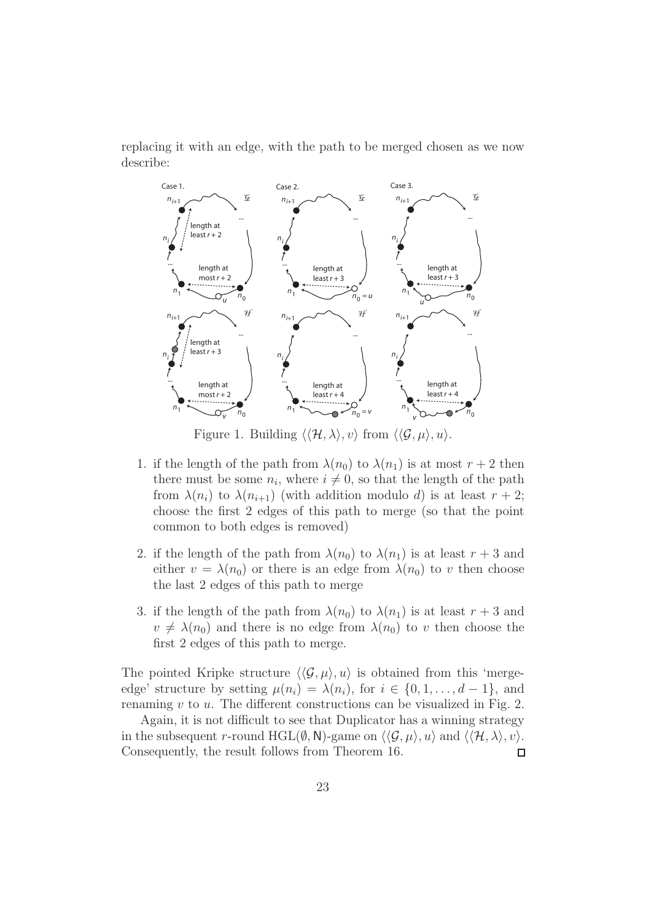replacing it with an edge, with the path to be merged chosen as we now describe:

Figure 1. Building $\langle\langle \mathcal{H}, \lambda\rangle, v\rangle$ from $\langle\langle \mathcal{G}, \mu\rangle, u\rangle$.

1. if the length of the path from $\lambda(n_0)$ to $\lambda(n_1)$ is at most $r+2$ then there must be some $n_i$, where $i \neq 0$, so that the length of the path from $\lambda(n_i)$ to $\lambda(n_{i+1})$ (with addition modulo $d$) is at least $r+2$; choose the first 2 edges of this path to merge (so that the point common to both edges is removed)

2. if the length of the path from $\lambda(n_0)$ to $\lambda(n_1)$ is at least $r+3$ and either $v = \lambda(n_0)$ or there is an edge from $\lambda(n_0)$ to $v$ then choose the last 2 edges of this path to merge

3. if the length of the path from $\lambda(n_0)$ to $\lambda(n_1)$ is at least $r+3$ and $v \neq \lambda(n_0)$ and there is no edge from $\lambda(n_0)$ to $v$ then choose the first 2 edges of this path to merge.

The pointed Kripke structure $\langle\langle \mathcal{G}, \mu\rangle, u\rangle$ is obtained from this 'merge-edge' structure by setting $\mu(n_i) = \lambda(n_i)$, for $i \in \{0, 1, \ldots, d-1\}$, and renaming $v$ to $u$. The different constructions can be visualized in Fig. 2.

Again, it is not difficult to see that Duplicator has a winning strategy in the subsequent $r$-round HGL($\emptyset$, N)-game on $\langle\langle \mathcal{G}, \mu\rangle, u\rangle$ and $\langle\langle \mathcal{H}, \lambda\rangle, v\rangle$. Consequently, the result follows from Theorem 16. □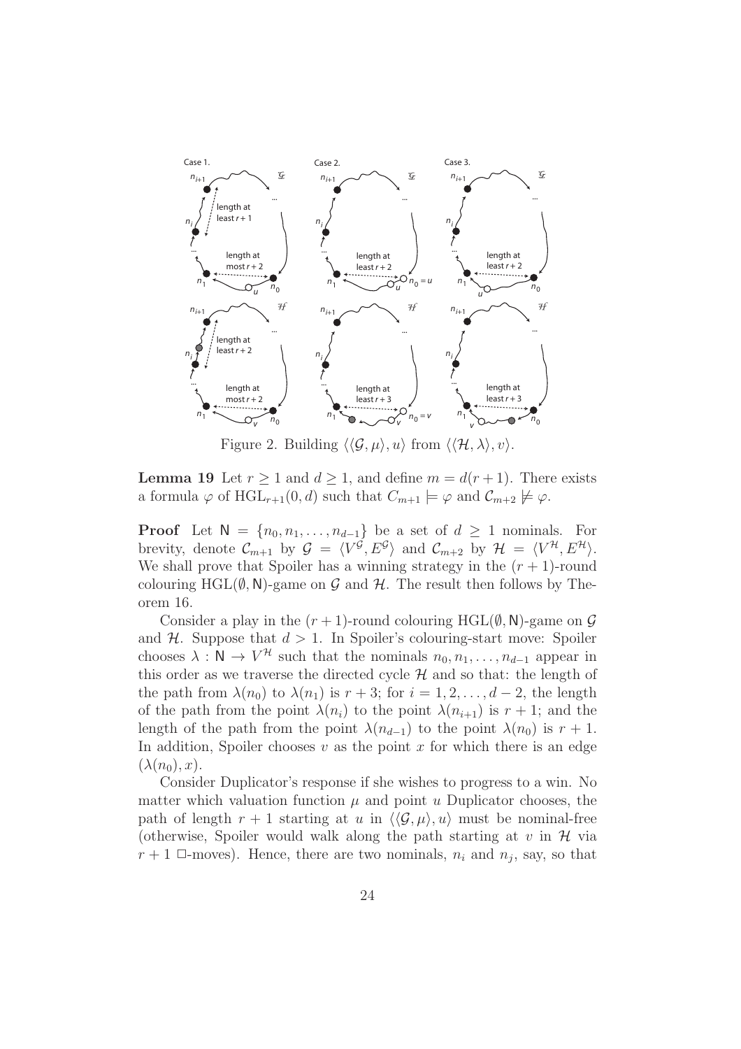Figure 2. Building $\langle\langle \mathcal{G}, \mu\rangle, u\rangle$ from $\langle\langle \mathcal{H}, \lambda\rangle, v\rangle$.

**Lemma 19** Let $r \geq 1$ and $d \geq 1$, and define $m = d(r+1)$. There exists a formula $\varphi$ of $\text{HGL}_{r+1}(0, d)$ such that $C_{m+1} \models \varphi$ and $\mathcal{C}_{m+2} \not\models \varphi$.

**Proof** Let $\mathsf{N} = \{n_0, n_1, \ldots, n_{d-1}\}$ be a set of $d \geq 1$ nominals. For brevity, denote $\mathcal{C}_{m+1}$ by $\mathcal{G} = \langle V^{\mathcal{G}}, E^{\mathcal{G}}\rangle$ and $\mathcal{C}_{m+2}$ by $\mathcal{H} = \langle V^{\mathcal{H}}, E^{\mathcal{H}}\rangle$. We shall prove that Spoiler has a winning strategy in the $(r+1)$-round colouring $\text{HGL}(\emptyset, \mathsf{N})$-game on $\mathcal{G}$ and $\mathcal{H}$. The result then follows by Theorem 16.

Consider a play in the $(r+1)$-round colouring $\text{HGL}(\emptyset, \mathsf{N})$-game on $\mathcal{G}$ and $\mathcal{H}$. Suppose that $d > 1$. In Spoiler's colouring-start move: Spoiler chooses $\lambda : \mathsf{N} \to V^{\mathcal{H}}$ such that the nominals $n_0, n_1, \ldots, n_{d-1}$ appear in this order as we traverse the directed cycle $\mathcal{H}$ and so that: the length of the path from $\lambda(n_0)$ to $\lambda(n_1)$ is $r+3$; for $i = 1, 2, \ldots, d-2$, the length of the path from the point $\lambda(n_i)$ to the point $\lambda(n_{i+1})$ is $r+1$; and the length of the path from the point $\lambda(n_{d-1})$ to the point $\lambda(n_0)$ is $r+1$. In addition, Spoiler chooses $v$ as the point $x$ for which there is an edge $(\lambda(n_0), x)$.

Consider Duplicator's response if she wishes to progress to a win. No matter which valuation function $\mu$ and point $u$ Duplicator chooses, the path of length $r+1$ starting at $u$ in $\langle\langle \mathcal{G}, \mu\rangle, u\rangle$ must be nominal-free (otherwise, Spoiler would walk along the path starting at $v$ in $\mathcal{H}$ via $r+1$ $\Box$-moves). Hence, there are two nominals, $n_i$ and $n_j$, say, so that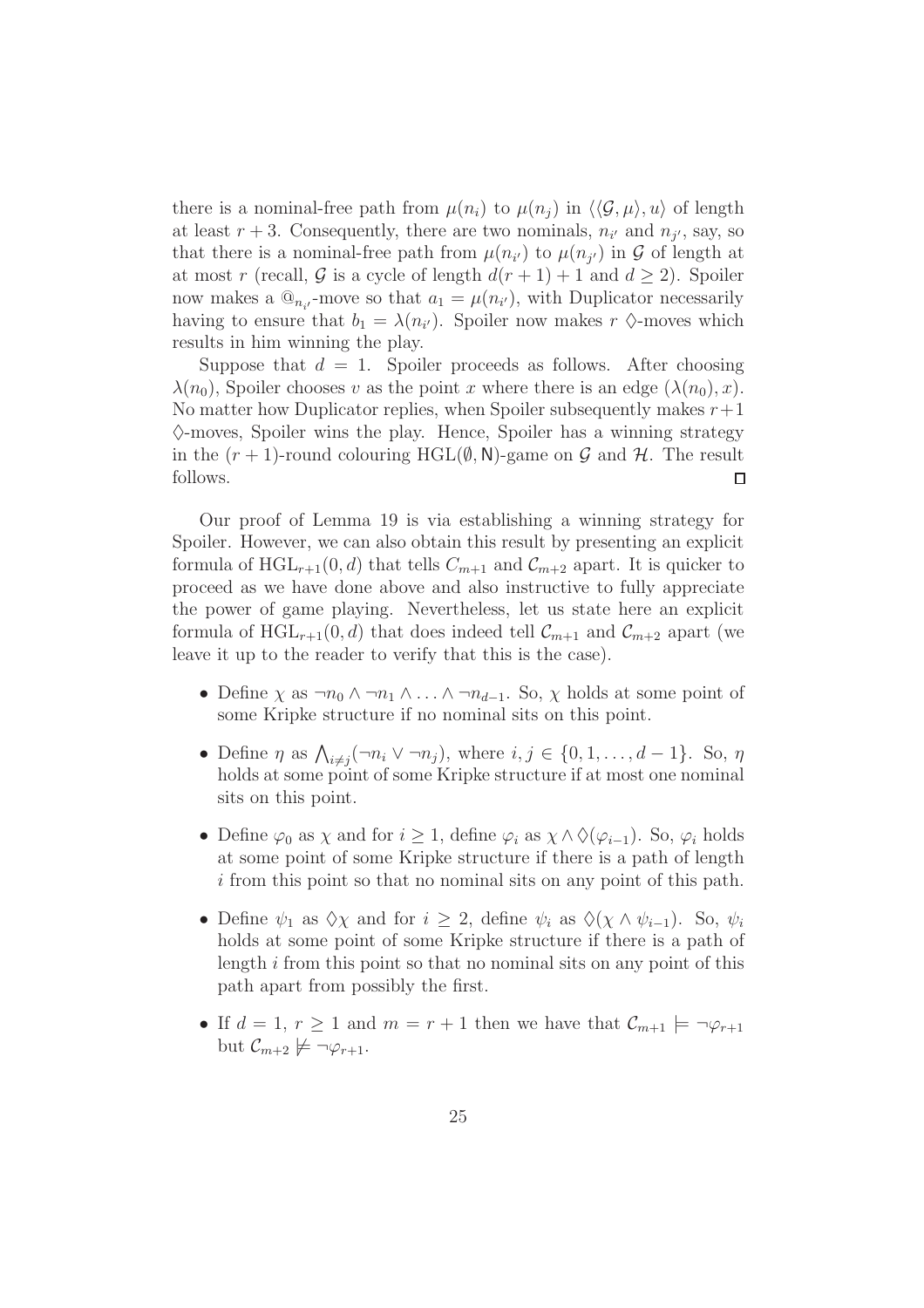there is a nominal-free path from $\mu(n_i)$ to $\mu(n_j)$ in $\langle\langle \mathcal{G}, \mu\rangle, u\rangle$ of length at least $r+3$. Consequently, there are two nominals, $n_{i'}$ and $n_{j'}$, say, so that there is a nominal-free path from $\mu(n_{i'})$ to $\mu(n_{j'})$ in $\mathcal{G}$ of length at at most $r$ (recall, $\mathcal{G}$ is a cycle of length $d(r+1)+1$ and $d \geq 2$). Spoiler now makes a $@_{n_{i'}}$-move so that $a_1 = \mu(n_{i'})$, with Duplicator necessarily having to ensure that $b_1 = \lambda(n_{i'})$. Spoiler now makes $r$ $\Diamond$-moves which results in him winning the play.

Suppose that $d = 1$. Spoiler proceeds as follows. After choosing $\lambda(n_0)$, Spoiler chooses $v$ as the point $x$ where there is an edge $(\lambda(n_0), x)$. No matter how Duplicator replies, when Spoiler subsequently makes $r+1$ $\Diamond$-moves, Spoiler wins the play. Hence, Spoiler has a winning strategy in the $(r+1)$-round colouring $\mathrm{HGL}(\emptyset, \mathsf{N})$-game on $\mathcal{G}$ and $\mathcal{H}$. The result follows. $\square$

Our proof of Lemma 19 is via establishing a winning strategy for Spoiler. However, we can also obtain this result by presenting an explicit formula of $\mathrm{HGL}_{r+1}(0, d)$ that tells $C_{m+1}$ and $\mathcal{C}_{m+2}$ apart. It is quicker to proceed as we have done above and also instructive to fully appreciate the power of game playing. Nevertheless, let us state here an explicit formula of $\mathrm{HGL}_{r+1}(0, d)$ that does indeed tell $\mathcal{C}_{m+1}$ and $\mathcal{C}_{m+2}$ apart (we leave it up to the reader to verify that this is the case).

- Define $\chi$ as $\neg n_0 \wedge \neg n_1 \wedge \ldots \wedge \neg n_{d-1}$. So, $\chi$ holds at some point of some Kripke structure if no nominal sits on this point.
- Define $\eta$ as $\bigwedge_{i \neq j}(\neg n_i \vee \neg n_j)$, where $i, j \in \{0, 1, \ldots, d-1\}$. So, $\eta$ holds at some point of some Kripke structure if at most one nominal sits on this point.
- Define $\varphi_0$ as $\chi$ and for $i \geq 1$, define $\varphi_i$ as $\chi \wedge \Diamond(\varphi_{i-1})$. So, $\varphi_i$ holds at some point of some Kripke structure if there is a path of length $i$ from this point so that no nominal sits on any point of this path.
- Define $\psi_1$ as $\Diamond\chi$ and for $i \geq 2$, define $\psi_i$ as $\Diamond(\chi \wedge \psi_{i-1})$. So, $\psi_i$ holds at some point of some Kripke structure if there is a path of length $i$ from this point so that no nominal sits on any point of this path apart from possibly the first.
- If $d = 1$, $r \geq 1$ and $m = r+1$ then we have that $\mathcal{C}_{m+1} \models \neg\varphi_{r+1}$ but $\mathcal{C}_{m+2} \not\models \neg\varphi_{r+1}$.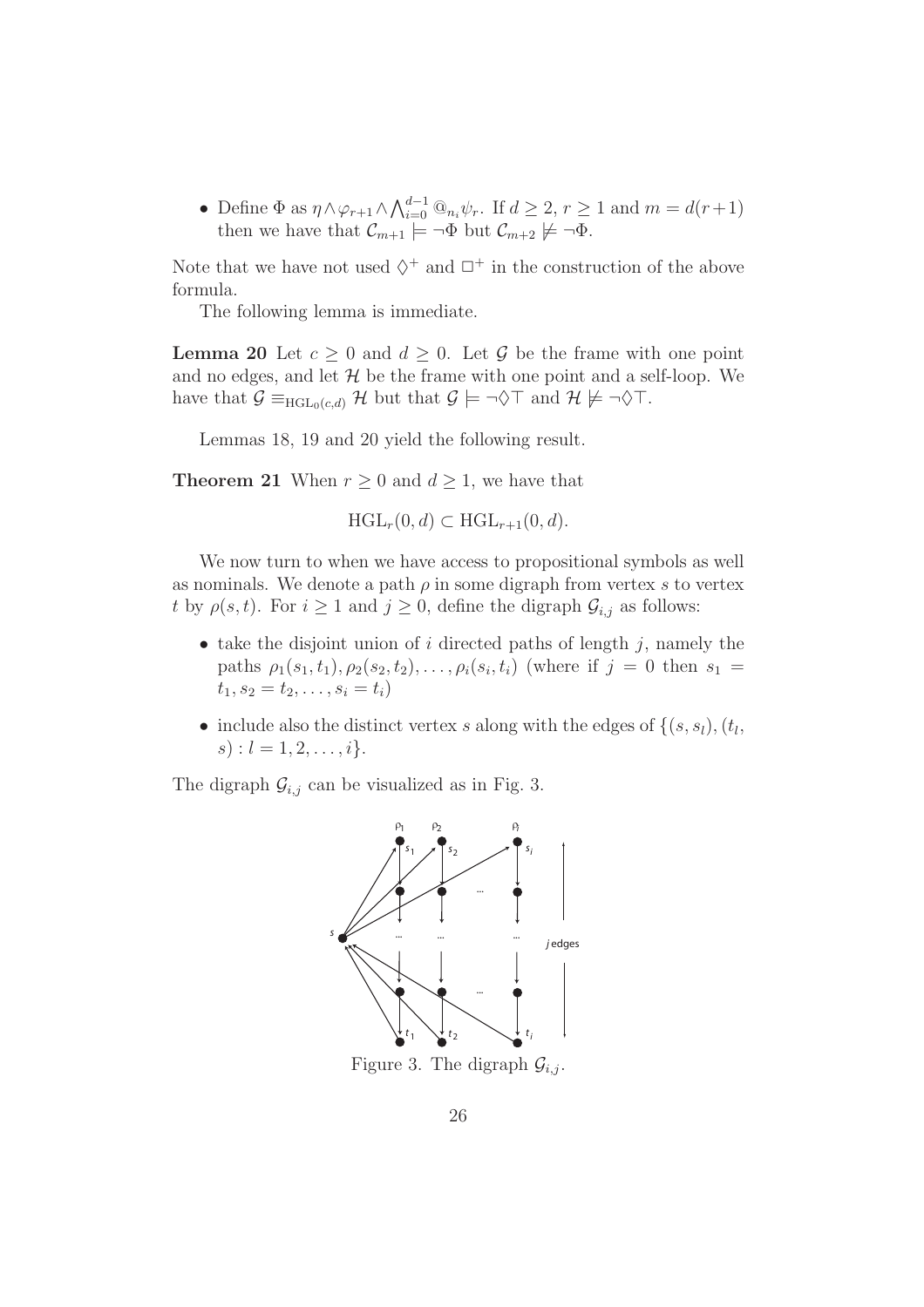- Define $\Phi$ as $\eta \wedge \varphi_{r+1} \wedge \bigwedge_{i=0}^{d-1} @_{n_i}\psi_r$. If $d \geq 2$, $r \geq 1$ and $m = d(r+1)$ then we have that $\mathcal{C}_{m+1} \models \neg\Phi$ but $\mathcal{C}_{m+2} \not\models \neg\Phi$.

Note that we have not used $\Diamond^+$ and $\Box^+$ in the construction of the above formula.

The following lemma is immediate.

**Lemma 20** Let $c \geq 0$ and $d \geq 0$. Let $\mathcal{G}$ be the frame with one point and no edges, and let $\mathcal{H}$ be the frame with one point and a self-loop. We have that $\mathcal{G} \equiv_{\mathrm{HGL}_0(c,d)} \mathcal{H}$ but that $\mathcal{G} \models \neg\Diamond\top$ and $\mathcal{H} \not\models \neg\Diamond\top$.

Lemmas 18, 19 and 20 yield the following result.

**Theorem 21** When $r \geq 0$ and $d \geq 1$, we have that

$$\mathrm{HGL}_r(0, d) \subset \mathrm{HGL}_{r+1}(0, d).$$

We now turn to when we have access to propositional symbols as well as nominals. We denote a path $\rho$ in some digraph from vertex $s$ to vertex $t$ by $\rho(s, t)$. For $i \geq 1$ and $j \geq 0$, define the digraph $\mathcal{G}_{i,j}$ as follows:

- take the disjoint union of $i$ directed paths of length $j$, namely the paths $\rho_1(s_1, t_1), \rho_2(s_2, t_2), \ldots, \rho_i(s_i, t_i)$ (where if $j = 0$ then $s_1 = t_1, s_2 = t_2, \ldots, s_i = t_i$)
- include also the distinct vertex $s$ along with the edges of $\{(s, s_l), (t_l, s) : l = 1, 2, \ldots, i\}$.

The digraph $\mathcal{G}_{i,j}$ can be visualized as in Fig. 3.

Figure 3. The digraph $\mathcal{G}_{i,j}$.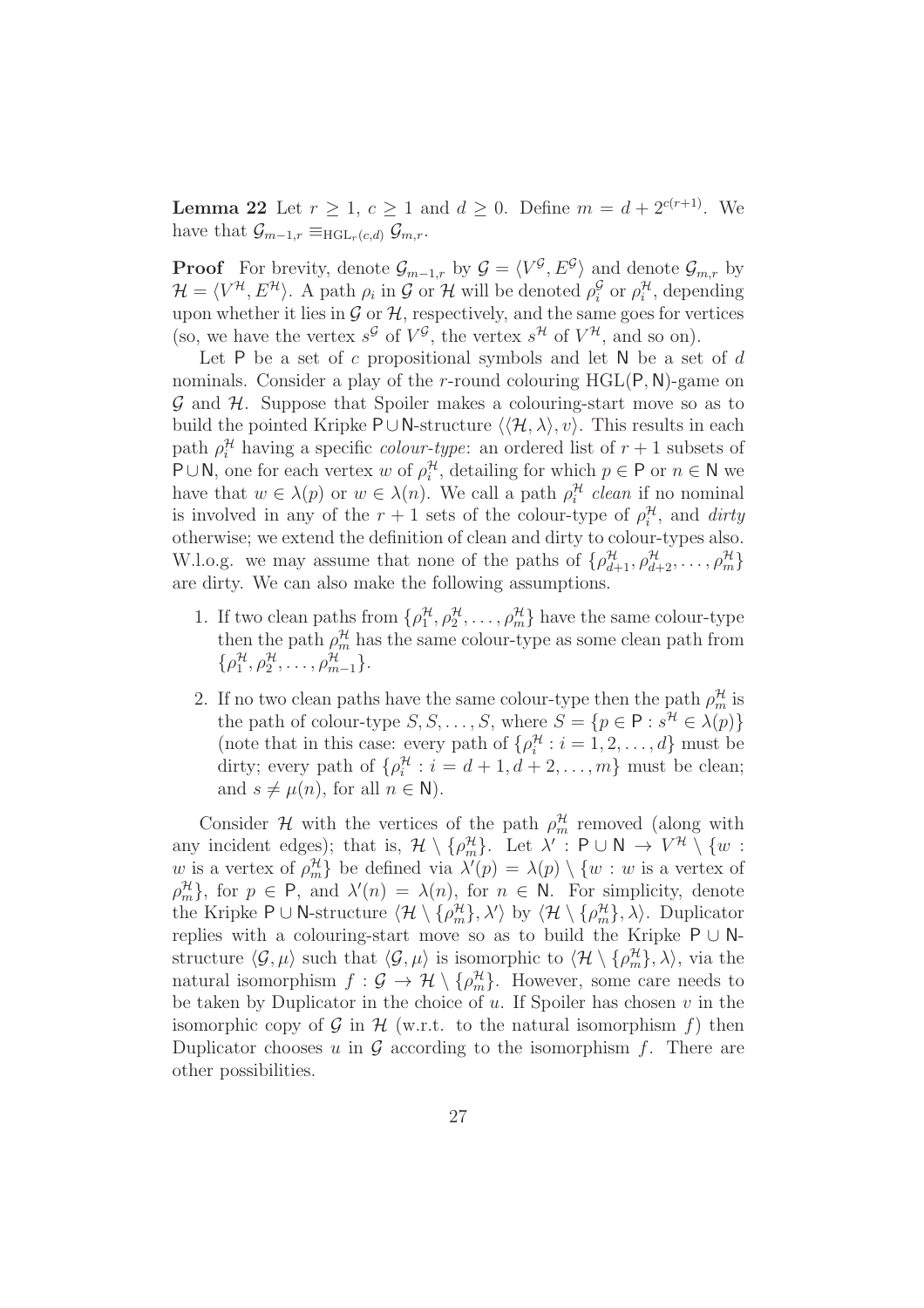**Lemma 22** Let $r \geq 1$, $c \geq 1$ and $d \geq 0$. Define $m = d + 2^{c(r+1)}$. We have that $\mathcal{G}_{m-1,r} \equiv_{\mathrm{HGL}_r(c,d)} \mathcal{G}_{m,r}$.

**Proof** For brevity, denote $\mathcal{G}_{m-1,r}$ by $\mathcal{G} = \langle V^{\mathcal{G}}, E^{\mathcal{G}} \rangle$ and denote $\mathcal{G}_{m,r}$ by $\mathcal{H} = \langle V^{\mathcal{H}}, E^{\mathcal{H}} \rangle$. A path $\rho_i$ in $\mathcal{G}$ or $\mathcal{H}$ will be denoted $\rho_i^{\mathcal{G}}$ or $\rho_i^{\mathcal{H}}$, depending upon whether it lies in $\mathcal{G}$ or $\mathcal{H}$, respectively, and the same goes for vertices (so, we have the vertex $s^{\mathcal{G}}$ of $V^{\mathcal{G}}$, the vertex $s^{\mathcal{H}}$ of $V^{\mathcal{H}}$, and so on).

Let $\mathsf{P}$ be a set of $c$ propositional symbols and let $\mathsf{N}$ be a set of $d$ nominals. Consider a play of the $r$-round colouring $\mathrm{HGL}(\mathsf{P}, \mathsf{N})$-game on $\mathcal{G}$ and $\mathcal{H}$. Suppose that Spoiler makes a colouring-start move so as to build the pointed Kripke $\mathsf{P} \cup \mathsf{N}$-structure $\langle\langle \mathcal{H}, \lambda \rangle, v\rangle$. This results in each path $\rho_i^{\mathcal{H}}$ having a specific *colour-type*: an ordered list of $r+1$ subsets of $\mathsf{P} \cup \mathsf{N}$, one for each vertex $w$ of $\rho_i^{\mathcal{H}}$, detailing for which $p \in \mathsf{P}$ or $n \in \mathsf{N}$ we have that $w \in \lambda(p)$ or $w \in \lambda(n)$. We call a path $\rho_i^{\mathcal{H}}$ *clean* if no nominal is involved in any of the $r+1$ sets of the colour-type of $\rho_i^{\mathcal{H}}$, and *dirty* otherwise; we extend the definition of clean and dirty to colour-types also. W.l.o.g. we may assume that none of the paths of $\{\rho_{d+1}^{\mathcal{H}}, \rho_{d+2}^{\mathcal{H}}, \ldots, \rho_m^{\mathcal{H}}\}$ are dirty. We can also make the following assumptions.

1. If two clean paths from $\{\rho_1^{\mathcal{H}}, \rho_2^{\mathcal{H}}, \ldots, \rho_m^{\mathcal{H}}\}$ have the same colour-type then the path $\rho_m^{\mathcal{H}}$ has the same colour-type as some clean path from $\{\rho_1^{\mathcal{H}}, \rho_2^{\mathcal{H}}, \ldots, \rho_{m-1}^{\mathcal{H}}\}$.
2. If no two clean paths have the same colour-type then the path $\rho_m^{\mathcal{H}}$ is the path of colour-type $S, S, \ldots, S$, where $S = \{p \in \mathsf{P} : s^{\mathcal{H}} \in \lambda(p)\}$ (note that in this case: every path of $\{\rho_i^{\mathcal{H}} : i = 1, 2, \ldots, d\}$ must be dirty; every path of $\{\rho_i^{\mathcal{H}} : i = d+1, d+2, \ldots, m\}$ must be clean; and $s \neq \mu(n)$, for all $n \in \mathsf{N}$).

Consider $\mathcal{H}$ with the vertices of the path $\rho_m^{\mathcal{H}}$ removed (along with any incident edges); that is, $\mathcal{H} \setminus \{\rho_m^{\mathcal{H}}\}$. Let $\lambda' : \mathsf{P} \cup \mathsf{N} \to V^{\mathcal{H}} \setminus \{w : w$ is a vertex of $\rho_m^{\mathcal{H}}\}$ be defined via $\lambda'(p) = \lambda(p) \setminus \{w : w$ is a vertex of $\rho_m^{\mathcal{H}}\}$, for $p \in \mathsf{P}$, and $\lambda'(n) = \lambda(n)$, for $n \in \mathsf{N}$. For simplicity, denote the Kripke $\mathsf{P} \cup \mathsf{N}$-structure $\langle \mathcal{H} \setminus \{\rho_m^{\mathcal{H}}\}, \lambda' \rangle$ by $\langle \mathcal{H} \setminus \{\rho_m^{\mathcal{H}}\}, \lambda \rangle$. Duplicator replies with a colouring-start move so as to build the Kripke $\mathsf{P} \cup \mathsf{N}$-structure $\langle \mathcal{G}, \mu \rangle$ such that $\langle \mathcal{G}, \mu \rangle$ is isomorphic to $\langle \mathcal{H} \setminus \{\rho_m^{\mathcal{H}}\}, \lambda \rangle$, via the natural isomorphism $f : \mathcal{G} \to \mathcal{H} \setminus \{\rho_m^{\mathcal{H}}\}$. However, some care needs to be taken by Duplicator in the choice of $u$. If Spoiler has chosen $v$ in the isomorphic copy of $\mathcal{G}$ in $\mathcal{H}$ (w.r.t. to the natural isomorphism $f$) then Duplicator chooses $u$ in $\mathcal{G}$ according to the isomorphism $f$. There are other possibilities.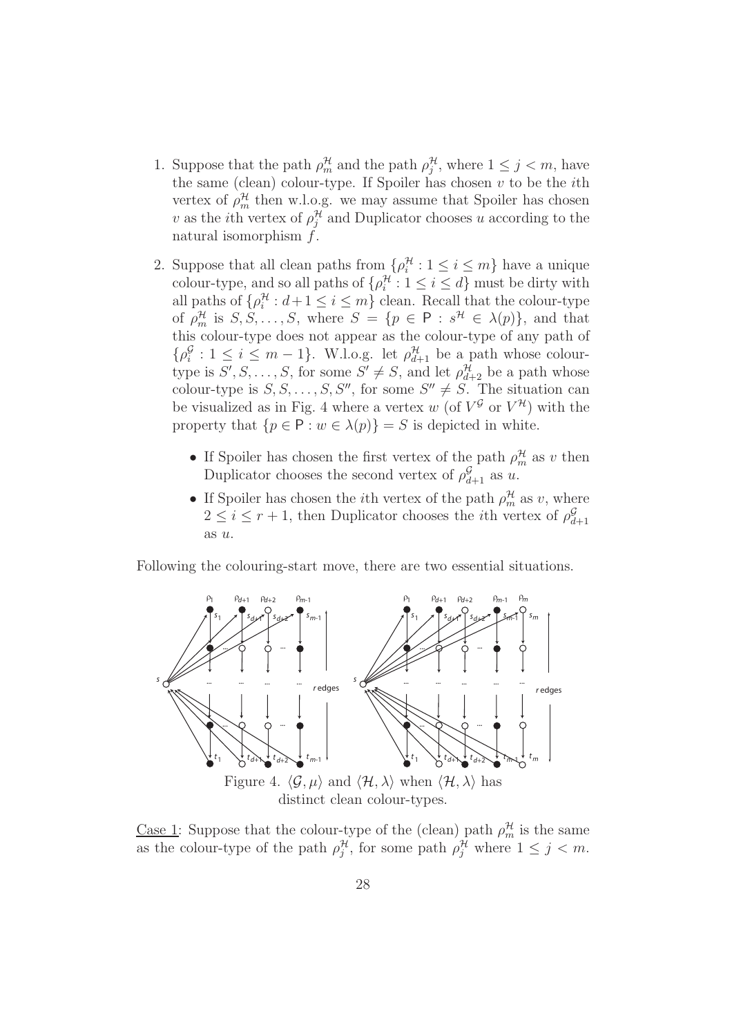1. Suppose that the path $\rho_m^{\mathcal{H}}$ and the path $\rho_j^{\mathcal{H}}$, where $1 \leq j < m$, have the same (clean) colour-type. If Spoiler has chosen $v$ to be the $i$th vertex of $\rho_m^{\mathcal{H}}$ then w.l.o.g. we may assume that Spoiler has chosen $v$ as the $i$th vertex of $\rho_j^{\mathcal{H}}$ and Duplicator chooses $u$ according to the natural isomorphism $f$.

2. Suppose that all clean paths from $\{\rho_i^{\mathcal{H}} : 1 \leq i \leq m\}$ have a unique colour-type, and so all paths of $\{\rho_i^{\mathcal{H}} : 1 \leq i \leq d\}$ must be dirty with all paths of $\{\rho_i^{\mathcal{H}} : d+1 \leq i \leq m\}$ clean. Recall that the colour-type of $\rho_m^{\mathcal{H}}$ is $S, S, \ldots, S$, where $S = \{p \in \mathsf{P} : s^{\mathcal{H}} \in \lambda(p)\}$, and that this colour-type does not appear as the colour-type of any path of $\{\rho_i^{\mathcal{G}} : 1 \leq i \leq m-1\}$. W.l.o.g. let $\rho_{d+1}^{\mathcal{H}}$ be a path whose colour-type is $S', S, \ldots, S$, for some $S' \neq S$, and let $\rho_{d+2}^{\mathcal{H}}$ be a path whose colour-type is $S, S, \ldots, S, S''$, for some $S'' \neq S$. The situation can be visualized as in Fig. 4 where a vertex $w$ (of $V^{\mathcal{G}}$ or $V^{\mathcal{H}}$) with the property that $\{p \in \mathsf{P} : w \in \lambda(p)\} = S$ is depicted in white.

   - If Spoiler has chosen the first vertex of the path $\rho_m^{\mathcal{H}}$ as $v$ then Duplicator chooses the second vertex of $\rho_{d+1}^{\mathcal{G}}$ as $u$.
   - If Spoiler has chosen the $i$th vertex of the path $\rho_m^{\mathcal{H}}$ as $v$, where $2 \leq i \leq r+1$, then Duplicator chooses the $i$th vertex of $\rho_{d+1}^{\mathcal{G}}$ as $u$.

Following the colouring-start move, there are two essential situations.

Figure 4. $\langle \mathcal{G}, \mu \rangle$ and $\langle \mathcal{H}, \lambda \rangle$ when $\langle \mathcal{H}, \lambda \rangle$ has distinct clean colour-types.

Case 1: Suppose that the colour-type of the (clean) path $\rho_m^{\mathcal{H}}$ is the same as the colour-type of the path $\rho_j^{\mathcal{H}}$, for some path $\rho_j^{\mathcal{H}}$ where $1 \leq j < m$.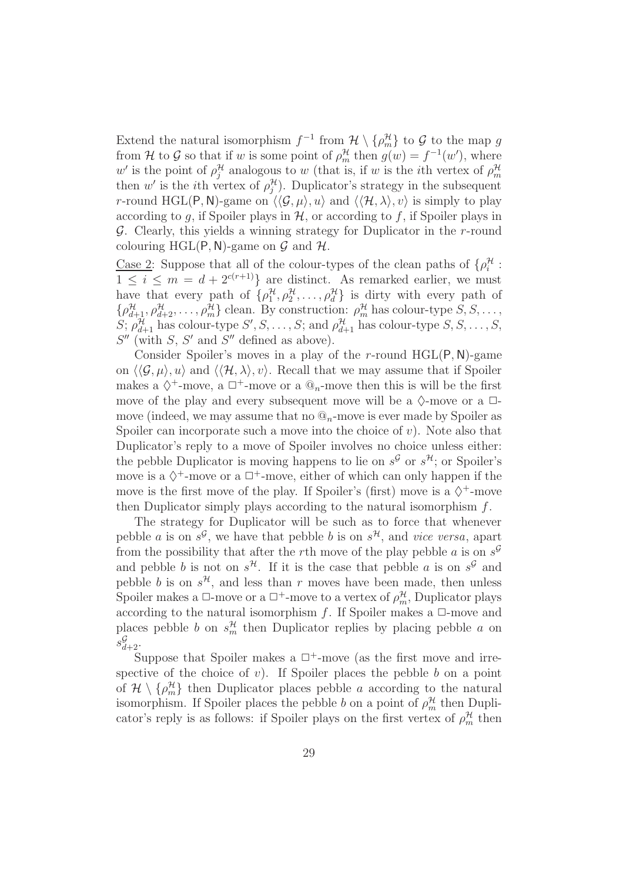Extend the natural isomorphism $f^{-1}$ from $\mathcal{H} \setminus \{\rho_m^{\mathcal{H}}\}$ to $\mathcal{G}$ to the map $g$ from $\mathcal{H}$ to $\mathcal{G}$ so that if $w$ is some point of $\rho_m^{\mathcal{H}}$ then $g(w) = f^{-1}(w')$, where $w'$ is the point of $\rho_j^{\mathcal{H}}$ analogous to $w$ (that is, if $w$ is the $i$th vertex of $\rho_m^{\mathcal{H}}$ then $w'$ is the $i$th vertex of $\rho_j^{\mathcal{H}}$). Duplicator's strategy in the subsequent $r$-round HGL(P, N)-game on $\langle\langle \mathcal{G}, \mu\rangle, u\rangle$ and $\langle\langle \mathcal{H}, \lambda\rangle, v\rangle$ is simply to play according to $g$, if Spoiler plays in $\mathcal{H}$, or according to $f$, if Spoiler plays in $\mathcal{G}$. Clearly, this yields a winning strategy for Duplicator in the $r$-round colouring HGL(P, N)-game on $\mathcal{G}$ and $\mathcal{H}$.

Case 2: Suppose that all of the colour-types of the clean paths of $\{\rho_i^{\mathcal{H}} : 1 \leq i \leq m = d + 2^{c(r+1)}\}$ are distinct. As remarked earlier, we must have that every path of $\{\rho_1^{\mathcal{H}}, \rho_2^{\mathcal{H}}, \ldots, \rho_d^{\mathcal{H}}\}$ is dirty with every path of $\{\rho_{d+1}^{\mathcal{H}}, \rho_{d+2}^{\mathcal{H}}, \ldots, \rho_m^{\mathcal{H}}\}$ clean. By construction: $\rho_m^{\mathcal{H}}$ has colour-type $S, S, \ldots, S$; $\rho_{d+1}^{\mathcal{H}}$ has colour-type $S', S, \ldots, S$; and $\rho_{d+1}^{\mathcal{H}}$ has colour-type $S, S, \ldots, S, S''$ (with $S$, $S'$ and $S''$ defined as above).

Consider Spoiler's moves in a play of the $r$-round HGL(P, N)-game on $\langle\langle \mathcal{G}, \mu\rangle, u\rangle$ and $\langle\langle \mathcal{H}, \lambda\rangle, v\rangle$. Recall that we may assume that if Spoiler makes a $\Diamond^+$-move, a $\Box^+$-move or a $@_n$-move then this is will be the first move of the play and every subsequent move will be a $\Diamond$-move or a $\Box$-move (indeed, we may assume that no $@_n$-move is ever made by Spoiler as Spoiler can incorporate such a move into the choice of $v$). Note also that Duplicator's reply to a move of Spoiler involves no choice unless either: the pebble Duplicator is moving happens to lie on $s^{\mathcal{G}}$ or $s^{\mathcal{H}}$; or Spoiler's move is a $\Diamond^+$-move or a $\Box^+$-move, either of which can only happen if the move is the first move of the play. If Spoiler's (first) move is a $\Diamond^+$-move then Duplicator simply plays according to the natural isomorphism $f$.

The strategy for Duplicator will be such as to force that whenever pebble $a$ is on $s^{\mathcal{G}}$, we have that pebble $b$ is on $s^{\mathcal{H}}$, and *vice versa*, apart from the possibility that after the $r$th move of the play pebble $a$ is on $s^{\mathcal{G}}$ and pebble $b$ is not on $s^{\mathcal{H}}$. If it is the case that pebble $a$ is on $s^{\mathcal{G}}$ and pebble $b$ is on $s^{\mathcal{H}}$, and less than $r$ moves have been made, then unless Spoiler makes a $\Box$-move or a $\Box^+$-move to a vertex of $\rho_m^{\mathcal{H}}$, Duplicator plays according to the natural isomorphism $f$. If Spoiler makes a $\Box$-move and places pebble $b$ on $s_m^{\mathcal{H}}$ then Duplicator replies by placing pebble $a$ on $s_{d+2}^{\mathcal{G}}$.

Suppose that Spoiler makes a $\Box^+$-move (as the first move and irrespective of the choice of $v$). If Spoiler places the pebble $b$ on a point of $\mathcal{H} \setminus \{\rho_m^{\mathcal{H}}\}$ then Duplicator places pebble $a$ according to the natural isomorphism. If Spoiler places the pebble $b$ on a point of $\rho_m^{\mathcal{H}}$ then Duplicator's reply is as follows: if Spoiler plays on the first vertex of $\rho_m^{\mathcal{H}}$ then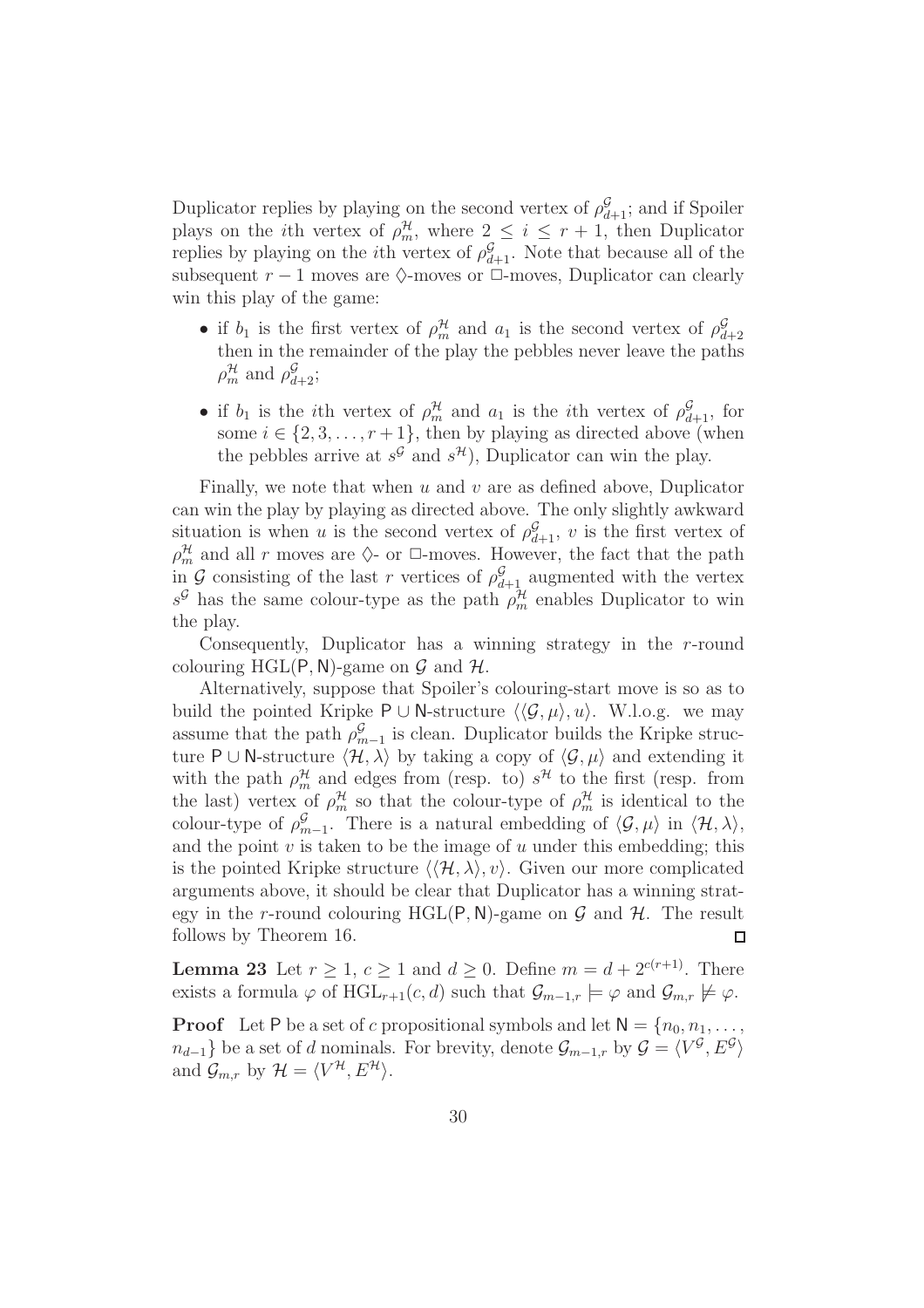Duplicator replies by playing on the second vertex of $\rho^{\mathcal{G}}_{d+1}$; and if Spoiler plays on the $i$th vertex of $\rho^{\mathcal{H}}_m$, where $2 \leq i \leq r+1$, then Duplicator replies by playing on the $i$th vertex of $\rho^{\mathcal{G}}_{d+1}$. Note that because all of the subsequent $r-1$ moves are $\Diamond$-moves or $\Box$-moves, Duplicator can clearly win this play of the game:

- if $b_1$ is the first vertex of $\rho^{\mathcal{H}}_m$ and $a_1$ is the second vertex of $\rho^{\mathcal{G}}_{d+2}$ then in the remainder of the play the pebbles never leave the paths $\rho^{\mathcal{H}}_m$ and $\rho^{\mathcal{G}}_{d+2}$;
- if $b_1$ is the $i$th vertex of $\rho^{\mathcal{H}}_m$ and $a_1$ is the $i$th vertex of $\rho^{\mathcal{G}}_{d+1}$, for some $i \in \{2, 3, \ldots, r+1\}$, then by playing as directed above (when the pebbles arrive at $s^{\mathcal{G}}$ and $s^{\mathcal{H}}$), Duplicator can win the play.

Finally, we note that when $u$ and $v$ are as defined above, Duplicator can win the play by playing as directed above. The only slightly awkward situation is when $u$ is the second vertex of $\rho^{\mathcal{G}}_{d+1}$, $v$ is the first vertex of $\rho^{\mathcal{H}}_m$ and all $r$ moves are $\Diamond$- or $\Box$-moves. However, the fact that the path in $\mathcal{G}$ consisting of the last $r$ vertices of $\rho^{\mathcal{G}}_{d+1}$ augmented with the vertex $s^{\mathcal{G}}$ has the same colour-type as the path $\rho^{\mathcal{H}}_m$ enables Duplicator to win the play.

Consequently, Duplicator has a winning strategy in the $r$-round colouring $\mathrm{HGL}(\mathsf{P},\mathsf{N})$-game on $\mathcal{G}$ and $\mathcal{H}$.

Alternatively, suppose that Spoiler's colouring-start move is so as to build the pointed Kripke $\mathsf{P} \cup \mathsf{N}$-structure $\langle\langle \mathcal{G}, \mu\rangle, u\rangle$. W.l.o.g. we may assume that the path $\rho^{\mathcal{G}}_{m-1}$ is clean. Duplicator builds the Kripke structure $\mathsf{P} \cup \mathsf{N}$-structure $\langle \mathcal{H}, \lambda\rangle$ by taking a copy of $\langle \mathcal{G}, \mu\rangle$ and extending it with the path $\rho^{\mathcal{H}}_m$ and edges from (resp. to) $s^{\mathcal{H}}$ to the first (resp. from the last) vertex of $\rho^{\mathcal{H}}_m$ so that the colour-type of $\rho^{\mathcal{H}}_m$ is identical to the colour-type of $\rho^{\mathcal{G}}_{m-1}$. There is a natural embedding of $\langle \mathcal{G}, \mu\rangle$ in $\langle \mathcal{H}, \lambda\rangle$, and the point $v$ is taken to be the image of $u$ under this embedding; this is the pointed Kripke structure $\langle\langle \mathcal{H}, \lambda\rangle, v\rangle$. Given our more complicated arguments above, it should be clear that Duplicator has a winning strategy in the $r$-round colouring $\mathrm{HGL}(\mathsf{P},\mathsf{N})$-game on $\mathcal{G}$ and $\mathcal{H}$. The result follows by Theorem 16. ◻

**Lemma 23** Let $r \geq 1$, $c \geq 1$ and $d \geq 0$. Define $m = d + 2^{c(r+1)}$. There exists a formula $\varphi$ of $\mathrm{HGL}_{r+1}(c,d)$ such that $\mathcal{G}_{m-1,r} \models \varphi$ and $\mathcal{G}_{m,r} \not\models \varphi$.

**Proof** Let $\mathsf{P}$ be a set of $c$ propositional symbols and let $\mathsf{N} = \{n_0, n_1, \ldots, n_{d-1}\}$ be a set of $d$ nominals. For brevity, denote $\mathcal{G}_{m-1,r}$ by $\mathcal{G} = \langle V^{\mathcal{G}}, E^{\mathcal{G}}\rangle$ and $\mathcal{G}_{m,r}$ by $\mathcal{H} = \langle V^{\mathcal{H}}, E^{\mathcal{H}}\rangle$.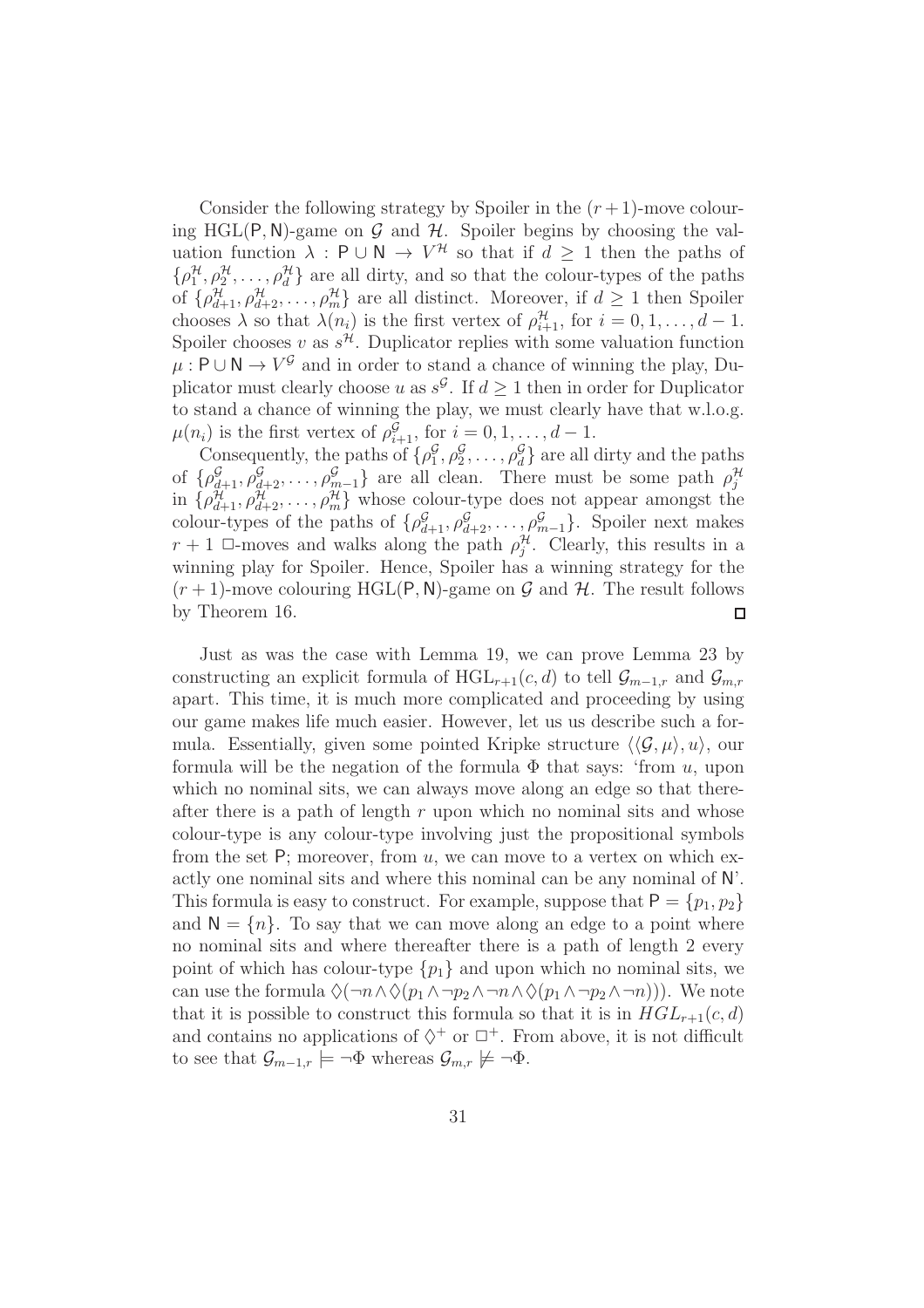Consider the following strategy by Spoiler in the $(r+1)$-move colouring HGL$(\mathsf{P},\mathsf{N})$-game on $\mathcal{G}$ and $\mathcal{H}$. Spoiler begins by choosing the valuation function $\lambda : \mathsf{P} \cup \mathsf{N} \to V^{\mathcal{H}}$ so that if $d \geq 1$ then the paths of $\{\rho_1^{\mathcal{H}}, \rho_2^{\mathcal{H}}, \ldots, \rho_d^{\mathcal{H}}\}$ are all dirty, and so that the colour-types of the paths of $\{\rho_{d+1}^{\mathcal{H}}, \rho_{d+2}^{\mathcal{H}}, \ldots, \rho_m^{\mathcal{H}}\}$ are all distinct. Moreover, if $d \geq 1$ then Spoiler chooses $\lambda$ so that $\lambda(n_i)$ is the first vertex of $\rho_{i+1}^{\mathcal{H}}$, for $i = 0, 1, \ldots, d-1$. Spoiler chooses $v$ as $s^{\mathcal{H}}$. Duplicator replies with some valuation function $\mu : \mathsf{P} \cup \mathsf{N} \to V^{\mathcal{G}}$ and in order to stand a chance of winning the play, Duplicator must clearly choose $u$ as $s^{\mathcal{G}}$. If $d \geq 1$ then in order for Duplicator to stand a chance of winning the play, we must clearly have that w.l.o.g. $\mu(n_i)$ is the first vertex of $\rho_{i+1}^{\mathcal{G}}$, for $i = 0, 1, \ldots, d-1$.

Consequently, the paths of $\{\rho_1^{\mathcal{G}}, \rho_2^{\mathcal{G}}, \ldots, \rho_d^{\mathcal{G}}\}$ are all dirty and the paths of $\{\rho_{d+1}^{\mathcal{G}}, \rho_{d+2}^{\mathcal{G}}, \ldots, \rho_{m-1}^{\mathcal{G}}\}$ are all clean. There must be some path $\rho_j^{\mathcal{H}}$ in $\{\rho_{d+1}^{\mathcal{H}}, \rho_{d+2}^{\mathcal{H}}, \ldots, \rho_m^{\mathcal{H}}\}$ whose colour-type does not appear amongst the colour-types of the paths of $\{\rho_{d+1}^{\mathcal{G}}, \rho_{d+2}^{\mathcal{G}}, \ldots, \rho_{m-1}^{\mathcal{G}}\}$. Spoiler next makes $r+1$ $\Box$-moves and walks along the path $\rho_j^{\mathcal{H}}$. Clearly, this results in a winning play for Spoiler. Hence, Spoiler has a winning strategy for the $(r+1)$-move colouring HGL$(\mathsf{P},\mathsf{N})$-game on $\mathcal{G}$ and $\mathcal{H}$. The result follows by Theorem 16. $\square$

Just as was the case with Lemma 19, we can prove Lemma 23 by constructing an explicit formula of HGL$_{r+1}(c,d)$ to tell $\mathcal{G}_{m-1,r}$ and $\mathcal{G}_{m,r}$ apart. This time, it is much more complicated and proceeding by using our game makes life much easier. However, let us us describe such a formula. Essentially, given some pointed Kripke structure $\langle\langle \mathcal{G}, \mu\rangle, u\rangle$, our formula will be the negation of the formula $\Phi$ that says: 'from $u$, upon which no nominal sits, we can always move along an edge so that thereafter there is a path of length $r$ upon which no nominal sits and whose colour-type is any colour-type involving just the propositional symbols from the set $\mathsf{P}$; moreover, from $u$, we can move to a vertex on which exactly one nominal sits and where this nominal can be any nominal of $\mathsf{N}$'. This formula is easy to construct. For example, suppose that $\mathsf{P} = \{p_1, p_2\}$ and $\mathsf{N} = \{n\}$. To say that we can move along an edge to a point where no nominal sits and where thereafter there is a path of length 2 every point of which has colour-type $\{p_1\}$ and upon which no nominal sits, we can use the formula $\Diamond(\neg n \wedge \Diamond(p_1 \wedge \neg p_2 \wedge \neg n \wedge \Diamond(p_1 \wedge \neg p_2 \wedge \neg n)))$. We note that it is possible to construct this formula so that it is in $HGL_{r+1}(c,d)$ and contains no applications of $\Diamond^+$ or $\Box^+$. From above, it is not difficult to see that $\mathcal{G}_{m-1,r} \models \neg\Phi$ whereas $\mathcal{G}_{m,r} \not\models \neg\Phi$.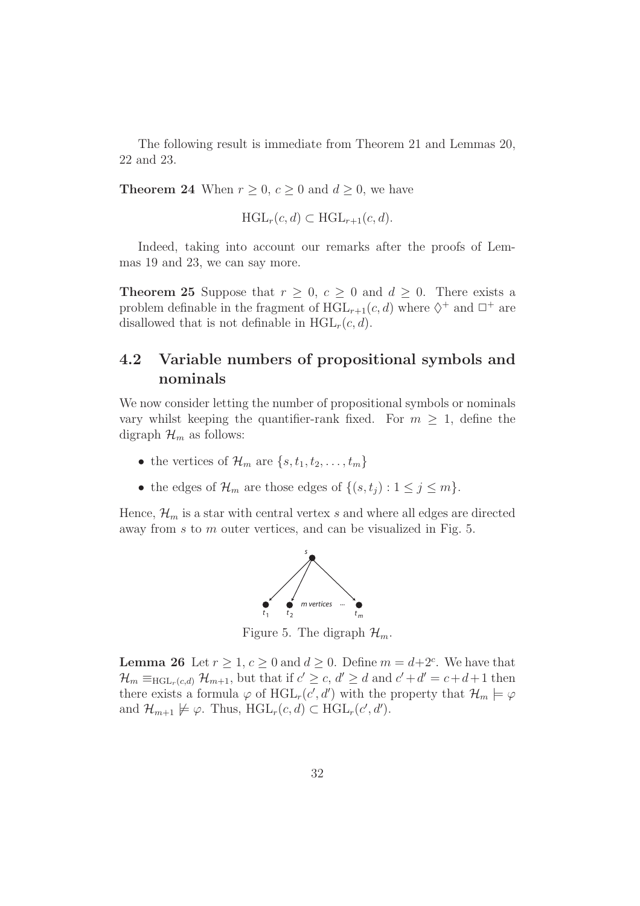The following result is immediate from Theorem 21 and Lemmas 20, 22 and 23.

**Theorem 24** When $r \geq 0$, $c \geq 0$ and $d \geq 0$, we have

$$\mathrm{HGL}_r(c, d) \subset \mathrm{HGL}_{r+1}(c, d).$$

Indeed, taking into account our remarks after the proofs of Lemmas 19 and 23, we can say more.

**Theorem 25** Suppose that $r \geq 0$, $c \geq 0$ and $d \geq 0$. There exists a problem definable in the fragment of $\mathrm{HGL}_{r+1}(c, d)$ where $\Diamond^+$ and $\Box^+$ are disallowed that is not definable in $\mathrm{HGL}_r(c, d)$.

## 4.2 Variable numbers of propositional symbols and nominals

We now consider letting the number of propositional symbols or nominals vary whilst keeping the quantifier-rank fixed. For $m \geq 1$, define the digraph $\mathcal{H}_m$ as follows:

- the vertices of $\mathcal{H}_m$ are $\{s, t_1, t_2, \ldots, t_m\}$
- the edges of $\mathcal{H}_m$ are those edges of $\{(s, t_j) : 1 \leq j \leq m\}$.

Hence, $\mathcal{H}_m$ is a star with central vertex $s$ and where all edges are directed away from $s$ to $m$ outer vertices, and can be visualized in Fig. 5.

Figure 5. The digraph $\mathcal{H}_m$.

**Lemma 26** Let $r \geq 1$, $c \geq 0$ and $d \geq 0$. Define $m = d + 2^c$. We have that $\mathcal{H}_m \equiv_{\mathrm{HGL}_r(c,d)} \mathcal{H}_{m+1}$, but that if $c' \geq c$, $d' \geq d$ and $c' + d' = c + d + 1$ then there exists a formula $\varphi$ of $\mathrm{HGL}_r(c', d')$ with the property that $\mathcal{H}_m \models \varphi$ and $\mathcal{H}_{m+1} \not\models \varphi$. Thus, $\mathrm{HGL}_r(c, d) \subset \mathrm{HGL}_r(c', d')$.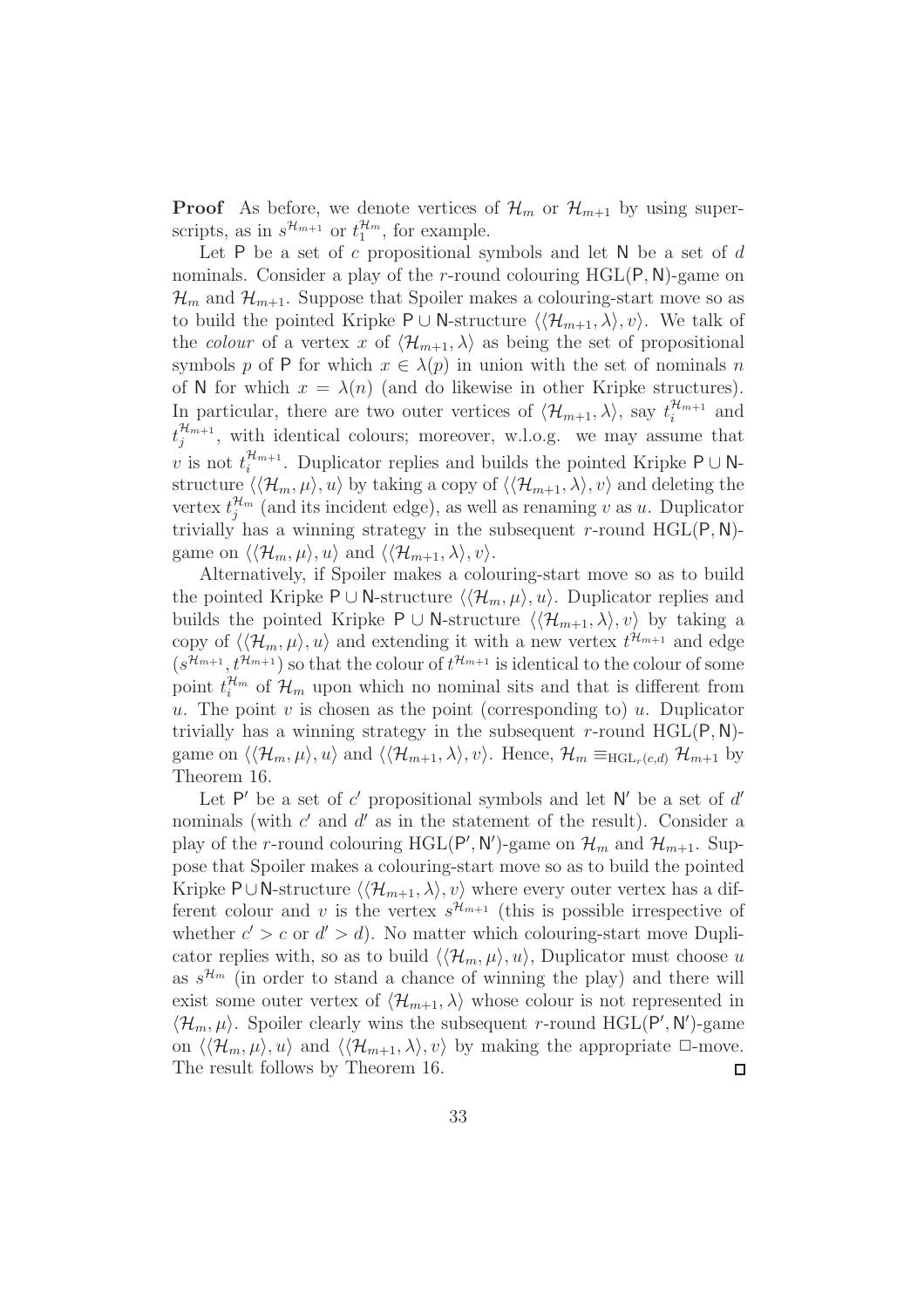**Proof** As before, we denote vertices of $\mathcal{H}_m$ or $\mathcal{H}_{m+1}$ by using superscripts, as in $s^{\mathcal{H}_{m+1}}$ or $t_1^{\mathcal{H}_m}$, for example.

Let $\mathsf{P}$ be a set of $c$ propositional symbols and let $\mathsf{N}$ be a set of $d$ nominals. Consider a play of the $r$-round colouring $\mathrm{HGL}(\mathsf{P}, \mathsf{N})$-game on $\mathcal{H}_m$ and $\mathcal{H}_{m+1}$. Suppose that Spoiler makes a colouring-start move so as to build the pointed Kripke $\mathsf{P} \cup \mathsf{N}$-structure $\langle\langle \mathcal{H}_{m+1}, \lambda\rangle, v\rangle$. We talk of the *colour* of a vertex $x$ of $\langle \mathcal{H}_{m+1}, \lambda\rangle$ as being the set of propositional symbols $p$ of $\mathsf{P}$ for which $x \in \lambda(p)$ in union with the set of nominals $n$ of $\mathsf{N}$ for which $x = \lambda(n)$ (and do likewise in other Kripke structures). In particular, there are two outer vertices of $\langle \mathcal{H}_{m+1}, \lambda\rangle$, say $t_i^{\mathcal{H}_{m+1}}$ and $t_j^{\mathcal{H}_{m+1}}$, with identical colours; moreover, w.l.o.g. we may assume that $v$ is not $t_i^{\mathcal{H}_{m+1}}$. Duplicator replies and builds the pointed Kripke $\mathsf{P} \cup \mathsf{N}$-structure $\langle\langle \mathcal{H}_m, \mu\rangle, u\rangle$ by taking a copy of $\langle\langle \mathcal{H}_{m+1}, \lambda\rangle, v\rangle$ and deleting the vertex $t_j^{\mathcal{H}_m}$ (and its incident edge), as well as renaming $v$ as $u$. Duplicator trivially has a winning strategy in the subsequent $r$-round $\mathrm{HGL}(\mathsf{P}, \mathsf{N})$-game on $\langle\langle \mathcal{H}_m, \mu\rangle, u\rangle$ and $\langle\langle \mathcal{H}_{m+1}, \lambda\rangle, v\rangle$.

Alternatively, if Spoiler makes a colouring-start move so as to build the pointed Kripke $\mathsf{P} \cup \mathsf{N}$-structure $\langle\langle \mathcal{H}_m, \mu\rangle, u\rangle$. Duplicator replies and builds the pointed Kripke $\mathsf{P} \cup \mathsf{N}$-structure $\langle\langle \mathcal{H}_{m+1}, \lambda\rangle, v\rangle$ by taking a copy of $\langle\langle \mathcal{H}_m, \mu\rangle, u\rangle$ and extending it with a new vertex $t^{\mathcal{H}_{m+1}}$ and edge $(s^{\mathcal{H}_{m+1}}, t^{\mathcal{H}_{m+1}})$ so that the colour of $t^{\mathcal{H}_{m+1}}$ is identical to the colour of some point $t_i^{\mathcal{H}_m}$ of $\mathcal{H}_m$ upon which no nominal sits and that is different from $u$. The point $v$ is chosen as the point (corresponding to) $u$. Duplicator trivially has a winning strategy in the subsequent $r$-round $\mathrm{HGL}(\mathsf{P}, \mathsf{N})$-game on $\langle\langle \mathcal{H}_m, \mu\rangle, u\rangle$ and $\langle\langle \mathcal{H}_{m+1}, \lambda\rangle, v\rangle$. Hence, $\mathcal{H}_m \equiv_{\mathrm{HGL}_r(c,d)} \mathcal{H}_{m+1}$ by Theorem 16.

Let $\mathsf{P}'$ be a set of $c'$ propositional symbols and let $\mathsf{N}'$ be a set of $d'$ nominals (with $c'$ and $d'$ as in the statement of the result). Consider a play of the $r$-round colouring $\mathrm{HGL}(\mathsf{P}', \mathsf{N}')$-game on $\mathcal{H}_m$ and $\mathcal{H}_{m+1}$. Suppose that Spoiler makes a colouring-start move so as to build the pointed Kripke $\mathsf{P} \cup \mathsf{N}$-structure $\langle\langle \mathcal{H}_{m+1}, \lambda\rangle, v\rangle$ where every outer vertex has a different colour and $v$ is the vertex $s^{\mathcal{H}_{m+1}}$ (this is possible irrespective of whether $c' > c$ or $d' > d$). No matter which colouring-start move Duplicator replies with, so as to build $\langle\langle \mathcal{H}_m, \mu\rangle, u\rangle$, Duplicator must choose $u$ as $s^{\mathcal{H}_m}$ (in order to stand a chance of winning the play) and there will exist some outer vertex of $\langle \mathcal{H}_{m+1}, \lambda\rangle$ whose colour is not represented in $\langle \mathcal{H}_m, \mu\rangle$. Spoiler clearly wins the subsequent $r$-round $\mathrm{HGL}(\mathsf{P}', \mathsf{N}')$-game on $\langle\langle \mathcal{H}_m, \mu\rangle, u\rangle$ and $\langle\langle \mathcal{H}_{m+1}, \lambda\rangle, v\rangle$ by making the appropriate $\Box$-move. The result follows by Theorem 16. $\square$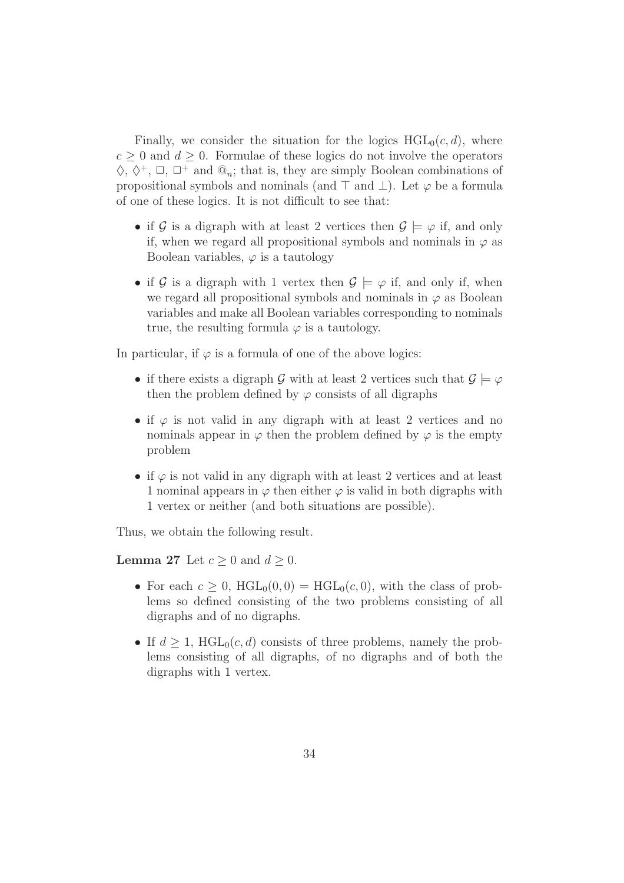Finally, we consider the situation for the logics $\mathrm{HGL}_0(c, d)$, where $c \geq 0$ and $d \geq 0$. Formulae of these logics do not involve the operators $\Diamond$, $\Diamond^+$, $\Box$, $\Box^+$ and $@_n$; that is, they are simply Boolean combinations of propositional symbols and nominals (and $\top$ and $\bot$). Let $\varphi$ be a formula of one of these logics. It is not difficult to see that:

- if $\mathcal{G}$ is a digraph with at least 2 vertices then $\mathcal{G} \models \varphi$ if, and only if, when we regard all propositional symbols and nominals in $\varphi$ as Boolean variables, $\varphi$ is a tautology
- if $\mathcal{G}$ is a digraph with 1 vertex then $\mathcal{G} \models \varphi$ if, and only if, when we regard all propositional symbols and nominals in $\varphi$ as Boolean variables and make all Boolean variables corresponding to nominals true, the resulting formula $\varphi$ is a tautology.

In particular, if $\varphi$ is a formula of one of the above logics:

- if there exists a digraph $\mathcal{G}$ with at least 2 vertices such that $\mathcal{G} \models \varphi$ then the problem defined by $\varphi$ consists of all digraphs
- if $\varphi$ is not valid in any digraph with at least 2 vertices and no nominals appear in $\varphi$ then the problem defined by $\varphi$ is the empty problem
- if $\varphi$ is not valid in any digraph with at least 2 vertices and at least 1 nominal appears in $\varphi$ then either $\varphi$ is valid in both digraphs with 1 vertex or neither (and both situations are possible).

Thus, we obtain the following result.

**Lemma 27** Let $c \geq 0$ and $d \geq 0$.

- For each $c \geq 0$, $\mathrm{HGL}_0(0, 0) = \mathrm{HGL}_0(c, 0)$, with the class of problems so defined consisting of the two problems consisting of all digraphs and of no digraphs.
- If $d \geq 1$, $\mathrm{HGL}_0(c, d)$ consists of three problems, namely the problems consisting of all digraphs, of no digraphs and of both the digraphs with 1 vertex.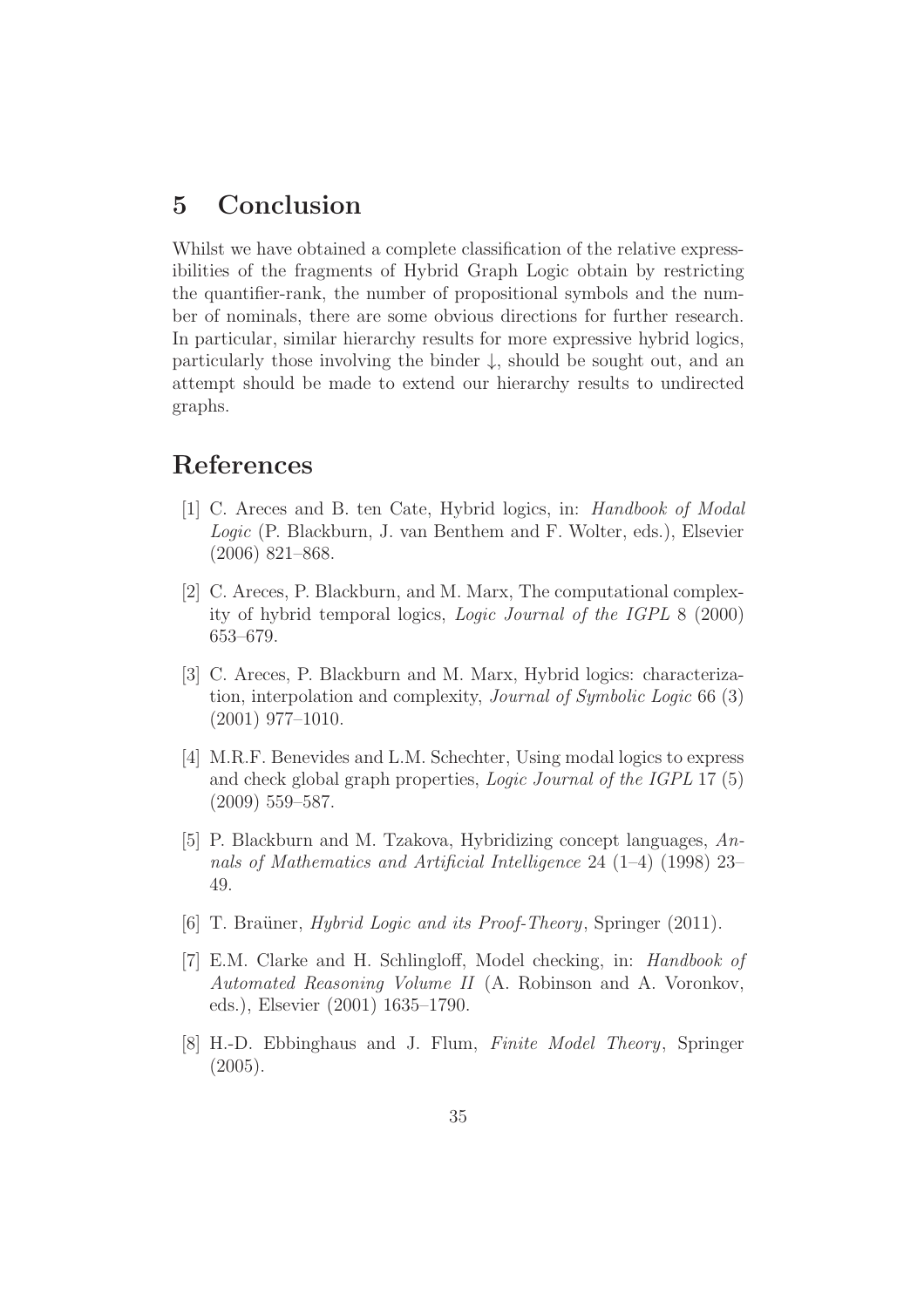## 5 Conclusion

Whilst we have obtained a complete classification of the relative expressibilities of the fragments of Hybrid Graph Logic obtain by restricting the quantifier-rank, the number of propositional symbols and the number of nominals, there are some obvious directions for further research. In particular, similar hierarchy results for more expressive hybrid logics, particularly those involving the binder $\downarrow$, should be sought out, and an attempt should be made to extend our hierarchy results to undirected graphs.

## References

[1] C. Areces and B. ten Cate, Hybrid logics, in: *Handbook of Modal Logic* (P. Blackburn, J. van Benthem and F. Wolter, eds.), Elsevier (2006) 821–868.

[2] C. Areces, P. Blackburn, and M. Marx, The computational complexity of hybrid temporal logics, *Logic Journal of the IGPL* 8 (2000) 653–679.

[3] C. Areces, P. Blackburn and M. Marx, Hybrid logics: characterization, interpolation and complexity, *Journal of Symbolic Logic* 66 (3) (2001) 977–1010.

[4] M.R.F. Benevides and L.M. Schechter, Using modal logics to express and check global graph properties, *Logic Journal of the IGPL* 17 (5) (2009) 559–587.

[5] P. Blackburn and M. Tzakova, Hybridizing concept languages, *Annals of Mathematics and Artificial Intelligence* 24 (1–4) (1998) 23–49.

[6] T. Braüner, *Hybrid Logic and its Proof-Theory*, Springer (2011).

[7] E.M. Clarke and H. Schlingloff, Model checking, in: *Handbook of Automated Reasoning Volume II* (A. Robinson and A. Voronkov, eds.), Elsevier (2001) 1635–1790.

[8] H.-D. Ebbinghaus and J. Flum, *Finite Model Theory*, Springer (2005).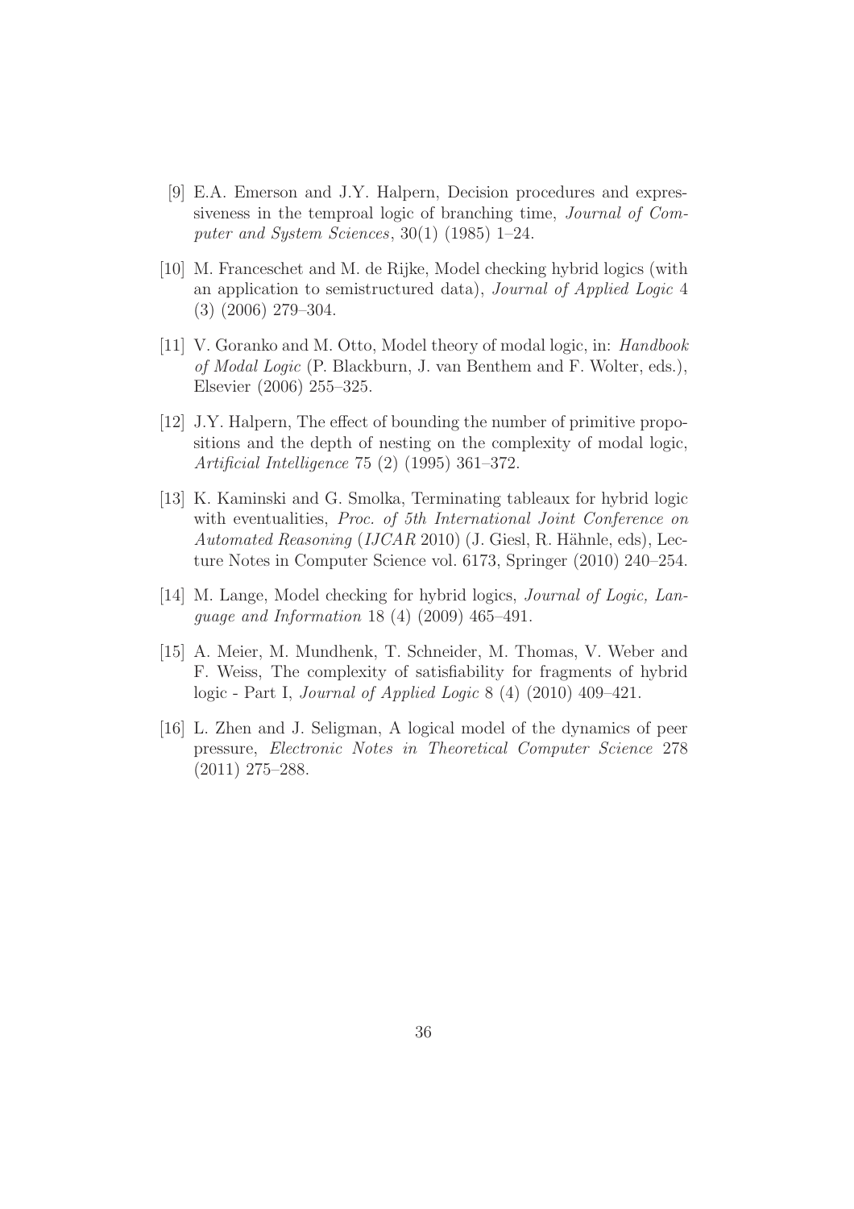[9] E.A. Emerson and J.Y. Halpern, Decision procedures and expressiveness in the temproal logic of branching time, *Journal of Computer and System Sciences*, 30(1) (1985) 1–24.

[10] M. Franceschet and M. de Rijke, Model checking hybrid logics (with an application to semistructured data), *Journal of Applied Logic* 4 (3) (2006) 279–304.

[11] V. Goranko and M. Otto, Model theory of modal logic, in: *Handbook of Modal Logic* (P. Blackburn, J. van Benthem and F. Wolter, eds.), Elsevier (2006) 255–325.

[12] J.Y. Halpern, The effect of bounding the number of primitive propositions and the depth of nesting on the complexity of modal logic, *Artificial Intelligence* 75 (2) (1995) 361–372.

[13] K. Kaminski and G. Smolka, Terminating tableaux for hybrid logic with eventualities, *Proc. of 5th International Joint Conference on Automated Reasoning* (*IJCAR* 2010) (J. Giesl, R. Hähnle, eds), Lecture Notes in Computer Science vol. 6173, Springer (2010) 240–254.

[14] M. Lange, Model checking for hybrid logics, *Journal of Logic, Language and Information* 18 (4) (2009) 465–491.

[15] A. Meier, M. Mundhenk, T. Schneider, M. Thomas, V. Weber and F. Weiss, The complexity of satisfiability for fragments of hybrid logic - Part I, *Journal of Applied Logic* 8 (4) (2010) 409–421.

[16] L. Zhen and J. Seligman, A logical model of the dynamics of peer pressure, *Electronic Notes in Theoretical Computer Science* 278 (2011) 275–288.